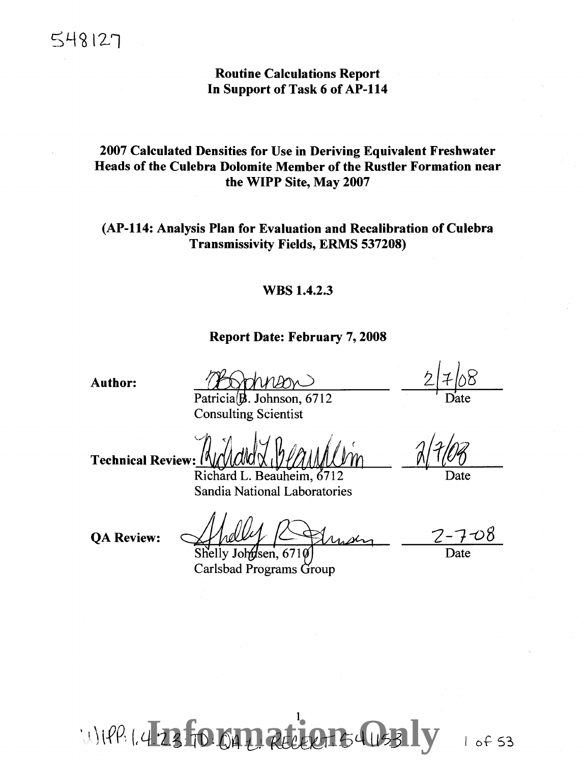548127

# Routine Calculations Report
# In Support of Task 6 of AP-114

## 2007 Calculated Densities for Use in Deriving Equivalent Freshwater Heads of the Culebra Dolomite Member of the Rustler Formation near the WIPP Site, May 2007

## (AP-114: Analysis Plan for Evaluation and Recalibration of Culebra Transmissivity Fields, ERMS 537208)

### WBS 1.4.2.3

### Report Date: February 7, 2008

**Author:** Patricia B. Johnson, 6712, Consulting Scientist — Date: 2/7/08

**Technical Review:** Richard L. Beauheim, 6712, Sandia National Laboratories — Date: 2/7/08

**QA Review:** Shelly Johnsen, 6710, Carlsbad Programs Group — Date: 2-7-08

WIPP:1.4.2.3:TD:QA-L:RECERT:541153

Information Only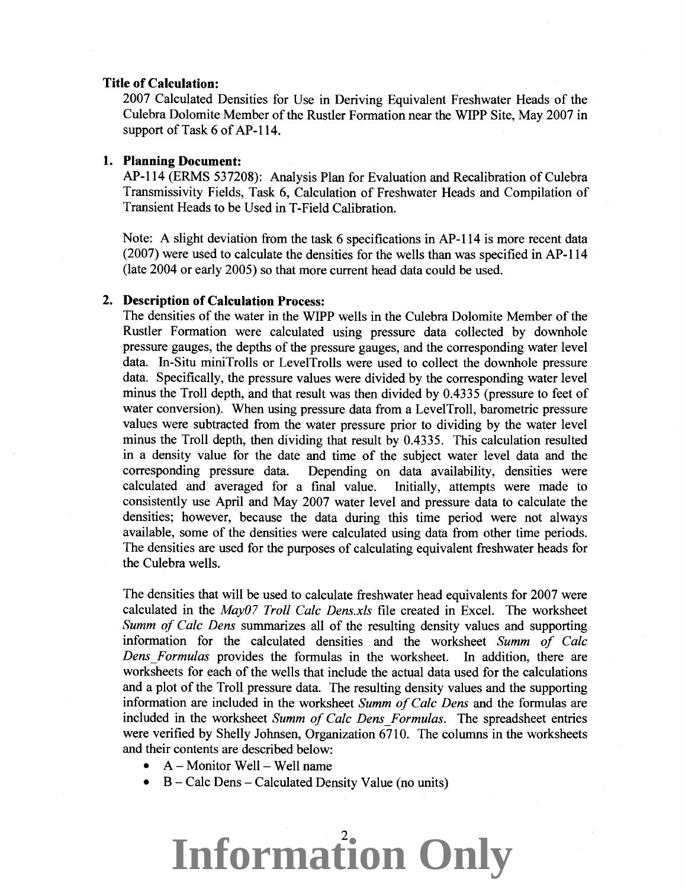**Title of Calculation:**

2007 Calculated Densities for Use in Deriving Equivalent Freshwater Heads of the Culebra Dolomite Member of the Rustler Formation near the WIPP Site, May 2007 in support of Task 6 of AP-114.

**1. Planning Document:**

AP-114 (ERMS 537208): Analysis Plan for Evaluation and Recalibration of Culebra Transmissivity Fields, Task 6, Calculation of Freshwater Heads and Compilation of Transient Heads to be Used in T-Field Calibration.

Note: A slight deviation from the task 6 specifications in AP-114 is more recent data (2007) were used to calculate the densities for the wells than was specified in AP-114 (late 2004 or early 2005) so that more current head data could be used.

**2. Description of Calculation Process:**

The densities of the water in the WIPP wells in the Culebra Dolomite Member of the Rustler Formation were calculated using pressure data collected by downhole pressure gauges, the depths of the pressure gauges, and the corresponding water level data. In-Situ miniTrolls or LevelTrolls were used to collect the downhole pressure data. Specifically, the pressure values were divided by the corresponding water level minus the Troll depth, and that result was then divided by 0.4335 (pressure to feet of water conversion). When using pressure data from a LevelTroll, barometric pressure values were subtracted from the water pressure prior to dividing by the water level minus the Troll depth, then dividing that result by 0.4335. This calculation resulted in a density value for the date and time of the subject water level data and the corresponding pressure data. Depending on data availability, densities were calculated and averaged for a final value. Initially, attempts were made to consistently use April and May 2007 water level and pressure data to calculate the densities; however, because the data during this time period were not always available, some of the densities were calculated using data from other time periods. The densities are used for the purposes of calculating equivalent freshwater heads for the Culebra wells.

The densities that will be used to calculate freshwater head equivalents for 2007 were calculated in the *May07 Troll Calc Dens.xls* file created in Excel. The worksheet *Summ of Calc Dens* summarizes all of the resulting density values and supporting information for the calculated densities and the worksheet *Summ of Calc Dens_Formulas* provides the formulas in the worksheet. In addition, there are worksheets for each of the wells that include the actual data used for the calculations and a plot of the Troll pressure data. The resulting density values and the supporting information are included in the worksheet *Summ of Calc Dens* and the formulas are included in the worksheet *Summ of Calc Dens_Formulas*. The spreadsheet entries were verified by Shelly Johnsen, Organization 6710. The columns in the worksheets and their contents are described below:

- A – Monitor Well – Well name
- B – Calc Dens – Calculated Density Value (no units)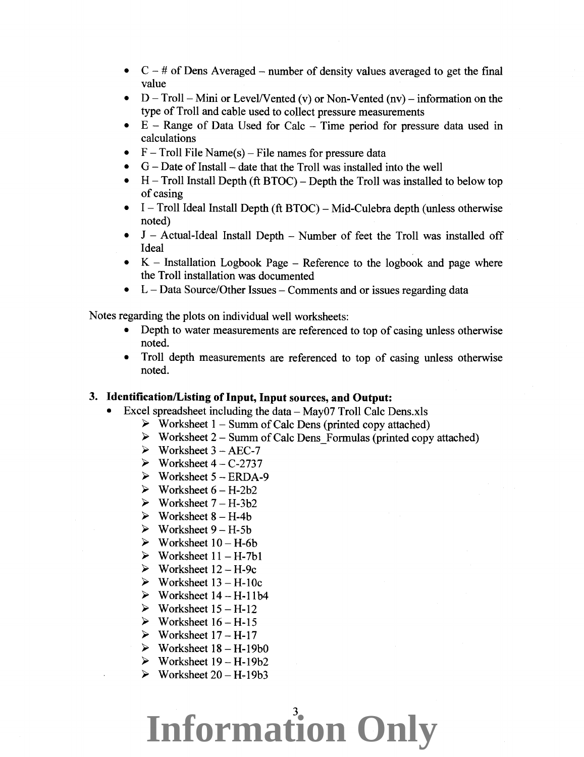- C – # of Dens Averaged – number of density values averaged to get the final value
- D – Troll – Mini or Level/Vented (v) or Non-Vented (nv) – information on the type of Troll and cable used to collect pressure measurements
- E – Range of Data Used for Calc – Time period for pressure data used in calculations
- F – Troll File Name(s) – File names for pressure data
- G – Date of Install – date that the Troll was installed into the well
- H – Troll Install Depth (ft BTOC) – Depth the Troll was installed to below top of casing
- I – Troll Ideal Install Depth (ft BTOC) – Mid-Culebra depth (unless otherwise noted)
- J – Actual-Ideal Install Depth – Number of feet the Troll was installed off Ideal
- K – Installation Logbook Page – Reference to the logbook and page where the Troll installation was documented
- L – Data Source/Other Issues – Comments and or issues regarding data

Notes regarding the plots on individual well worksheets:

- Depth to water measurements are referenced to top of casing unless otherwise noted.
- Troll depth measurements are referenced to top of casing unless otherwise noted.

**3. Identification/Listing of Input, Input sources, and Output:**

- Excel spreadsheet including the data – May07 Troll Calc Dens.xls
  - Worksheet 1 – Summ of Calc Dens (printed copy attached)
  - Worksheet 2 – Summ of Calc Dens_Formulas (printed copy attached)
  - Worksheet 3 – AEC-7
  - Worksheet 4 – C-2737
  - Worksheet 5 – ERDA-9
  - Worksheet 6 – H-2b2
  - Worksheet 7 – H-3b2
  - Worksheet 8 – H-4b
  - Worksheet 9 – H-5b
  - Worksheet 10 – H-6b
  - Worksheet 11 – H-7b1
  - Worksheet 12 – H-9c
  - Worksheet 13 – H-10c
  - Worksheet 14 – H-11b4
  - Worksheet 15 – H-12
  - Worksheet 16 – H-15
  - Worksheet 17 – H-17
  - Worksheet 18 – H-19b0
  - Worksheet 19 – H-19b2
  - Worksheet 20 – H-19b3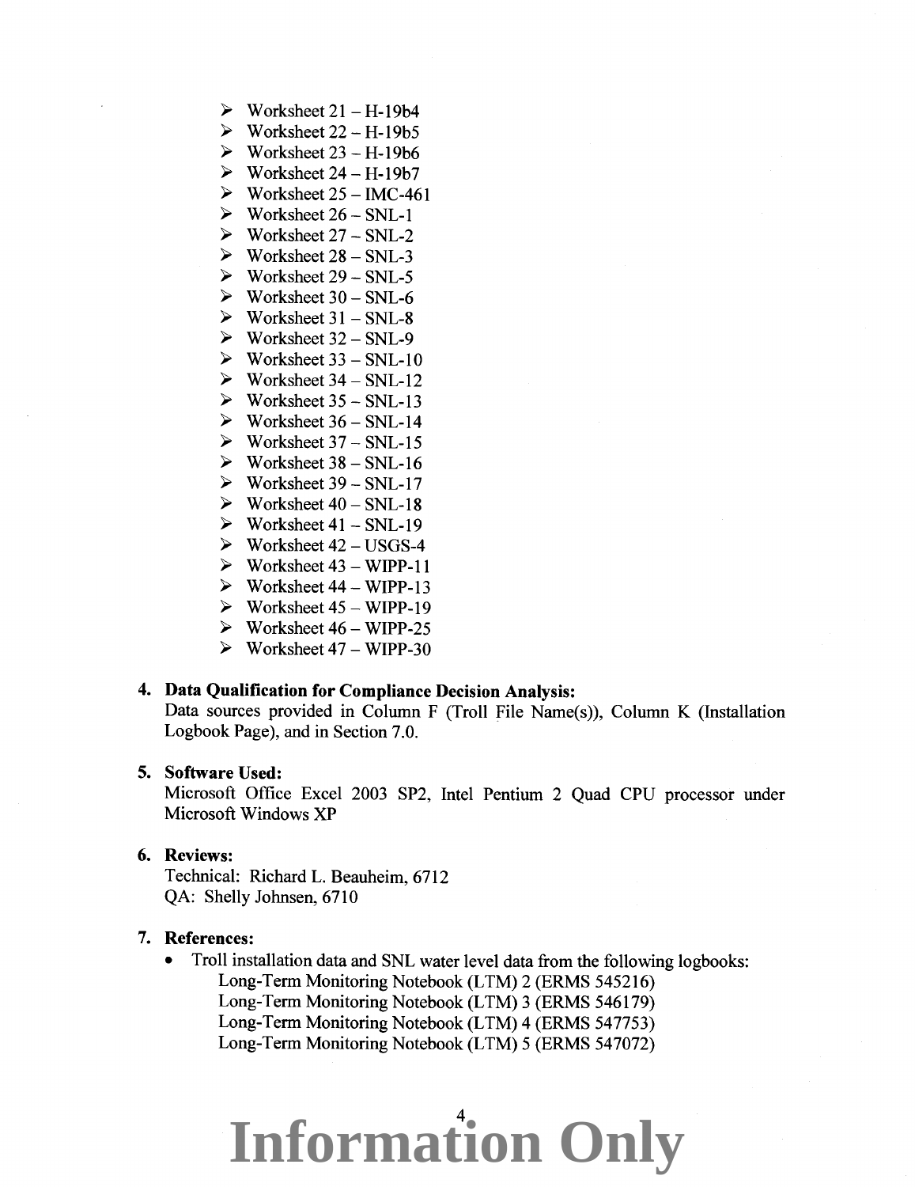- Worksheet 21 – H-19b4
- Worksheet 22 – H-19b5
- Worksheet 23 – H-19b6
- Worksheet 24 – H-19b7
- Worksheet 25 – IMC-461
- Worksheet 26 – SNL-1
- Worksheet 27 – SNL-2
- Worksheet 28 – SNL-3
- Worksheet 29 – SNL-5
- Worksheet 30 – SNL-6
- Worksheet 31 – SNL-8
- Worksheet 32 – SNL-9
- Worksheet 33 – SNL-10
- Worksheet 34 – SNL-12
- Worksheet 35 – SNL-13
- Worksheet 36 – SNL-14
- Worksheet 37 – SNL-15
- Worksheet 38 – SNL-16
- Worksheet 39 – SNL-17
- Worksheet 40 – SNL-18
- Worksheet 41 – SNL-19
- Worksheet 42 – USGS-4
- Worksheet 43 – WIPP-11
- Worksheet 44 – WIPP-13
- Worksheet 45 – WIPP-19
- Worksheet 46 – WIPP-25
- Worksheet 47 – WIPP-30

4. **Data Qualification for Compliance Decision Analysis:**
   Data sources provided in Column F (Troll File Name(s)), Column K (Installation Logbook Page), and in Section 7.0.

5. **Software Used:**
   Microsoft Office Excel 2003 SP2, Intel Pentium 2 Quad CPU processor under Microsoft Windows XP

6. **Reviews:**
   Technical: Richard L. Beauheim, 6712
   QA: Shelly Johnsen, 6710

7. **References:**
   - Troll installation data and SNL water level data from the following logbooks:
     Long-Term Monitoring Notebook (LTM) 2 (ERMS 545216)
     Long-Term Monitoring Notebook (LTM) 3 (ERMS 546179)
     Long-Term Monitoring Notebook (LTM) 4 (ERMS 547753)
     Long-Term Monitoring Notebook (LTM) 5 (ERMS 547072)

**Information Only**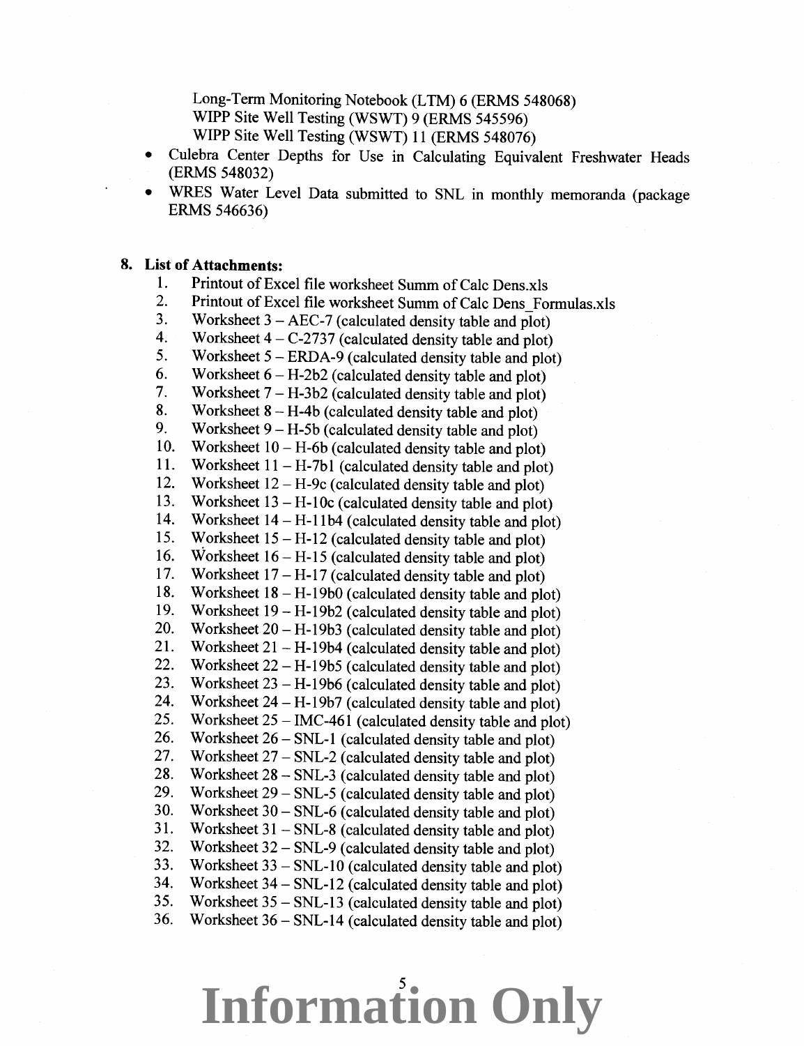Long-Term Monitoring Notebook (LTM) 6 (ERMS 548068)
WIPP Site Well Testing (WSWT) 9 (ERMS 545596)
WIPP Site Well Testing (WSWT) 11 (ERMS 548076)

- Culebra Center Depths for Use in Calculating Equivalent Freshwater Heads (ERMS 548032)
- WRES Water Level Data submitted to SNL in monthly memoranda (package ERMS 546636)

## 8. List of Attachments:

1. Printout of Excel file worksheet Summ of Calc Dens.xls
2. Printout of Excel file worksheet Summ of Calc Dens_Formulas.xls
3. Worksheet 3 – AEC-7 (calculated density table and plot)
4. Worksheet 4 – C-2737 (calculated density table and plot)
5. Worksheet 5 – ERDA-9 (calculated density table and plot)
6. Worksheet 6 – H-2b2 (calculated density table and plot)
7. Worksheet 7 – H-3b2 (calculated density table and plot)
8. Worksheet 8 – H-4b (calculated density table and plot)
9. Worksheet 9 – H-5b (calculated density table and plot)
10. Worksheet 10 – H-6b (calculated density table and plot)
11. Worksheet 11 – H-7b1 (calculated density table and plot)
12. Worksheet 12 – H-9c (calculated density table and plot)
13. Worksheet 13 – H-10c (calculated density table and plot)
14. Worksheet 14 – H-11b4 (calculated density table and plot)
15. Worksheet 15 – H-12 (calculated density table and plot)
16. Worksheet 16 – H-15 (calculated density table and plot)
17. Worksheet 17 – H-17 (calculated density table and plot)
18. Worksheet 18 – H-19b0 (calculated density table and plot)
19. Worksheet 19 – H-19b2 (calculated density table and plot)
20. Worksheet 20 – H-19b3 (calculated density table and plot)
21. Worksheet 21 – H-19b4 (calculated density table and plot)
22. Worksheet 22 – H-19b5 (calculated density table and plot)
23. Worksheet 23 – H-19b6 (calculated density table and plot)
24. Worksheet 24 – H-19b7 (calculated density table and plot)
25. Worksheet 25 – IMC-461 (calculated density table and plot)
26. Worksheet 26 – SNL-1 (calculated density table and plot)
27. Worksheet 27 – SNL-2 (calculated density table and plot)
28. Worksheet 28 – SNL-3 (calculated density table and plot)
29. Worksheet 29 – SNL-5 (calculated density table and plot)
30. Worksheet 30 – SNL-6 (calculated density table and plot)
31. Worksheet 31 – SNL-8 (calculated density table and plot)
32. Worksheet 32 – SNL-9 (calculated density table and plot)
33. Worksheet 33 – SNL-10 (calculated density table and plot)
34. Worksheet 34 – SNL-12 (calculated density table and plot)
35. Worksheet 35 – SNL-13 (calculated density table and plot)
36. Worksheet 36 – SNL-14 (calculated density table and plot)

**Information Only**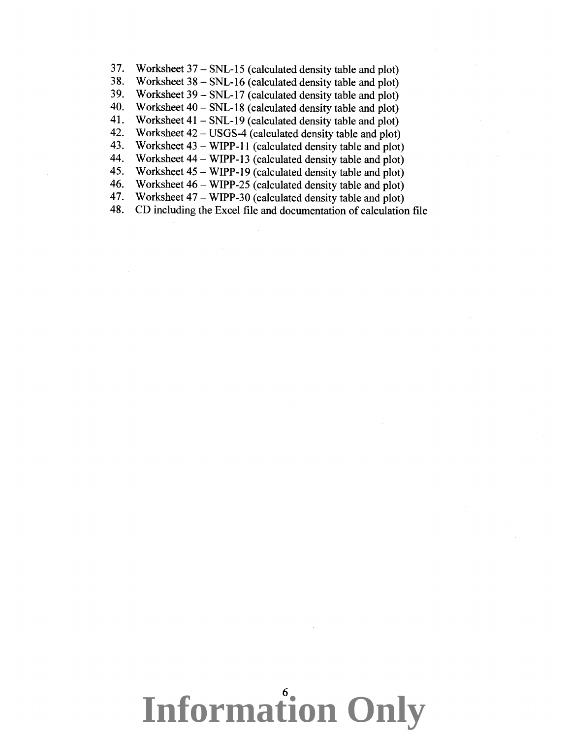37. Worksheet 37 – SNL-15 (calculated density table and plot)
38. Worksheet 38 – SNL-16 (calculated density table and plot)
39. Worksheet 39 – SNL-17 (calculated density table and plot)
40. Worksheet 40 – SNL-18 (calculated density table and plot)
41. Worksheet 41 – SNL-19 (calculated density table and plot)
42. Worksheet 42 – USGS-4 (calculated density table and plot)
43. Worksheet 43 – WIPP-11 (calculated density table and plot)
44. Worksheet 44 – WIPP-13 (calculated density table and plot)
45. Worksheet 45 – WIPP-19 (calculated density table and plot)
46. Worksheet 46 – WIPP-25 (calculated density table and plot)
47. Worksheet 47 – WIPP-30 (calculated density table and plot)
48. CD including the Excel file and documentation of calculation file

**Information Only**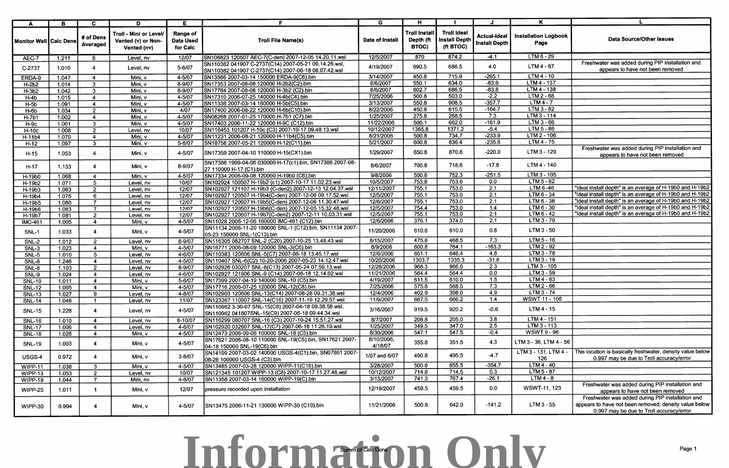| A | B | C | D | E | F | G | H | I | J | K | L |
|---|---|---|---|---|---|---|---|---|---|---|---|
| Monitor Well | Calc Dens | # of Dens Averaged | Troll - Mini or Level/ Vented (v) or Non-Vented (nv) | Range of Data Used for Calc | Troll File Name(s) | Date of Install | Troll Install Depth (ft BTOC) | Troll Ideal Install Depth (ft BTOC) | Actual-Ideal Install Depth | Installation Logbook Page | Data Source/Other Issues |
| AEC-7 | 1.211 | 6 | Level, nv | 12/07 | SN106823 120507 AEC-7(C-den) 2007-12-05 14.20.11.wsl | 12/5/2007 | 870 | 874.2 | -4.1 | LTM 6 - 29 | |
| C-2737 | 1.010 | 4 | Level, nv | 5-6/07 | SN110382 041907 C-2737(C14) 2007-05-21 09.14.26.wsl, SN110382 041907 C-2737(C14) 2007-06-18 08.07.42.wsl | 4/19/2007 | 690.5 | 686.5 | 4.0 | LTM 4 - 67 | Freshwater was added during PIP installation and appears to have not been removed |
| ERDA-9 | 1.047 | 4 | Mini, v | 4-5/07 | SN13566 2007-03-14 150000 ERDA-9(C6).bin | 3/14/2007 | 450.8 | 715.9 | -265.1 | LTM 4 - 10 | |
| H-2b2 | 1.014 | 3 | Mini, v | 8-9/07 | SN17353 2007-08-08 120000 H-2b2(C2).bin | 8/6/2007 | 550.1 | 634.0 | -83.9 | LTM 4 - 137 | |
| H-3b2 | 1.042 | 3 | Mini, v | 8-9/07 | SN17764 2007-08-08 120000 H-3b2 (C2).bin | 8/6/2007 | 602.7 | 686.5 | -83.8 | LTM 4 - 138 | |
| H-4b | 1.015 | 4 | Mini, v | 4-5/07 | SN17310 2006-07-25 140000 H-4b(C4).bin | 7/25/2006 | 500.8 | 503.0 | -2.2 | LTM 2 - 68 | |
| H-5b | 1.091 | 4 | Mini, v | 4-5/07 | SN11336 2007-03-14 160000 H-5b(C5).bin | 3/13/2007 | 550.8 | 908.5 | -357.7 | LTM 4 - 7 | |
| H-6b | 1.034 | 2 | Mini, v | 4/07 | SN17400 2006-08-22 120000 H-6b(C10).bin | 8/22/2006 | 450.8 | 615.5 | -164.7 | LTM 3 - 82 | |
| H-7b1 | 1.002 | 4 | Mini, v | 4-5/07 | SN08268 2007-01-25 170000 H-7b1 (C7).bin | 1/25/2007 | 275.8 | 268.5 | 7.3 | LTM 3 - 114 | |
| H-9c | 1.001 | 3 | Mini, v | 4-5/07 | SN17403 2006-11-22 120000 H-9C (C12).bin | 11/22/2006 | 500.1 | 662.0 | -161.9 | LTM 3 - 66 | |
| H-10c | 1.008 | 2 | Level, nv | 10/07 | SN116453 101207 H-10c (C3) 2007-10-17 09.48.13.wsl | 10/12/2007 | 1365.8 | 1371.2 | -5.4 | LTM 5 - 86 | |
| H-11b4 | 1.070 | 4 | Mini, v | 4-5/07 | SN11231 2006-08-21 120000 H-11b4(C5).bin | 8/21/2006 | 500.8 | 734.7 | -233.9 | LTM 2 - 106 | |
| H-12 | 1.097 | 3 | Mini, v | 5-6/07 | SN18758 2007-05-21 120000 H-12(C11).bin | 5/21/2007 | 600.8 | 836.4 | -235.6 | LTM 4 - 75 | |
| H-15 | 1.053 | 4 | Mini, v | 4-5/07 | SN17359 2007-04-10 110000 H-15(CX1).bin | 1/29/2007 | 650.8 | 870.8 | -220.0 | LTM 3 - 129 | Freshwater was added during PIP installation and appears to have not been removed |
| H-17 | 1.133 | 4 | Mini, v | 8-9/07 | SN17386 1999-04-06 030000 H-17(c1).bin, SN17386 2007-08-27 110000 H-17 (C1).bin | 8/6/2007 | 700.8 | 718.6 | -17.8 | LTM 4 - 140 | |
| H-19b0 | 1.068 | 4 | Mini, v | 4-5/07 | SN17334 2006-09-08 120000 H-19b0 (C6).bin | 9/8/2006 | 500.8 | 752.3 | -251.5 | LTM 3 - 105 | |
| H-19b2 | 1.071 | 5 | Level, nv | 10/07 | SN102924 100507 H-19b2 (c1) 2007-10-17 11.02.23.wsl | 10/5/2007 | 753.8 | 753.8 | 0.0 | LTM 5 - 82 | |
| H-19b3 | 1.083 | 2 | Level, nv | 12/07 | SN102927 121107 H-19b3 (C-den2) 2007-12-13 12.04.37.wsl | 12/11/2007 | 755.1 | 753.0 | 2.1 | LTM 6 -46 | "Ideal install depth" is an average of H-19b0 and H-19b2 |
| H-19b4 | 1.076 | 6 | Level, nv | 12/07 | SN102927 120507 H-19b4(C-den) 2007-12-06 09.17.52.wsl | 12/5/2007 | 755.1 | 753.0 | 2.1 | LTM 6 - 34 | "Ideal install depth" is an average of H-19b0 and H-19b2 |
| H-19b5 | 1.080 | 7 | Level, nv | 12/07 | SN102927 120607 H-19b5(C-den) 2007-12-06 11.30.47.wsl | 12/6/2007 | 755.1 | 753.0 | 2.1 | LTM 6 - 38 | "Ideal install depth" is an average of H-19b0 and H-19b2 |
| H-19b6 | 1.083 | 7 | Level, nv | 12/07 | SN102927 120507 H-19b6(C-den) 2007-12-05 15.32.48.wsl | 12/5/2007 | 754.4 | 753.0 | 1.4 | LTM 6 - 30 | "Ideal install depth" is an average of H-19b0 and H-19b2 |
| H-19b7 | 1.081 | 2 | Level, nv | 12/07 | SN102927 120607 H-19b7(C-den2) 2007-12-11 10.03.31.wsl | 12/5/2007 | 755.1 | 753.0 | 2.1 | LTM 6 - 42 | "Ideal install depth" is an average of H-19b0 and H-19b2 |
| IMC-461 | 1.005 | 4 | Mini, v | 4-5/07 | SN11028 2006-12-06 160000 IMC-461 (C12).bin | 12/6/2006 | 376.1 | 374.0 | 2.1 | LTM 3 - 79 | |
| SNL-1 | 1.033 | 4 | Mini, v | 4-5/07 | SN11134 2006-11-20 180000 SNL-1 (C12).bin, SN11134 2007-05-23 150000 SNL-1(C13).bin | 11/20/2006 | 610.8 | 610.0 | 0.8 | LTM 3 - 50 | |
| SNL-2 | 1.012 | 2 | Level, nv | 8-9/07 | SN116305 082707 SNL-2 (C20) 2007-10-25 13.48.43.wsl | 8/15/2007 | 475.8 | 468.5 | 7.3 | LTM 5 - 16 | |
| SNL-3 | 1.023 | 4 | Mini, v | 4-5/07 | SN16771 2006-08-09 120000 SNL-3(C6).bin | 8/9/2006 | 600.8 | 764.1 | -163.3 | LTM 2 - 92 | |
| SNL-5 | 1.010 | 5 | Level, nv | 4-6/07 | SN110383 120606 SNL-5(C7) 2007-06-18 13.45.17.wsl | 12/6/2006 | 651.1 | 646.4 | 4.8 | LTM 3 - 78 | |
| SNL-6 | 1.246 | 4 | Level, nv | 4-5/07 | SN110407 SNL-6(C2) 10-20-2006 2007-05-23 14.12.47.wsl | 10/20/2006 | 1303.7 | 1335.3 | -31.6 | LTM 3 - 19 | |
| SNL-8 | 1.103 | 2 | Level, nv | 8-9/07 | SN102926 030207 SNL-8(C13) 2007-05-24 07.59.13.wsl | 12/28/2006 | 968.3 | 966.0 | 2.3 | LTM 3 - 105 | |
| SNL-9 | 1.024 | 4 | Level, nv | 4-6/07 | SN102927 121906 SNL-9 (C14) 2007-06-18 12.14.02.wsl | 11/21/2006 | 564.4 | 564.4 | 0.0 | LTM 3 - 59 | |
| SNL-10 | 1.011 | 4 | Mini, v | 5-6/07 | SN17399 2007-04-19 140000 SNL-10 (C5).bin | 4/19/2007 | 611.5 | 610.0 | 1.5 | LTM 4 - 63 | |
| SNL-12 | 1.005 | 4 | Mini, v | 4-5/07 | SN17716 2006-07-25 120000 SNL-12(C8).bin | 7/25/2006 | 575.8 | 568.5 | 7.3 | LTM 2 - 66 | |
| SNL-13 | 1.027 | 9 | Level, nv | 4-8/07 | SN102903 120606 SNL-13(C14) 2007-08-28 09.31.38.wsl | 12/4/2006 | 402.9 | 398.0 | 4.9 | LTM 3 - 74 | |
| SNL-14 | 1.048 | 1 | Level, nv | 11/07 | SN123367 110907 SNL-14(C16) 2007-11-19 12.29.57.wsl | 11/9/2007 | 667.5 | 666.2 | 1.4 | WSWT 11 - 106 | |
| SNL-15 | 1.228 | 4 | Level, nv | 4-5/07 | SN110962 3-30-07 SNL-15(C8) 2007-04-18 09.38.58.wsl, SN110962 041807SNL-15(C9) 2007-06-18 09.44.34.wsl | 3/16/2007 | 919.5 | 920.2 | -0.6 | LTM 4 - 15 | |
| SNL-16 | 1.010 | 4 | Level, nv | 8-10/07 | SN116299 080707 SNL-16 (C3) 2007-10-24 15.51.27.wsl | 8/7/2007 | 208.8 | 205.0 | 3.8 | LTM 4 - 151 | |
| SNL-17 | 1.006 | 4 | Level, nv | 4-6/07 | SN102920 032607 SNL-17(C7) 2007-06-18 11.26.19.wsl | 1/25/2007 | 349.5 | 347.0 | 2.5 | LTM 3 - 113 | |
| SNL-18 | 1.026 | 4 | Mini, v | 4-5/07 | SN12473 2006-09-06 100000 SNL-18 (C5).bin | 8/30/2006 | 547.1 | 547.5 | -0.4 | WSWT 9 - 96 | |
| SNL-19 | 1.003 | 4 | Mini, v | 4-5/07 | SN17621 2006-08-10 110000 SNL-19(C5).bin, SN17621 2007-04-18 150000 SNL-19(C6).bin | 8/10/2006, 4/18/07 | 355.8 | 351.5 | 4.3 | LTM 3 - 36, LTM 4 - 56 | |
| USGS-4 | 0.972 | 4 | Mini, v | 3-8/07 | SN14199 2007-03-02 140000 USGS-4(C1).bin, SN07861 2007-08-28 100000 USGS-4 (C3).bin | 1/07 and 6/07 | 490.8 | 495.5 | -4.7 | LTM 3 - 131, LTM 4 - 126 | This location is basically freshwater, density value below 0.997 may be due to Troll accuracy/error |
| WIPP-11 | 1.038 | 3 | Mini, v | 4-5/07 | SN13485 2007-03-28 120000 WIPP-11(C16).bin | 3/28/2007 | 500.8 | 855.5 | -354.7 | LTM 4 - 40 | |
| WIPP-13 | 1.053 | 2 | Level, nv | 10/07 | SN121345 101207 WIPP-13 (C8) 2007-10-17 11.27.48.wsl | 10/12/2007 | 714.8 | 714.5 | 0.3 | LTM 5 - 87 | |
| WIPP-19 | 1.044 | 7 | Mini, nv | 4-6/07 | SN11358 2007-03-14 160000 WIPP-19(C1).bin | 3/13/2007 | 741.3 | 767.4 | -26.1 | LTM 4 - 8 | |
| WIPP-25 | 1.011 | 1 | Mini, v | 12/07 | pressure recorded upon installation | 12/19/2007 | 459.5 | 459.5 | 0.0 | WSWT-11, 123 | Freshwater was added during PIP installation and appears to have not been removed |
| WIPP-30 | 0.994 | 4 | Mini, v | 4-5/07 | SN13475 2006-11-21 130000 WIPP-30 (C10).bin | 11/21/2006 | 500.8 | 642.0 | -141.2 | LTM 3 - 55 | Freshwater was added during PIP installation and appears to have not been removed; density value below 0.997 may be due to Troll accuracy/error |

Summ of Calc Dens

Information Only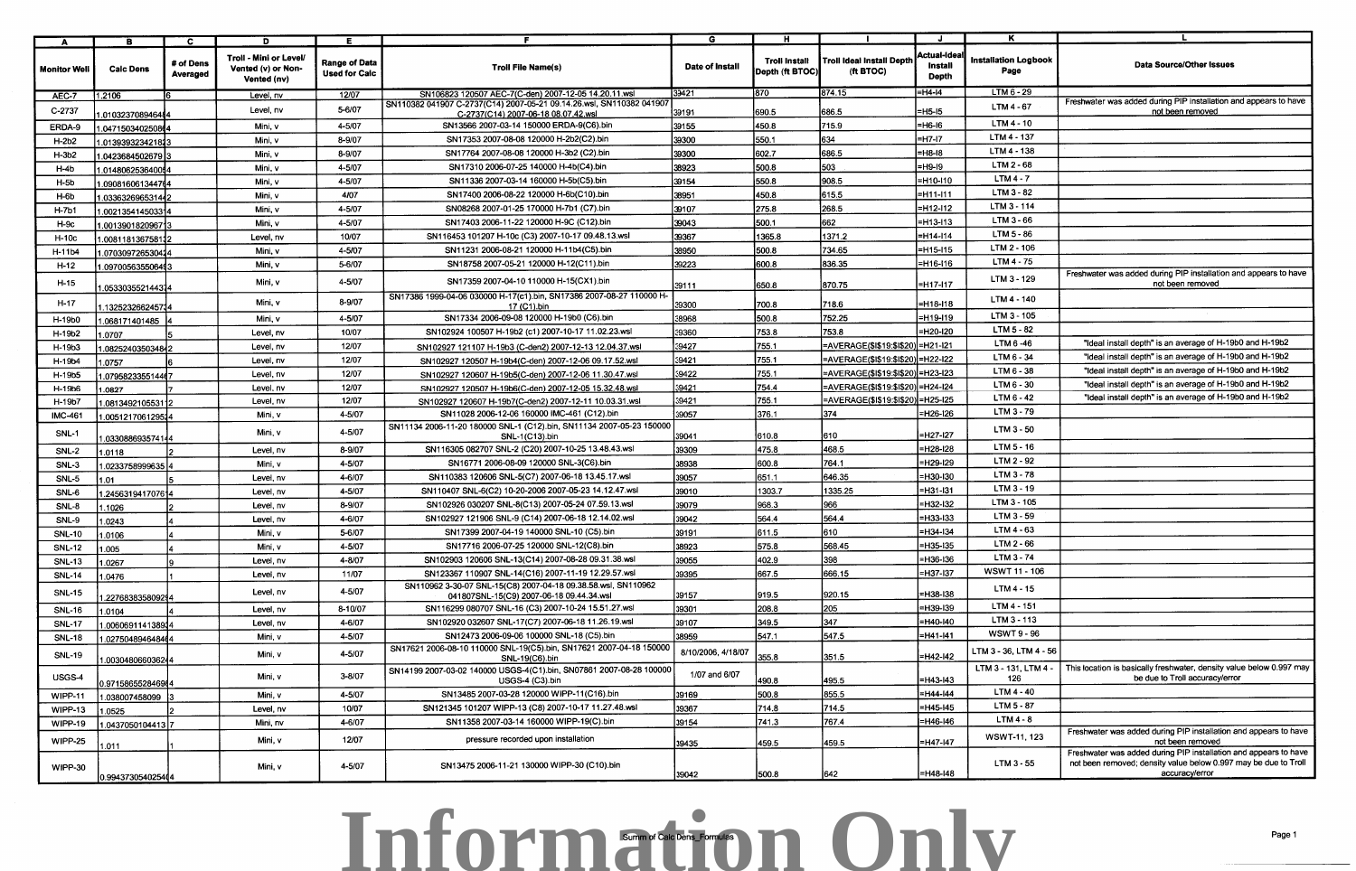| A | B | C | D | E | F | G | H | I | J | K | L |
|---|---|---|---|---|---|---|---|---|---|---|---|
| Monitor Well | Calc Dens | # of Dens Averaged | Troll - Mini or Level/ Vented (v) or Non-Vented (nv) | Range of Data Used for Calc | Troll File Name(s) | Date of Install | Troll Install Depth (ft BTOC) | Troll Ideal Install Depth (ft BTOC) | Actual-Ideal Install Depth | Installation Logbook Page | Data Source/Other Issues |
| AEC-7 | 1.2106 | 6 | Level, nv | 12/07 | SN106823 120507 AEC-7(C-den) 2007-12-05 14.20.11.wsl | 39421 | 870 | 874.15 | =H4-I4 | LTM 6 - 29 | |
| C-2737 | 1.01032370894648 | 4 | Level, nv | 5-6/07 | SN110382 041907 C-2737(C14) 2007-05-21 09.14.26.wsl, SN110382 041907 C-2737(C14) 2007-06-18 08.07.42.wsl | 39191 | 690.5 | 686.5 | =H5-I5 | LTM 4 - 67 | Freshwater was added during PIP installation and appears to have not been removed |
| ERDA-9 | 1.04715034025086 | 4 | Mini, v | 4-5/07 | SN13566 2007-03-14 150000 ERDA-9(C6).bin | 39155 | 450.8 | 715.9 | =H6-I6 | LTM 4 - 10 | |
| H-2b2 | 1.01393932342182 | 3 | Mini, v | 8-9/07 | SN17353 2007-08-08 120000 H-2b2(C2).bin | 39300 | 550.1 | 634 | =H7-I7 | LTM 4 - 137 | |
| H-3b2 | 1.0423684502679 | 3 | Mini, v | 8-9/07 | SN17764 2007-08-08 120000 H-3b2 (C2).bin | 39300 | 602.7 | 686.5 | =H8-I8 | LTM 4 - 138 | |
| H-4b | 1.01480625364005 | 4 | Mini, v | 4-5/07 | SN17310 2006-07-25 140000 H-4b(C4).bin | 38923 | 500.8 | 503 | =H9-I9 | LTM 2 - 68 | |
| H-5b | 1.09081606134476 | 4 | Mini, v | 4-5/07 | SN11336 2007-03-14 160000 H-5b(C5).bin | 39154 | 550.8 | 908.5 | =H10-I10 | LTM 4 - 7 | |
| H-6b | 1.03363269653144 | 2 | Mini, v | 4/07 | SN17400 2006-08-22 120000 H-6b(C10).bin | 38951 | 450.8 | 615.5 | =H11-I11 | LTM 3 - 82 | |
| H-7b1 | 1.00213541450331 | 4 | Mini, v | 4-5/07 | SN08268 2007-01-25 170000 H-7b1 (C7).bin | 39107 | 275.8 | 268.5 | =H12-I12 | LTM 3 - 114 | |
| H-9c | 1.00139018209671 | 3 | Mini, v | 4-5/07 | SN17403 2006-11-22 120000 H-9C (C12).bin | 39043 | 500.1 | 662 | =H13-I13 | LTM 3 - 66 | |
| H-10c | 1.00811813675811 | 2 | Level, nv | 10/07 | SN116453 101207 H-10c (C3) 2007-10-17 09.48.13.wsl | 39367 | 1365.8 | 1371.2 | =H14-I14 | LTM 5 - 86 | |
| H-11b4 | 1.07030972653042 | 4 | Mini, v | 4-5/07 | SN11231 2006-08-21 120000 H-11b4(C5).bin | 38950 | 500.8 | 734.65 | =H15-I15 | LTM 2 - 106 | |
| H-12 | 1.09700563550649 | 3 | Mini, v | 5-6/07 | SN18758 2007-05-21 120000 H-12(C11).bin | 39223 | 600.8 | 836.35 | =H16-I16 | LTM 4 - 75 | |
| H-15 | 1.05330355214432 | 4 | Mini, v | 4-5/07 | SN17359 2007-04-10 110000 H-15(CX1).bin | 39111 | 650.8 | 870.75 | =H17-I17 | LTM 3 - 129 | Freshwater was added during PIP installation and appears to have not been removed |
| H-17 | 1.13252326624573 | 4 | Mini, v | 8-9/07 | SN17386 1999-04-06 030000 H-17(c1).bin, SN17386 2007-08-27 110000 H-17 (C1).bin | 39300 | 700.8 | 718.6 | =H18-I18 | LTM 4 - 140 | |
| H-19b0 | 1.068171401485 | 4 | Mini, v | 4-5/07 | SN17334 2006-09-08 120000 H-19b0 (C6).bin | 38968 | 500.8 | 752.25 | =H19-I19 | LTM 3 - 105 | |
| H-19b2 | 1.0707 | 5 | Level, nv | 10/07 | SN102924 100507 H-19b2 (c1) 2007-10-17 11.02.23.wsl | 39360 | 753.8 | 753.8 | =H20-I20 | LTM 5 - 82 | |
| H-19b3 | 1.08252403503484 | 2 | Level, nv | 12/07 | SN102927 121107 H-19b3 (C-den2) 2007-12-13 12.04.37.wsl | 39427 | 755.1 | =AVERAGE($I$19:$I$20) | =H21-I21 | LTM 6-46 | "Ideal install depth" is an average of H-19b0 and H-19b2 |
| H-19b4 | 1.0757 | 6 | Level, nv | 12/07 | SN102927 120507 H-19b4(C-den) 2007-12-06 09.17.52.wsl | 39421 | 755.1 | =AVERAGE($I$19:$I$20) | =H22-I22 | LTM 6 - 34 | "Ideal install depth" is an average of H-19b0 and H-19b2 |
| H-19b5 | 1.07958233551446 | 7 | Level, nv | 12/07 | SN102927 120607 H-19b5(C-den) 2007-12-06 11.30.47.wsl | 39422 | 755.1 | =AVERAGE($I$19:$I$20) | =H23-I23 | LTM 6 - 38 | "Ideal install depth" is an average of H-19b0 and H-19b2 |
| H-19b6 | 1.0827 | 7 | Level, nv | 12/07 | SN102927 120507 H-19b6(C-den) 2007-12-05 15.32.48.wsl | 39421 | 754.4 | =AVERAGE($I$19:$I$20) | =H24-I24 | LTM 6 - 30 | "Ideal install depth" is an average of H-19b0 and H-19b2 |
| H-19b7 | 1.08134921055311 | 2 | Level, nv | 12/07 | SN102927 120607 H-19b7(C-den2) 2007-12-11 10.03.31.wsl | 39421 | 755.1 | =AVERAGE($I$19:$I$20) | =H25-I25 | LTM 6 - 42 | "Ideal install depth" is an average of H-19b0 and H-19b2 |
| IMC-461 | 1.00512170612952 | 4 | Mini, v | 4-5/07 | SN11028 2006-12-06 160000 IMC-461 (C12).bin | 39057 | 376.1 | 374 | =H26-I26 | LTM 3 - 79 | |
| SNL-1 | 1.03308869357414 | 4 | Mini, v | 4-5/07 | SN11134 2006-11-20 180000 SNL-1 (C12).bin, SN11134 2007-05-23 150000 SNL-1(C13).bin | 39041 | 610.8 | 610 | =H27-I27 | LTM 3 - 50 | |
| SNL-2 | 1.0118 | 2 | Level, nv | 8-9/07 | SN116305 082707 SNL-2 (C20) 2007-10-25 13.48.43.wsl | 39309 | 475.8 | 468.5 | =H28-I28 | LTM 5 - 16 | |
| SNL-3 | 1.0233758999635 | 4 | Mini, v | 4-5/07 | SN16771 2006-08-09 120000 SNL-3(C6).bin | 38938 | 600.8 | 764.1 | =H29-I29 | LTM 2 - 92 | |
| SNL-5 | 1.01 | 5 | Level, nv | 4-6/07 | SN110383 120606 SNL-5(C7) 2007-06-18 13.45.17.wsl | 39057 | 651.1 | 646.35 | =H30-I30 | LTM 3 - 78 | |
| SNL-6 | 1.24563194170761 | 4 | Level, nv | 4-5/07 | SN110407 SNL-6(C2) 10-20-2006 2007-05-23 14.12.47.wsl | 39010 | 1303.7 | 1335.25 | =H31-I31 | LTM 3 - 19 | |
| SNL-8 | 1.1026 | 2 | Level, nv | 8-9/07 | SN102926 030207 SNL-8(C13) 2007-05-24 07.59.13.wsl | 39079 | 968.3 | 966 | =H32-I32 | LTM 3 - 105 | |
| SNL-9 | 1.0243 | 4 | Level, nv | 4-6/07 | SN102927 121906 SNL-9 (C14) 2007-06-18 12.14.02.wsl | 39042 | 564.4 | 564.4 | =H33-I33 | LTM 3 - 59 | |
| SNL-10 | 1.0106 | 4 | Mini, v | 5-6/07 | SN17399 2007-04-19 140000 SNL-10 (C5).bin | 39191 | 611.5 | 610 | =H34-I34 | LTM 4 - 63 | |
| SNL-12 | 1.005 | 4 | Mini, v | 4-5/07 | SN17716 2006-07-25 120000 SNL-12(C8).bin | 38923 | 575.8 | 568.45 | =H35-I35 | LTM 2 - 66 | |
| SNL-13 | 1.0267 | 9 | Level, nv | 4-8/07 | SN102903 120606 SNL-13(C14) 2007-08-28 09.31.38.wsl | 39055 | 402.9 | 398 | =H36-I36 | LTM 3 - 74 | |
| SNL-14 | 1.0476 | 1 | Level, nv | 11/07 | SN123367 110907 SNL-14(C16) 2007-11-19 12.29.57.wsl | 39395 | 667.5 | 666.15 | =H37-I37 | WSWT 11 - 106 | |
| SNL-15 | 1.22768383580929 | 4 | Level, nv | 4-5/07 | SN110962 3-30-07 SNL-15(C8) 2007-04-18 09.38.58.wsl, SN110962 041807SNL-15(C9) 2007-06-18 09.44.34.wsl | 39157 | 919.5 | 920.15 | =H38-I38 | LTM 4 - 15 | |
| SNL-16 | 1.0104 | 4 | Level, nv | 8-10/07 | SN116299 080707 SNL-16 (C3) 2007-10-24 15.51.27.wsl | 39301 | 208.8 | 205 | =H39-I39 | LTM 4 - 151 | |
| SNL-17 | 1.00606911411389 | 4 | Level, nv | 4-6/07 | SN102920 012607 SNL-17(C7) 2007-06-18 11.26.19.wsl | 39107 | 349.5 | 347 | =H40-I40 | LTM 3 - 113 | |
| SNL-18 | 1.02750489464846 | 4 | Mini, v | 4-5/07 | SN12473 2006-09-06 100000 SNL-18 (C5).bin | 38959 | 547.1 | 547.5 | =H41-I41 | WSWT 9 - 96 | |
| SNL-19 | 1.00304806603624 | 4 | Mini, v | 4-5/07 | SN17621 2006-08-10 110000 SNL-19(C5).bin, SN17621 2007-04-18 150000 SNL-19(C6).bin | 8/10/2006, 4/18/07 | 355.8 | 351.5 | =H42-I42 | LTM 3 - 36, LTM 4 - 56 | |
| USGS-4 | 0.97158655284699 | 4 | Mini, v | 3-8/07 | SN14199 2007-03-02 140000 USGS-4(C1).bin, SN07861 2007-08-28 100000 USGS-4 (C3).bin | 1/07 and 6/07 | 490.8 | 495.5 | =H43-I43 | LTM 3 - 131, LTM 4 - 126 | This location is basically freshwater, density value below 0.997 may be due to Troll accuracy/error |
| WIPP-11 | 1.038007458099 | 3 | Mini, v | 4-5/07 | SN13485 2007-03-28 120000 WIPP-11(C16).bin | 39169 | 500.8 | 855.5 | =H44-I44 | LTM 4 - 40 | |
| WIPP-13 | 1.0525 | 1 | Level, nv | 10/07 | SN121345 101207 WIPP-13 (C8) 2007-10-17 11.27.48.wsl | 39367 | 714.8 | 714.5 | =H45-I45 | LTM 5 - 87 | |
| WIPP-19 | 1.04370501044137 | 7 | Mini, nv | 4-6/07 | SN11358 2007-03-14 160000 WIPP-19(C).bin | 39154 | 741.3 | 767.4 | =H46-I46 | LTM 4 - 8 | |
| WIPP-25 | 1.011 | 1 | Mini, v | 12/07 | pressure recorded upon installation | 39435 | 459.5 | 459.5 | =H47-I47 | WSWT-11, 123 | Freshwater was added during PIP installation and appears to have not been removed |
| WIPP-30 | 0.99437305402540 | 4 | Mini, v | 4-5/07 | SN13475 2006-11-21 130000 WIPP-30 (C10).bin | 39042 | 500.8 | 642 | =H48-I48 | LTM 3 - 55 | Freshwater was added during PIP installation and appears to have not been removed; density value below 0.997 may be due to Troll accuracy/error |

Summ of Calc Dens_Formulas

Information Only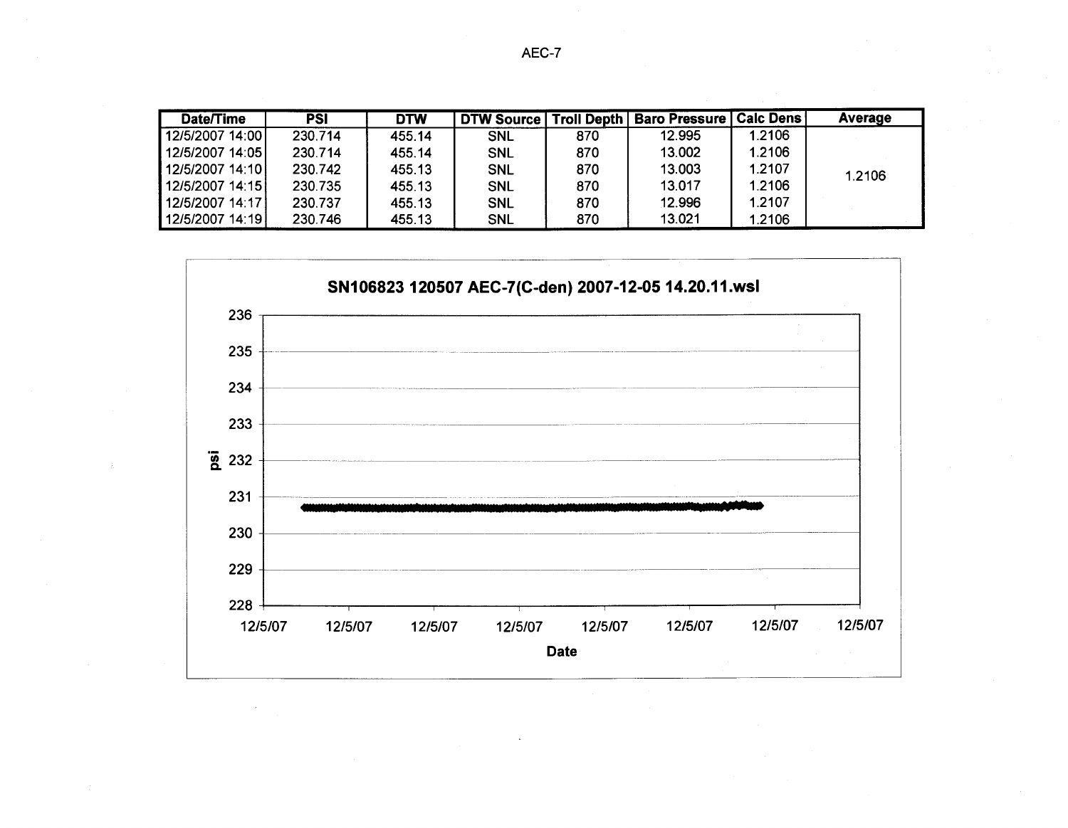# AEC-7

| Date/Time | PSI | DTW | DTW Source | Troll Depth | Baro Pressure | Calc Dens | Average |
|---|---|---|---|---|---|---|---|
| 12/5/2007 14:00 | 230.714 | 455.14 | SNL | 870 | 12.995 | 1.2106 | 1.2106 |
| 12/5/2007 14:05 | 230.714 | 455.14 | SNL | 870 | 13.002 | 1.2106 | |
| 12/5/2007 14:10 | 230.742 | 455.13 | SNL | 870 | 13.003 | 1.2107 | |
| 12/5/2007 14:15 | 230.735 | 455.13 | SNL | 870 | 13.017 | 1.2106 | |
| 12/5/2007 14:17 | 230.737 | 455.13 | SNL | 870 | 12.996 | 1.2107 | |
| 12/5/2007 14:19 | 230.746 | 455.13 | SNL | 870 | 13.021 | 1.2106 | |

**SN106823 120507 AEC-7(C-den) 2007-12-05 14.20.11.wsl**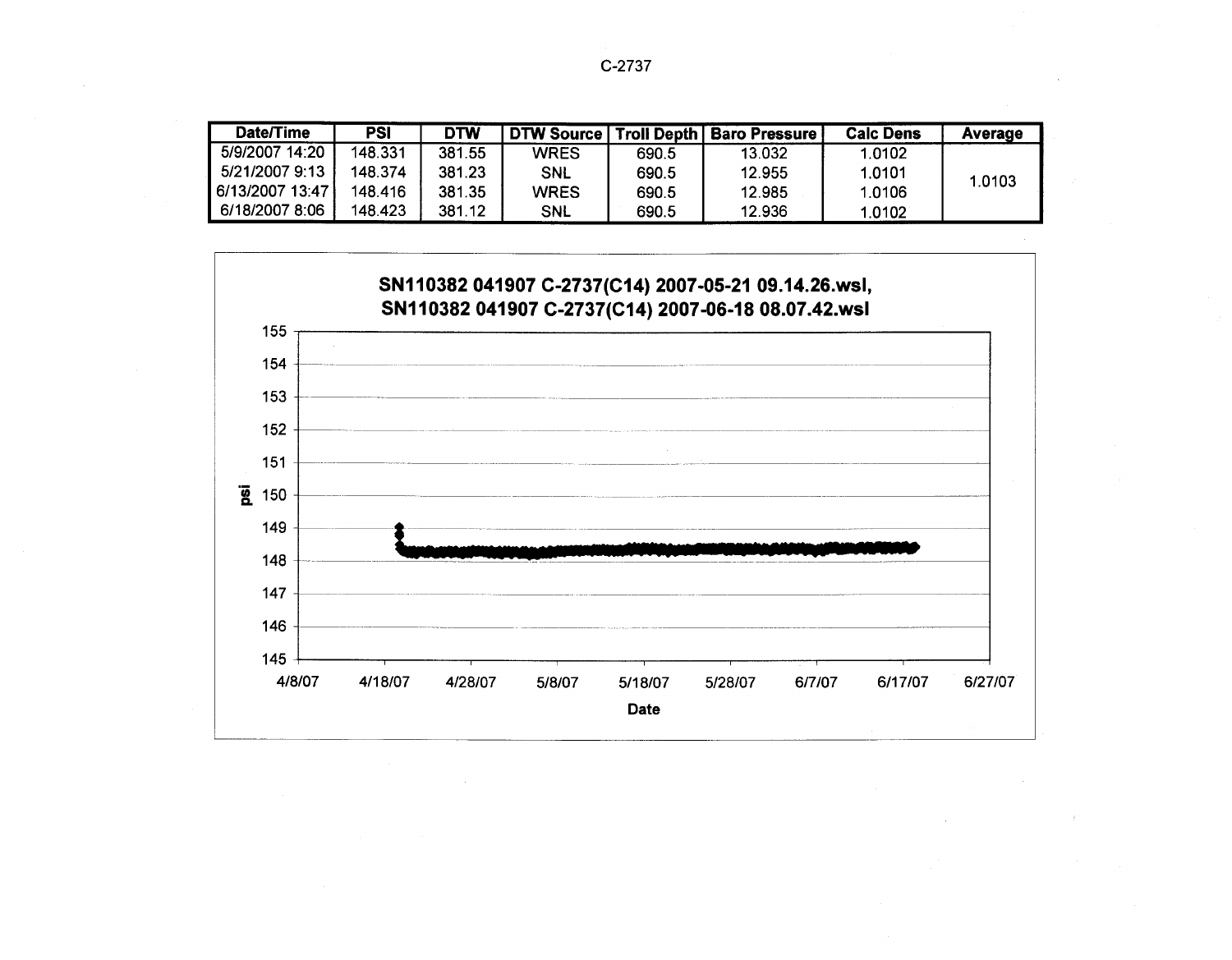C-2737

| Date/Time | PSI | DTW | DTW Source | Troll Depth | Baro Pressure | Calc Dens | Average |
|---|---|---|---|---|---|---|---|
| 5/9/2007 14:20 | 148.331 | 381.55 | WRES | 690.5 | 13.032 | 1.0102 | 1.0103 |
| 5/21/2007 9:13 | 148.374 | 381.23 | SNL | 690.5 | 12.955 | 1.0101 | |
| 6/13/2007 13:47 | 148.416 | 381.35 | WRES | 690.5 | 12.985 | 1.0106 | |
| 6/18/2007 8:06 | 148.423 | 381.12 | SNL | 690.5 | 12.936 | 1.0102 | |

**SN110382 041907 C-2737(C14) 2007-05-21 09.14.26.wsl, SN110382 041907 C-2737(C14) 2007-06-18 08.07.42.wsl**

psi (145–155) vs. Date (4/8/07 – 6/27/07)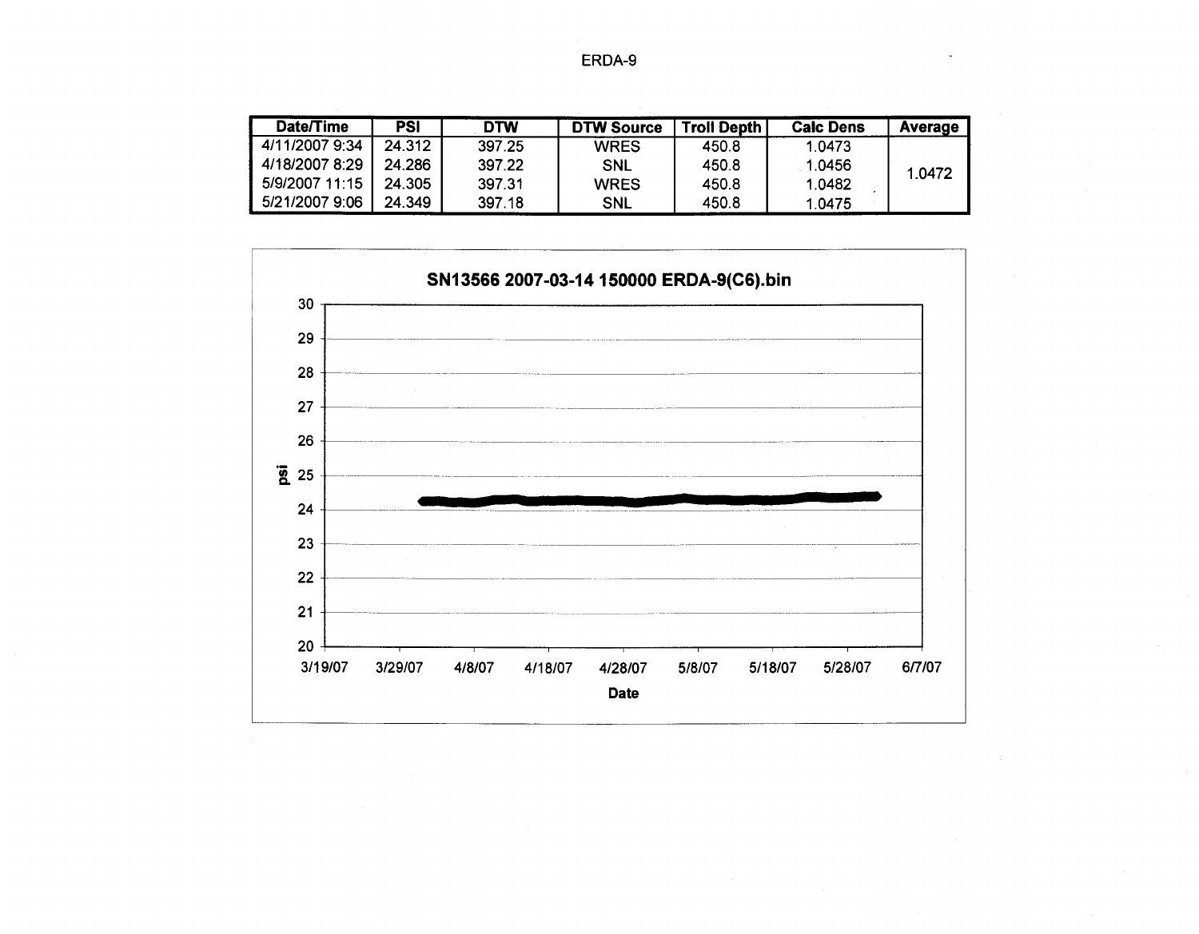# ERDA-9

| Date/Time | PSI | DTW | DTW Source | Troll Depth | Calc Dens | Average |
|---|---|---|---|---|---|---|
| 4/11/2007 9:34 | 24.312 | 397.25 | WRES | 450.8 | 1.0473 | 1.0472 |
| 4/18/2007 8:29 | 24.286 | 397.22 | SNL | 450.8 | 1.0456 | |
| 5/9/2007 11:15 | 24.305 | 397.31 | WRES | 450.8 | 1.0482 | |
| 5/21/2007 9:06 | 24.349 | 397.18 | SNL | 450.8 | 1.0475 | |

**SN13566 2007-03-14 150000 ERDA-9(C6).bin**

psi: 20, 21, 22, 23, 24, 25, 26, 27, 28, 29, 30

Date: 3/19/07, 3/29/07, 4/8/07, 4/18/07, 4/28/07, 5/8/07, 5/18/07, 5/28/07, 6/7/07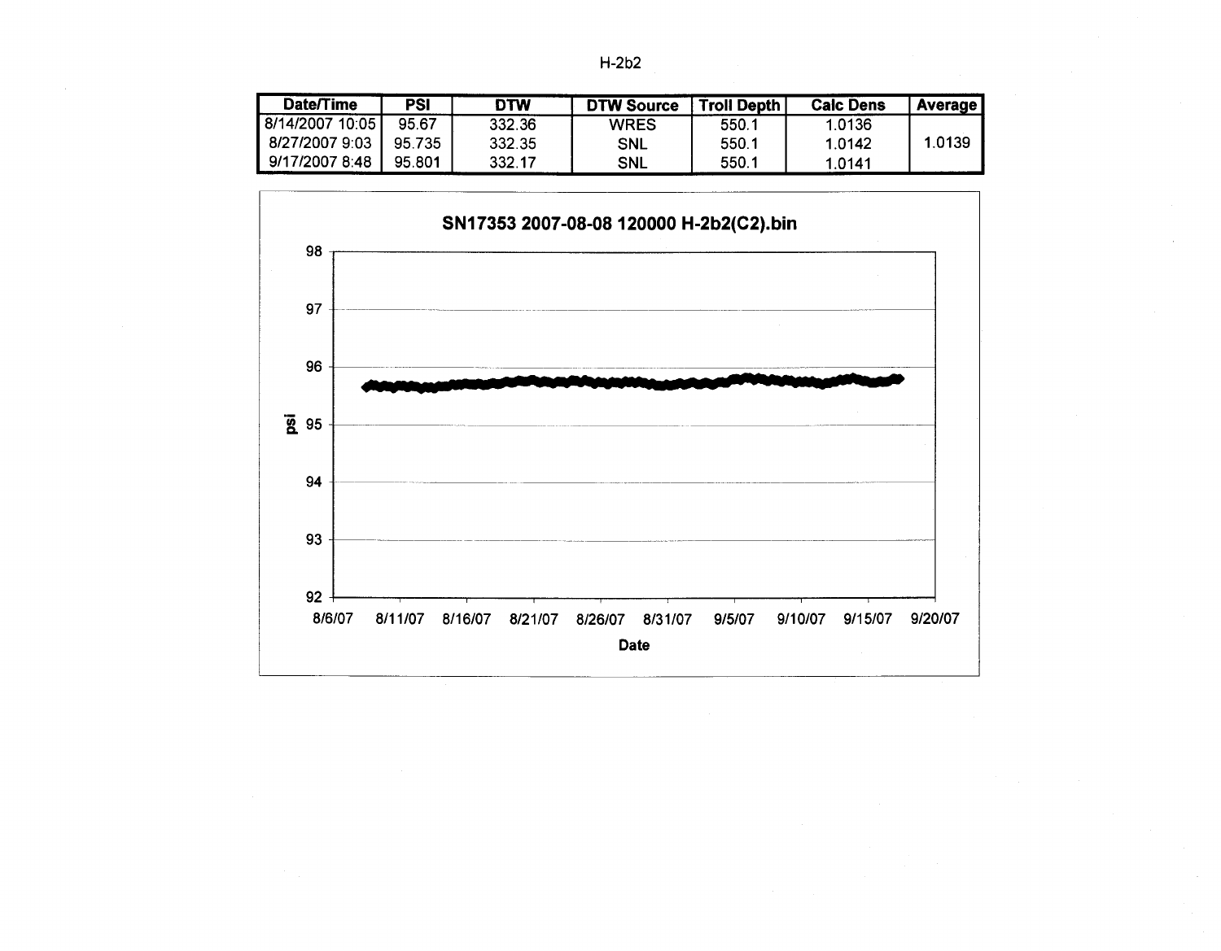H-2b2

| Date/Time | PSI | DTW | DTW Source | Troll Depth | Calc Dens | Average |
|---|---|---|---|---|---|---|
| 8/14/2007 10:05 | 95.67 | 332.36 | WRES | 550.1 | 1.0136 | |
| 8/27/2007 9:03 | 95.735 | 332.35 | SNL | 550.1 | 1.0142 | 1.0139 |
| 9/17/2007 8:48 | 95.801 | 332.17 | SNL | 550.1 | 1.0141 | |

SN17353 2007-08-08 120000 H-2b2(C2).bin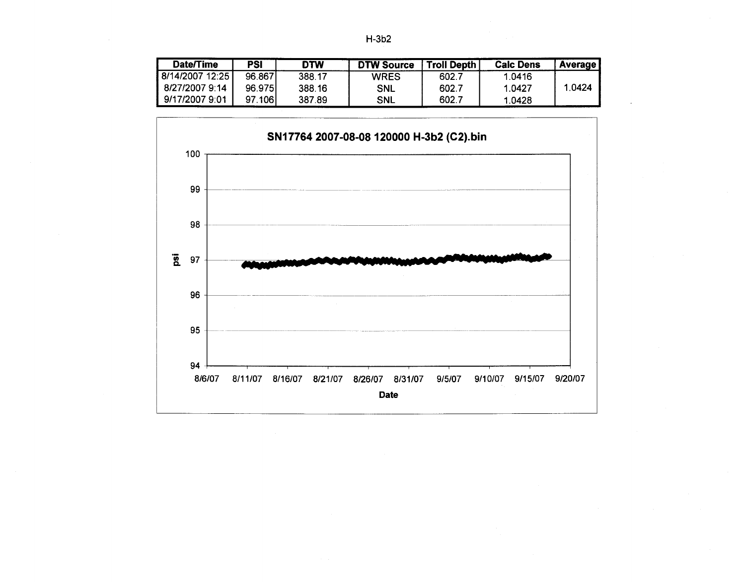H-3b2

| Date/Time | PSI | DTW | DTW Source | Troll Depth | Calc Dens | Average |
|---|---|---|---|---|---|---|
| 8/14/2007 12:25 | 96.867 | 388.17 | WRES | 602.7 | 1.0416 | |
| 8/27/2007 9:14 | 96.975 | 388.16 | SNL | 602.7 | 1.0427 | 1.0424 |
| 9/17/2007 9:01 | 97.106 | 387.89 | SNL | 602.7 | 1.0428 | |

SN17764 2007-08-08 120000 H-3b2 (C2).bin

psi: 100, 99, 98, 97, 96, 95, 94

Date: 8/6/07, 8/11/07, 8/16/07, 8/21/07, 8/26/07, 8/31/07, 9/5/07, 9/10/07, 9/15/07, 9/20/07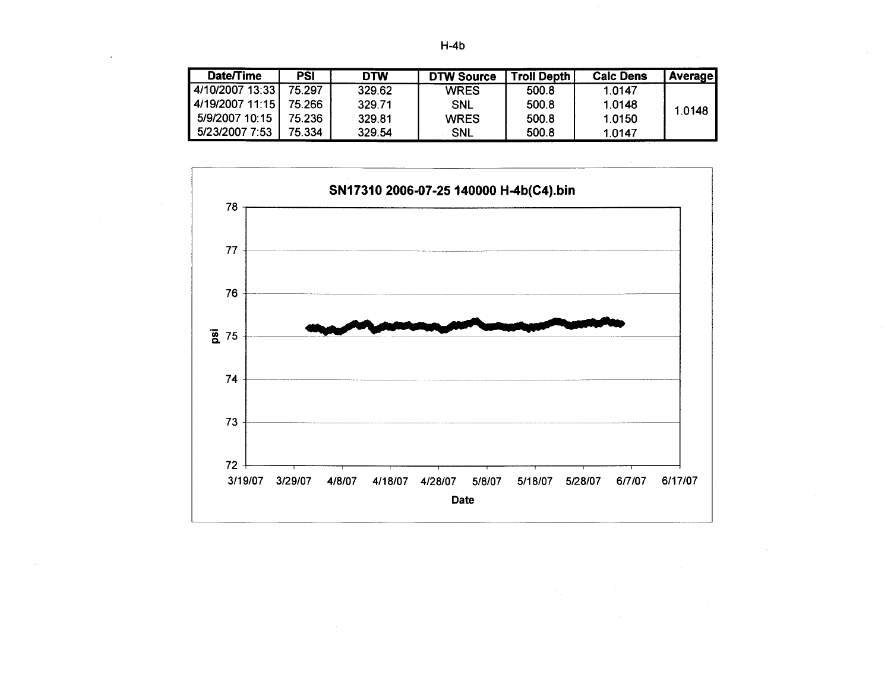H-4b

| Date/Time | PSI | DTW | DTW Source | Troll Depth | Calc Dens | Average |
|---|---|---|---|---|---|---|
| 4/10/2007 13:33 | 75.297 | 329.62 | WRES | 500.8 | 1.0147 | 1.0148 |
| 4/19/2007 11:15 | 75.266 | 329.71 | SNL | 500.8 | 1.0148 | |
| 5/9/2007 10:15 | 75.236 | 329.81 | WRES | 500.8 | 1.0150 | |
| 5/23/2007 7:53 | 75.334 | 329.54 | SNL | 500.8 | 1.0147 | |

**SN17310 2006-07-25 140000 H-4b(C4).bin**

psi: 72, 73, 74, 75, 76, 77, 78

Date: 3/19/07, 3/29/07, 4/8/07, 4/18/07, 4/28/07, 5/8/07, 5/18/07, 5/28/07, 6/7/07, 6/17/07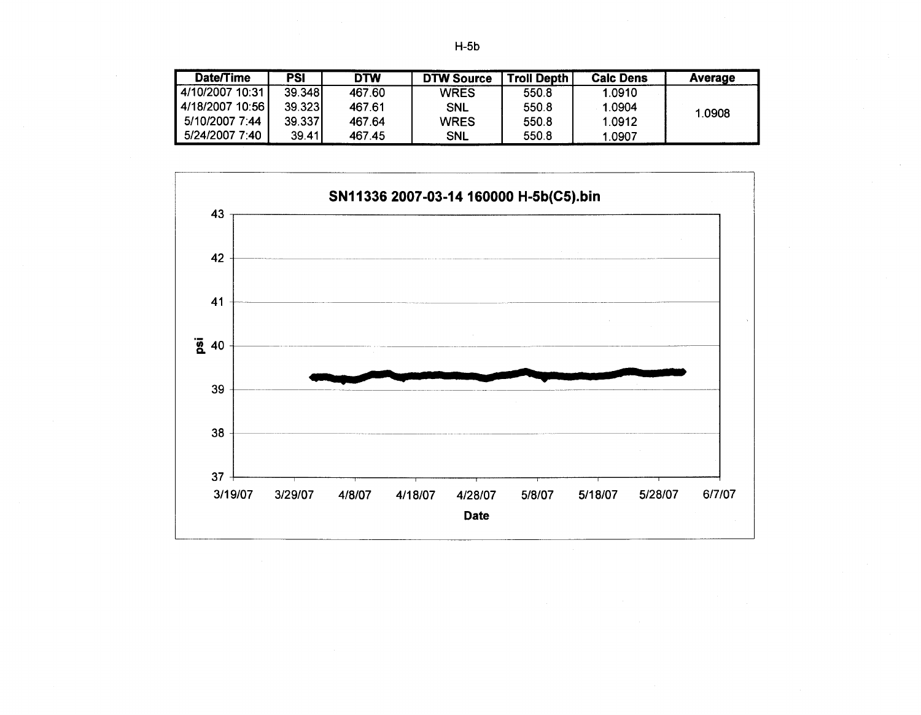H-5b

| Date/Time | PSI | DTW | DTW Source | Troll Depth | Calc Dens | Average |
|---|---|---|---|---|---|---|
| 4/10/2007 10:31 | 39.348 | 467.60 | WRES | 550.8 | 1.0910 | 1.0908 |
| 4/18/2007 10:56 | 39.323 | 467.61 | SNL | 550.8 | 1.0904 | |
| 5/10/2007 7:44 | 39.337 | 467.64 | WRES | 550.8 | 1.0912 | |
| 5/24/2007 7:40 | 39.41 | 467.45 | SNL | 550.8 | 1.0907 | |

SN11336 2007-03-14 160000 H-5b(C5).bin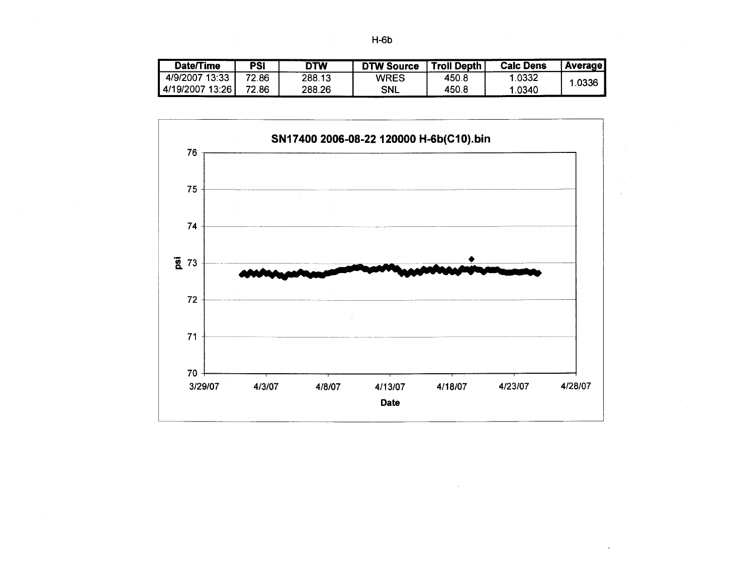H-6b

| Date/Time | PSI | DTW | DTW Source | Troll Depth | Calc Dens | Average |
|---|---|---|---|---|---|---|
| 4/9/2007 13:33 | 72.86 | 288.13 | WRES | 450.8 | 1.0332 | 1.0336 |
| 4/19/2007 13:26 | 72.86 | 288.26 | SNL | 450.8 | 1.0340 | |

SN17400 2006-08-22 120000 H-6b(C10).bin

psi

76
75
74
73
72
71
70

3/29/07 4/3/07 4/8/07 4/13/07 4/18/07 4/23/07 4/28/07

Date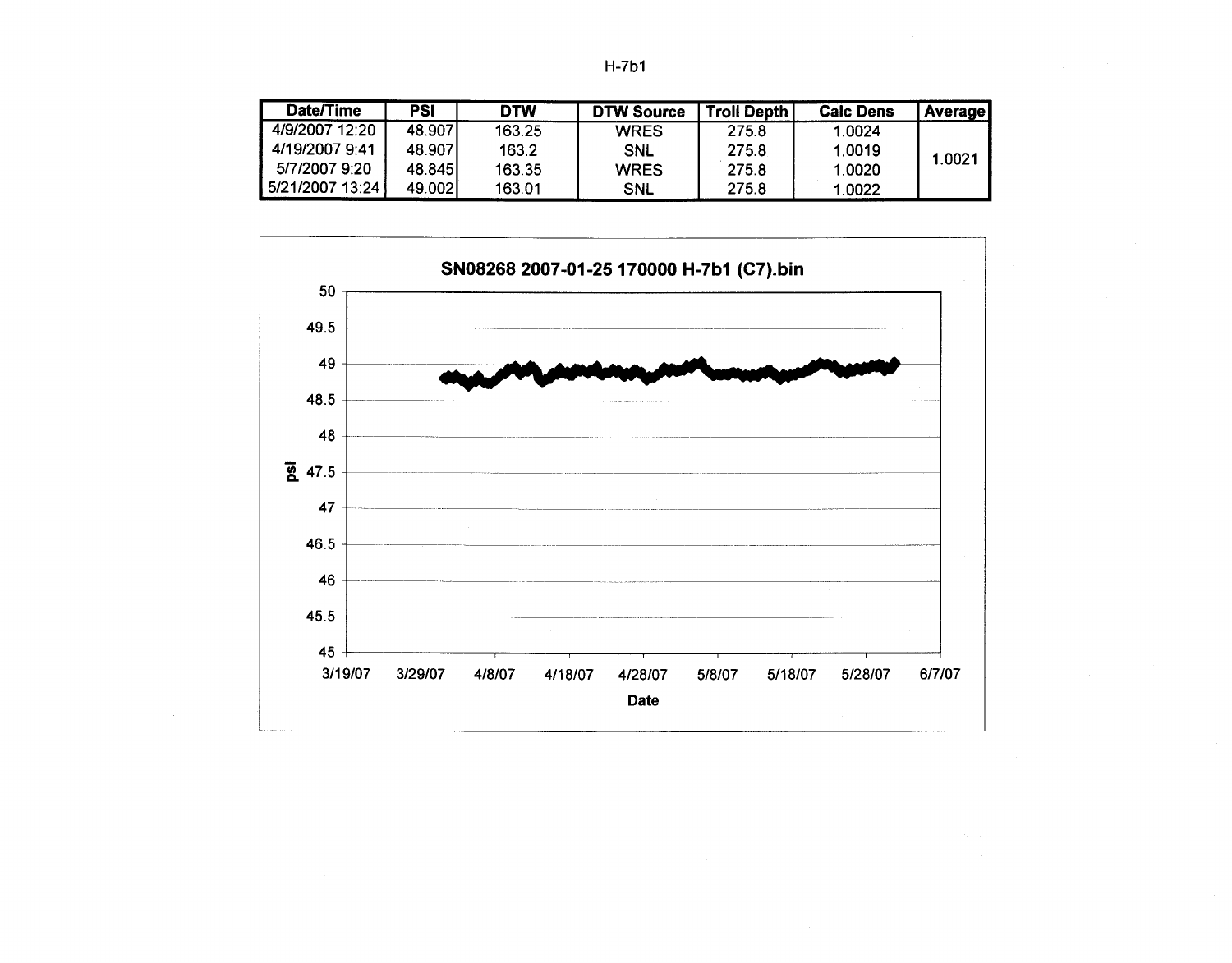H-7b1

| Date/Time | PSI | DTW | DTW Source | Troll Depth | Calc Dens | Average |
|---|---|---|---|---|---|---|
| 4/9/2007 12:20 | 48.907 | 163.25 | WRES | 275.8 | 1.0024 | 1.0021 |
| 4/19/2007 9:41 | 48.907 | 163.2 | SNL | 275.8 | 1.0019 | |
| 5/7/2007 9:20 | 48.845 | 163.35 | WRES | 275.8 | 1.0020 | |
| 5/21/2007 13:24 | 49.002 | 163.01 | SNL | 275.8 | 1.0022 | |

SN08268 2007-01-25 170000 H-7b1 (C7).bin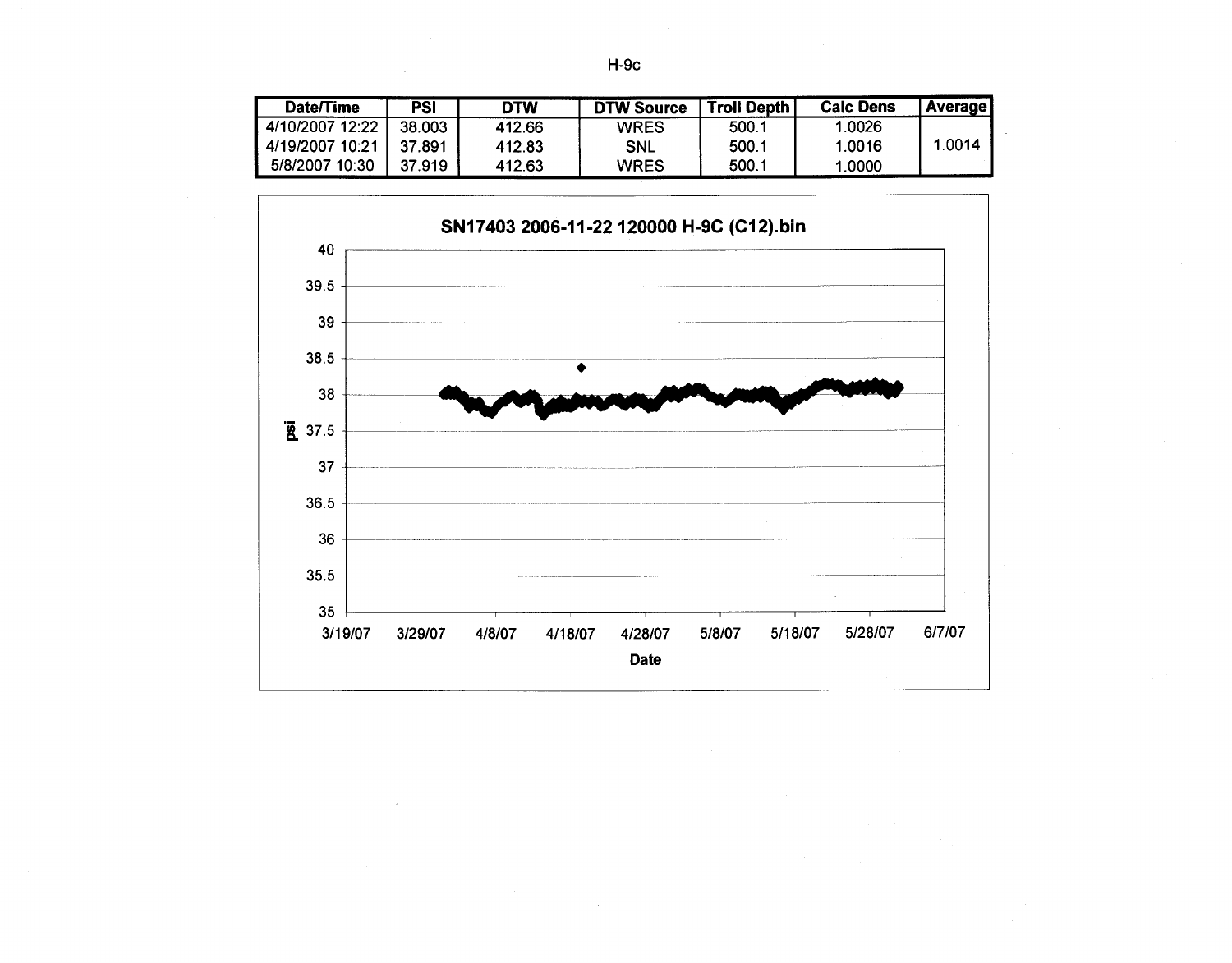H-9c

| Date/Time | PSI | DTW | DTW Source | Troll Depth | Calc Dens | Average |
|---|---|---|---|---|---|---|
| 4/10/2007 12:22 | 38.003 | 412.66 | WRES | 500.1 | 1.0026 | |
| 4/19/2007 10:21 | 37.891 | 412.83 | SNL | 500.1 | 1.0016 | 1.0014 |
| 5/8/2007 10:30 | 37.919 | 412.63 | WRES | 500.1 | 1.0000 | |

**SN17403 2006-11-22 120000 H-9C (C12).bin**

psi

Date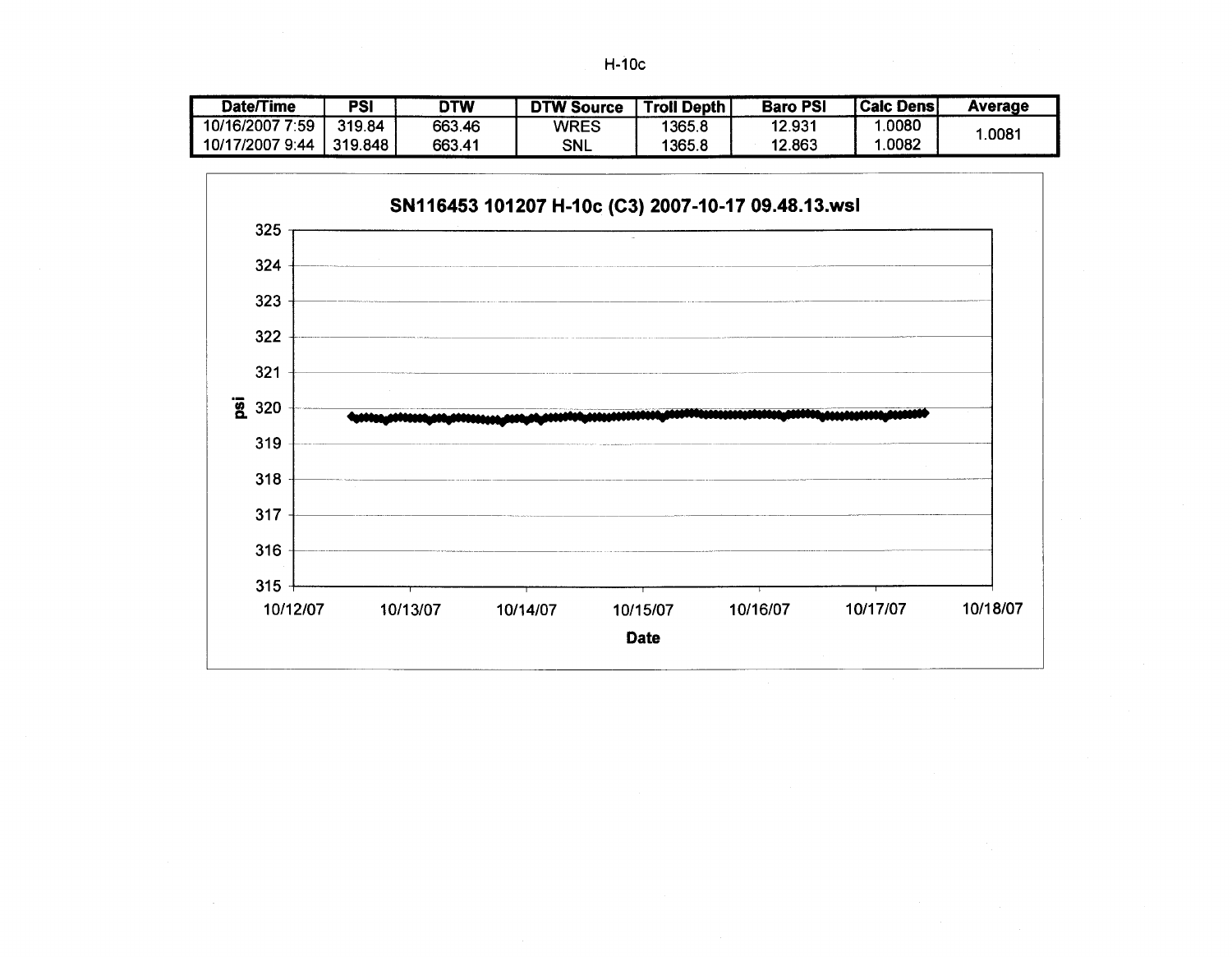H-10c

| Date/Time | PSI | DTW | DTW Source | Troll Depth | Baro PSI | Calc Dens | Average |
|---|---|---|---|---|---|---|---|
| 10/16/2007 7:59 | 319.84 | 663.46 | WRES | 1365.8 | 12.931 | 1.0080 | 1.0081 |
| 10/17/2007 9:44 | 319.848 | 663.41 | SNL | 1365.8 | 12.863 | 1.0082 | |

SN116453 101207 H-10c (C3) 2007-10-17 09.48.13.wsl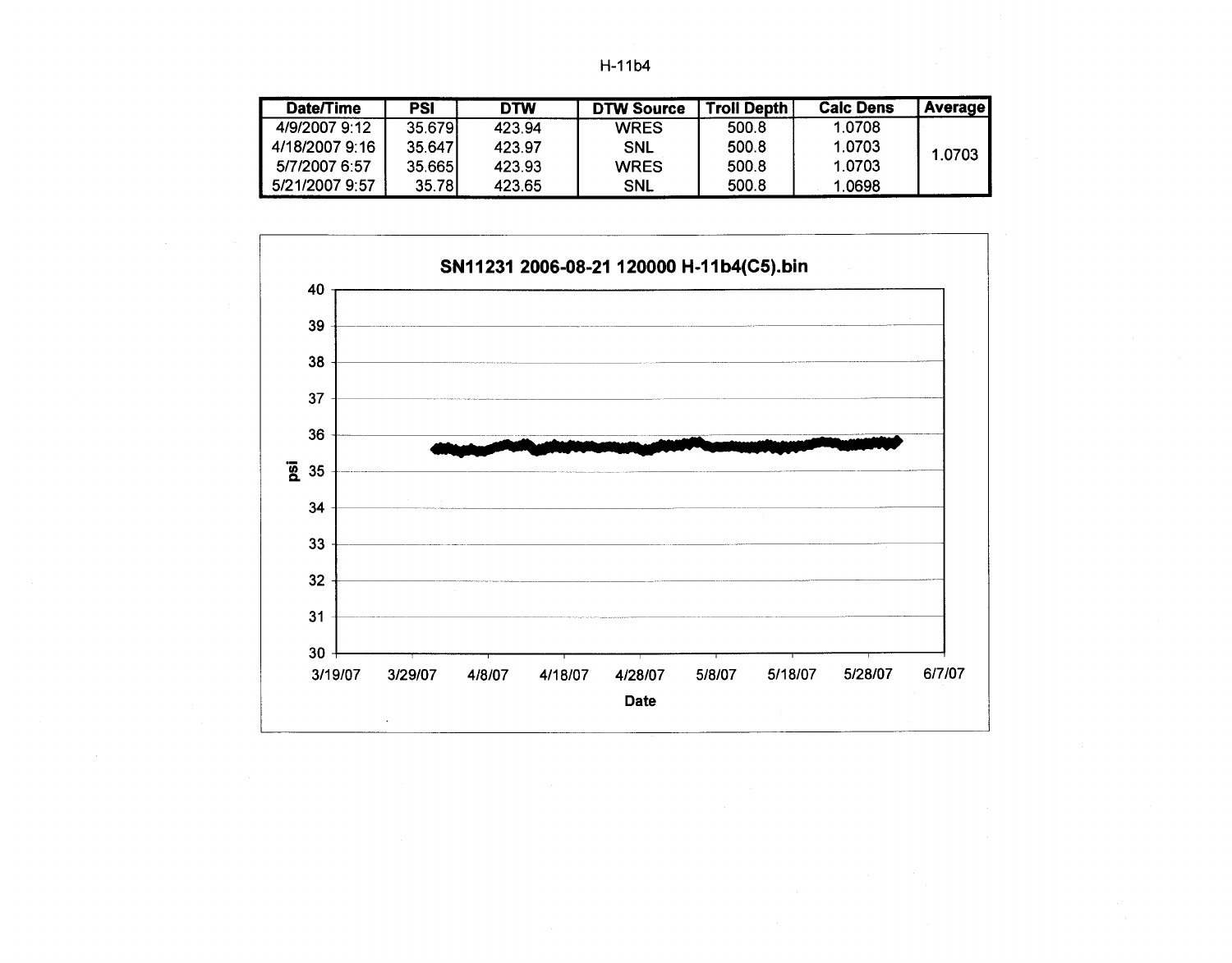H-11b4

| Date/Time | PSI | DTW | DTW Source | Troll Depth | Calc Dens | Average |
|---|---|---|---|---|---|---|
| 4/9/2007 9:12 | 35.679 | 423.94 | WRES | 500.8 | 1.0708 | 1.0703 |
| 4/18/2007 9:16 | 35.647 | 423.97 | SNL | 500.8 | 1.0703 | |
| 5/7/2007 6:57 | 35.665 | 423.93 | WRES | 500.8 | 1.0703 | |
| 5/21/2007 9:57 | 35.78 | 423.65 | SNL | 500.8 | 1.0698 | |

SN11231 2006-08-21 120000 H-11b4(C5).bin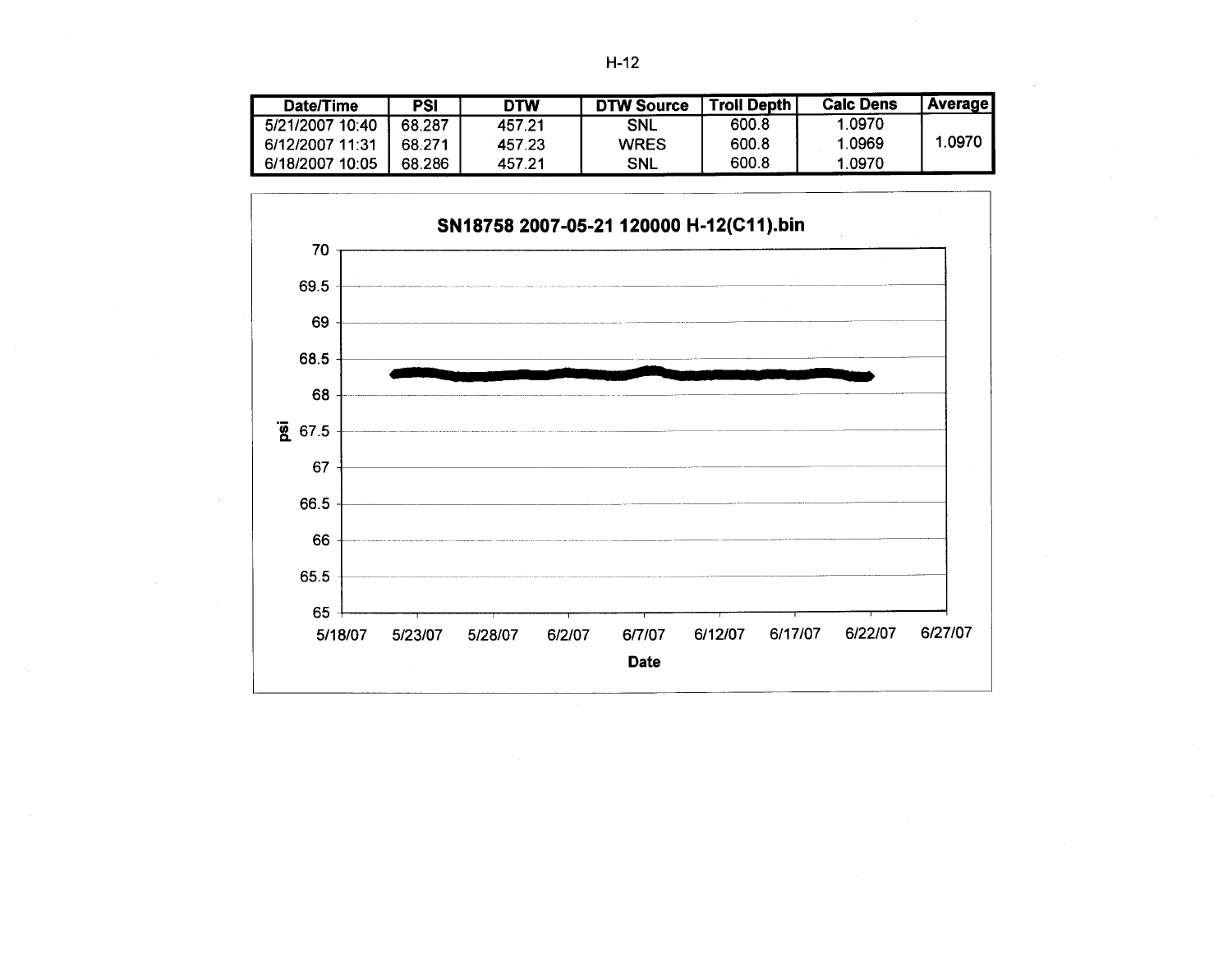H-12

| Date/Time | PSI | DTW | DTW Source | Troll Depth | Calc Dens | Average |
|---|---|---|---|---|---|---|
| 5/21/2007 10:40 | 68.287 | 457.21 | SNL | 600.8 | 1.0970 | |
| 6/12/2007 11:31 | 68.271 | 457.23 | WRES | 600.8 | 1.0969 | 1.0970 |
| 6/18/2007 10:05 | 68.286 | 457.21 | SNL | 600.8 | 1.0970 | |

**SN18758 2007-05-21 120000 H-12(C11).bin**

psi: 70, 69.5, 69, 68.5, 68, 67.5, 67, 66.5, 66, 65.5, 65

Date: 5/18/07, 5/23/07, 5/28/07, 6/2/07, 6/7/07, 6/12/07, 6/17/07, 6/22/07, 6/27/07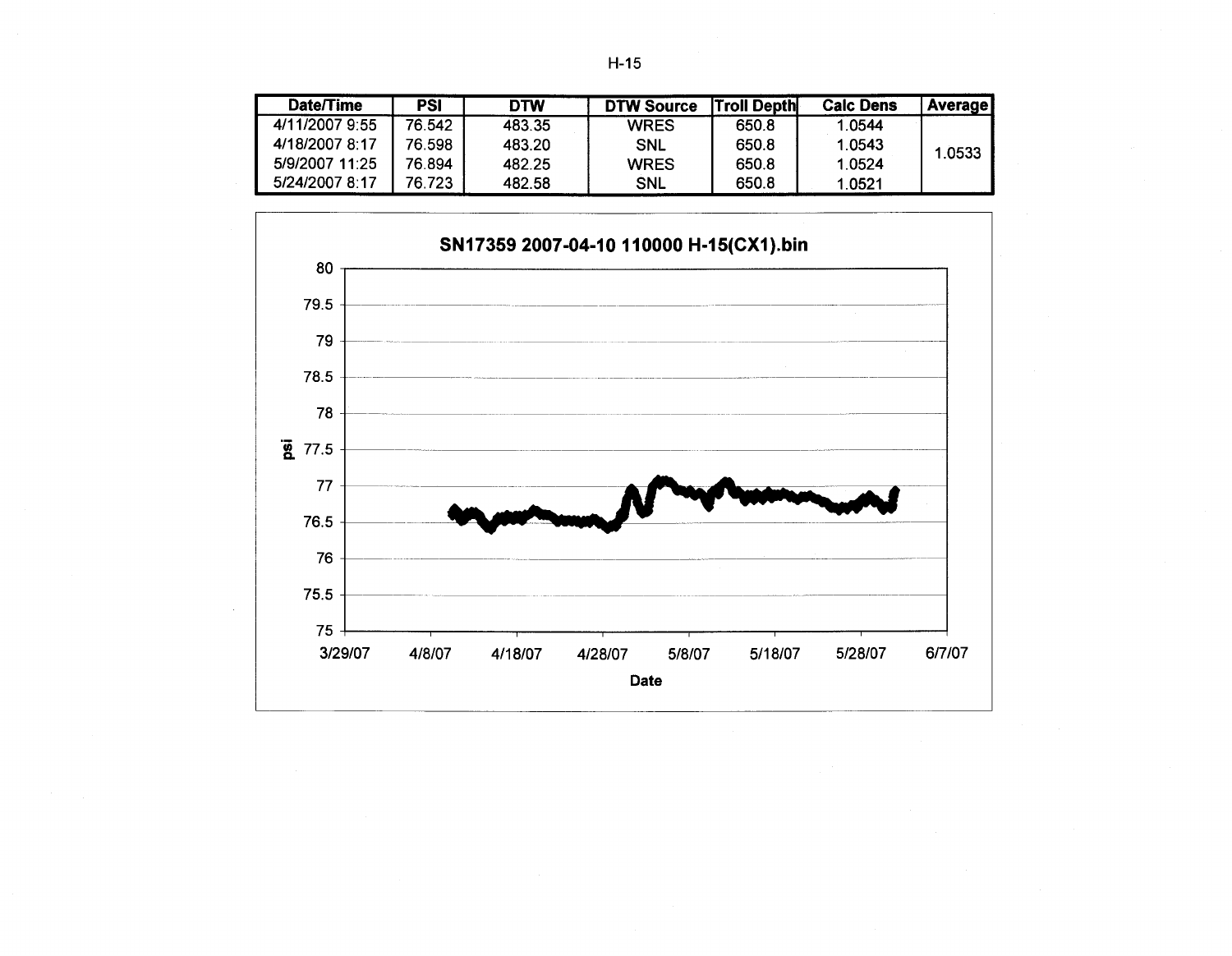# H-15

| Date/Time | PSI | DTW | DTW Source | Troll Depth | Calc Dens | Average |
|---|---|---|---|---|---|---|
| 4/11/2007 9:55 | 76.542 | 483.35 | WRES | 650.8 | 1.0544 | 1.0533 |
| 4/18/2007 8:17 | 76.598 | 483.20 | SNL | 650.8 | 1.0543 | |
| 5/9/2007 11:25 | 76.894 | 482.25 | WRES | 650.8 | 1.0524 | |
| 5/24/2007 8:17 | 76.723 | 482.58 | SNL | 650.8 | 1.0521 | |

**SN17359 2007-04-10 110000 H-15(CX1).bin**

psi: 75, 75.5, 76, 76.5, 77, 77.5, 78, 78.5, 79, 79.5, 80

Date: 3/29/07, 4/8/07, 4/18/07, 4/28/07, 5/8/07, 5/18/07, 5/28/07, 6/7/07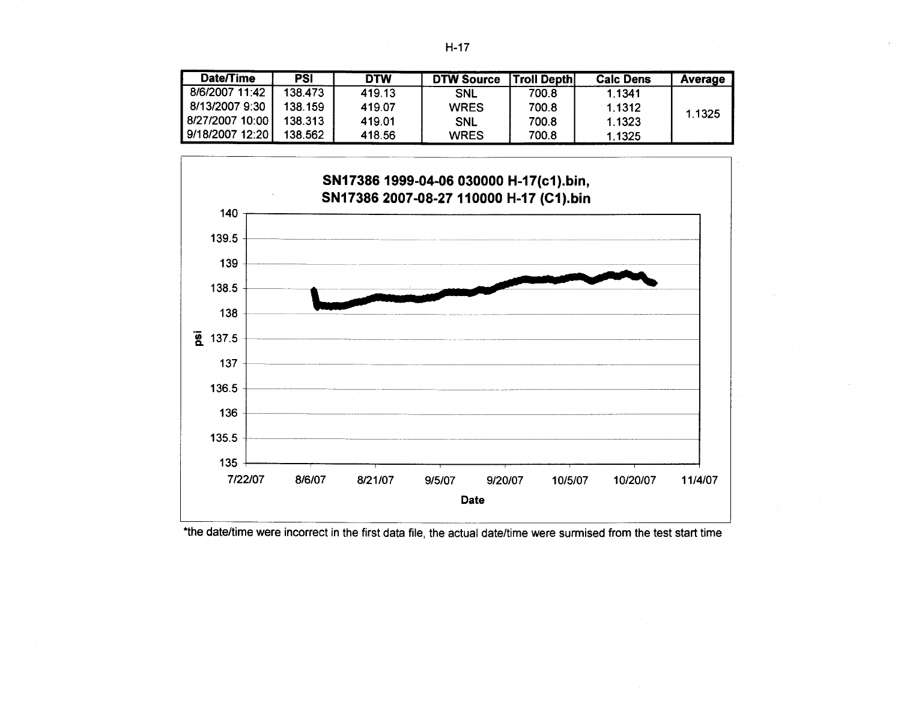# H-17

| Date/Time | PSI | DTW | DTW Source | Troll Depth | Calc Dens | Average |
|---|---|---|---|---|---|---|
| 8/6/2007 11:42 | 138.473 | 419.13 | SNL | 700.8 | 1.1341 | 1.1325 |
| 8/13/2007 9:30 | 138.159 | 419.07 | WRES | 700.8 | 1.1312 | |
| 8/27/2007 10:00 | 138.313 | 419.01 | SNL | 700.8 | 1.1323 | |
| 9/18/2007 12:20 | 138.562 | 418.56 | WRES | 700.8 | 1.1325 | |

**SN17386 1999-04-06 030000 H-17(c1).bin, SN17386 2007-08-27 110000 H-17 (C1).bin**

*the date/time were incorrect in the first data file, the actual date/time were surmised from the test start time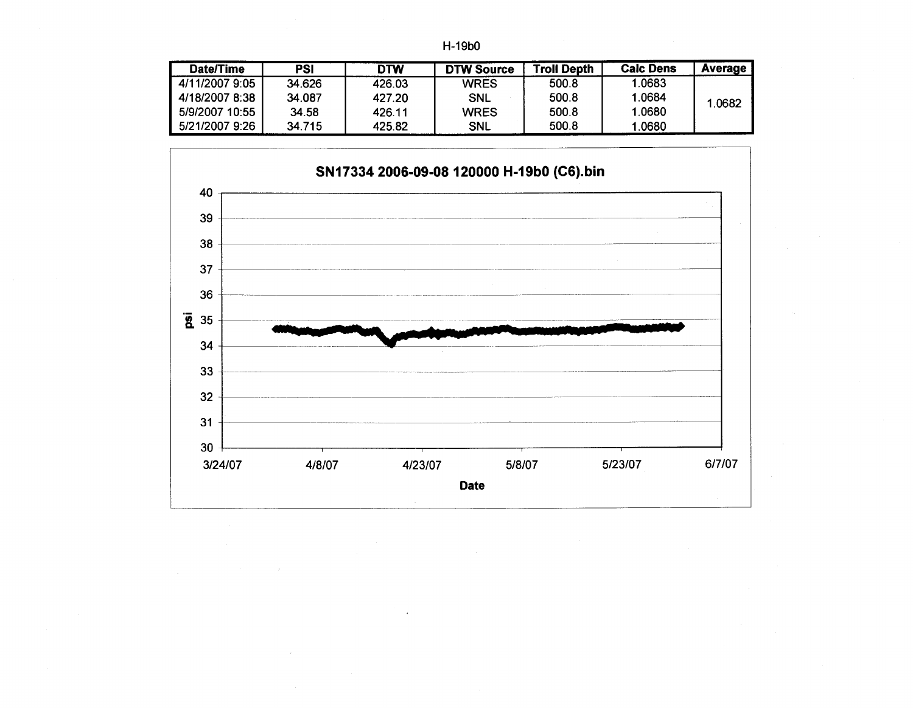H-19b0

| Date/Time | PSI | DTW | DTW Source | Troll Depth | Calc Dens | Average |
|---|---|---|---|---|---|---|
| 4/11/2007 9:05 | 34.626 | 426.03 | WRES | 500.8 | 1.0683 | 1.0682 |
| 4/18/2007 8:38 | 34.087 | 427.20 | SNL | 500.8 | 1.0684 | |
| 5/9/2007 10:55 | 34.58 | 426.11 | WRES | 500.8 | 1.0680 | |
| 5/21/2007 9:26 | 34.715 | 425.82 | SNL | 500.8 | 1.0680 | |

**SN17334 2006-09-08 120000 H-19b0 (C6).bin**

psi

Date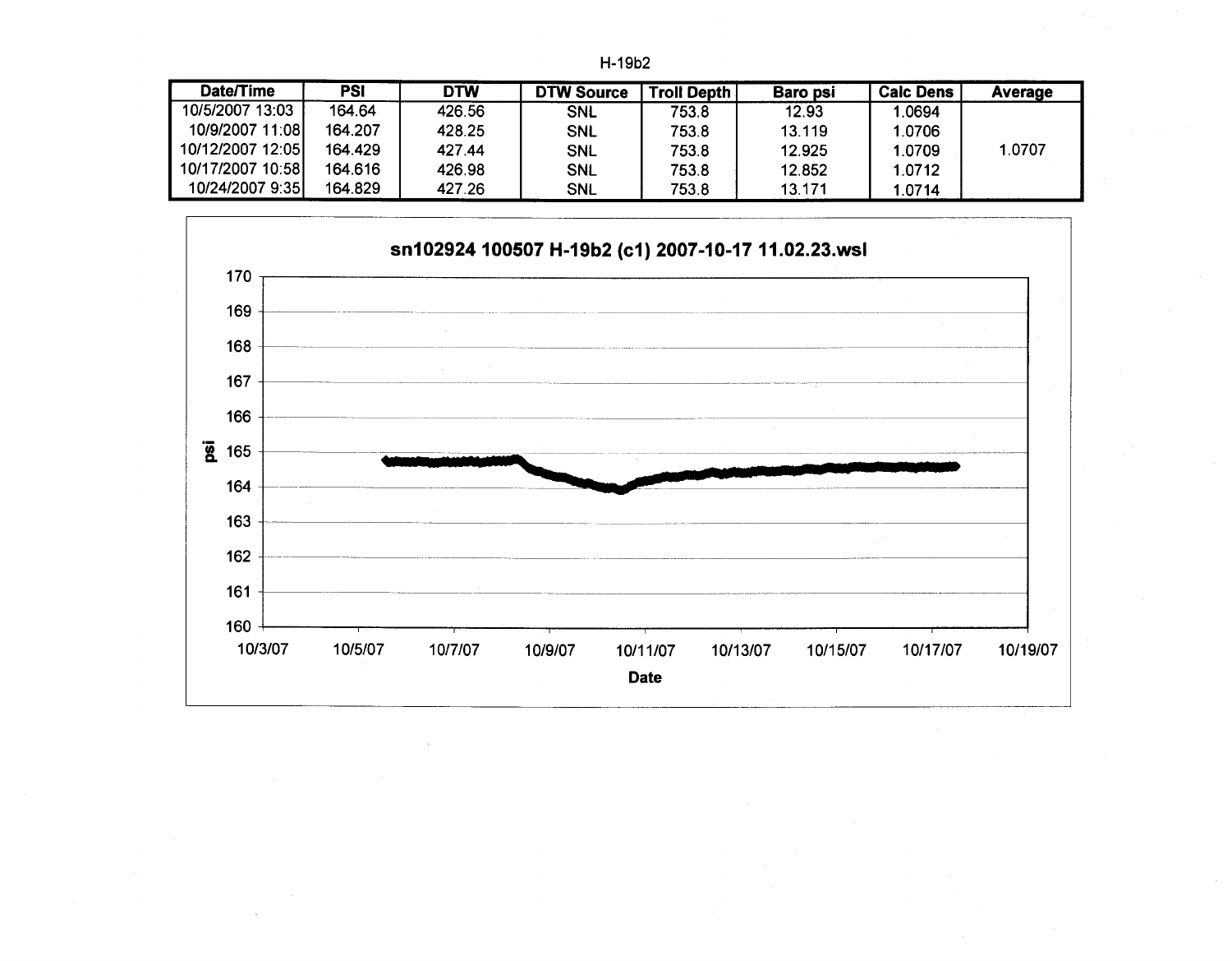H-19b2

| Date/Time | PSI | DTW | DTW Source | Troll Depth | Baro psi | Calc Dens | Average |
|---|---|---|---|---|---|---|---|
| 10/5/2007 13:03 | 164.64 | 426.56 | SNL | 753.8 | 12.93 | 1.0694 | |
| 10/9/2007 11:08 | 164.207 | 428.25 | SNL | 753.8 | 13.119 | 1.0706 | |
| 10/12/2007 12:05 | 164.429 | 427.44 | SNL | 753.8 | 12.925 | 1.0709 | 1.0707 |
| 10/17/2007 10:58 | 164.616 | 426.98 | SNL | 753.8 | 12.852 | 1.0712 | |
| 10/24/2007 9:35 | 164.829 | 427.26 | SNL | 753.8 | 13.171 | 1.0714 | |

**sn102924 100507 H-19b2 (c1) 2007-10-17 11.02.23.wsl**

(Chart: psi, 160–170, versus Date, 10/3/07–10/19/07)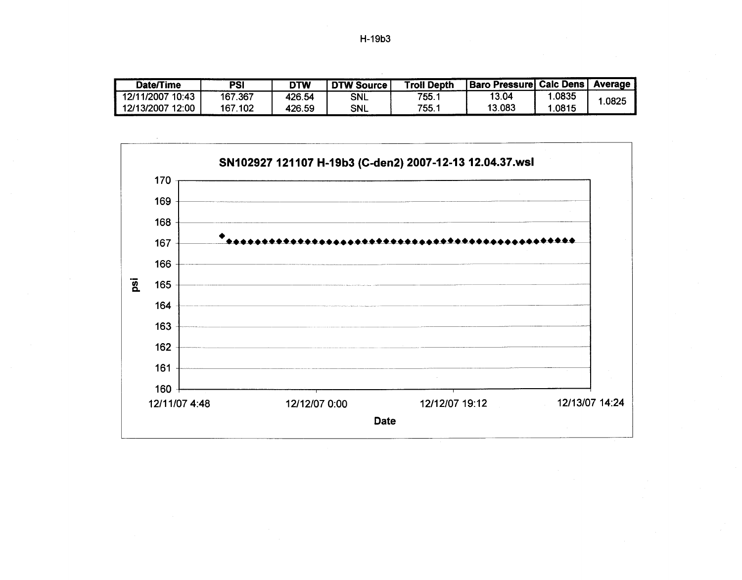# H-19b3

| Date/Time | PSI | DTW | DTW Source | Troll Depth | Baro Pressure | Calc Dens | Average |
|---|---|---|---|---|---|---|---|
| 12/11/2007 10:43 | 167.367 | 426.54 | SNL | 755.1 | 13.04 | 1.0835 | 1.0825 |
| 12/13/2007 12:00 | 167.102 | 426.59 | SNL | 755.1 | 13.083 | 1.0815 | |

**SN102927 121107 H-19b3 (C-den2) 2007-12-13 12.04.37.wsl**

psi: 160, 161, 162, 163, 164, 165, 166, 167, 168, 169, 170

Date: 12/11/07 4:48, 12/12/07 0:00, 12/12/07 19:12, 12/13/07 14:24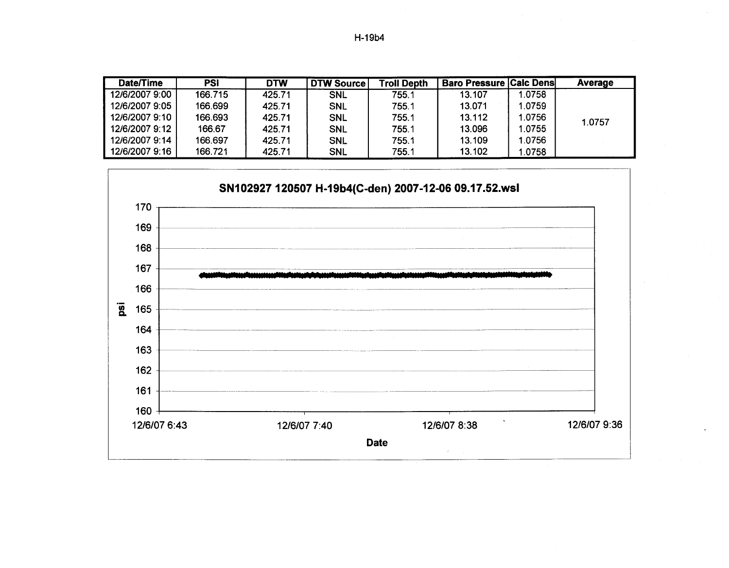H-19b4

| Date/Time | PSI | DTW | DTW Source | Troll Depth | Baro Pressure | Calc Dens | Average |
|---|---|---|---|---|---|---|---|
| 12/6/2007 9:00 | 166.715 | 425.71 | SNL | 755.1 | 13.107 | 1.0758 | 1.0757 |
| 12/6/2007 9:05 | 166.699 | 425.71 | SNL | 755.1 | 13.071 | 1.0759 | |
| 12/6/2007 9:10 | 166.693 | 425.71 | SNL | 755.1 | 13.112 | 1.0756 | |
| 12/6/2007 9:12 | 166.67 | 425.71 | SNL | 755.1 | 13.096 | 1.0755 | |
| 12/6/2007 9:14 | 166.697 | 425.71 | SNL | 755.1 | 13.109 | 1.0756 | |
| 12/6/2007 9:16 | 166.721 | 425.71 | SNL | 755.1 | 13.102 | 1.0758 | |

**SN102927 120507 H-19b4(C-den) 2007-12-06 09.17.52.wsl**

psi: 170, 169, 168, 167, 166, 165, 164, 163, 162, 161, 160

Date: 12/6/07 6:43, 12/6/07 7:40, 12/6/07 8:38, 12/6/07 9:36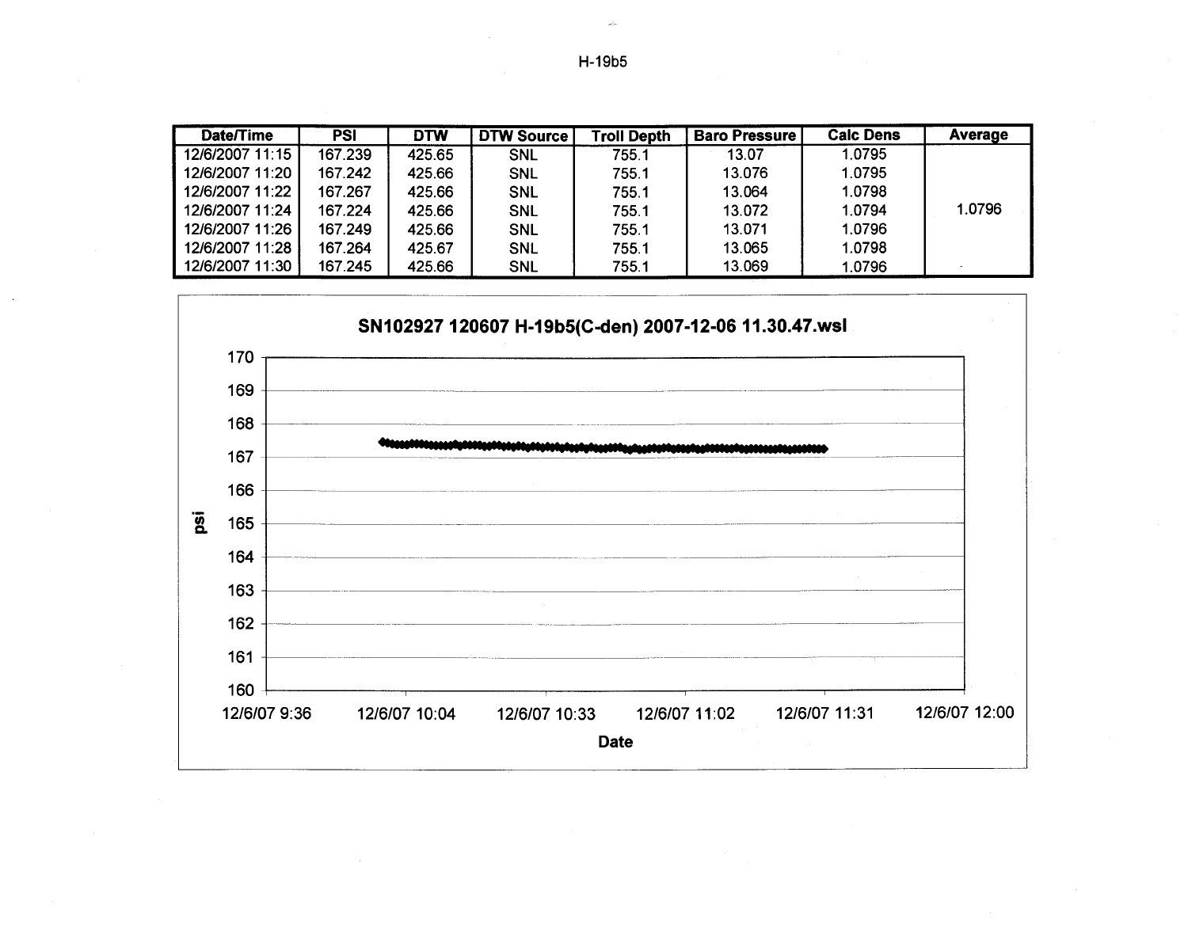H-19b5

| Date/Time | PSI | DTW | DTW Source | Troll Depth | Baro Pressure | Calc Dens | Average |
|---|---|---|---|---|---|---|---|
| 12/6/2007 11:15 | 167.239 | 425.65 | SNL | 755.1 | 13.07 | 1.0795 | |
| 12/6/2007 11:20 | 167.242 | 425.66 | SNL | 755.1 | 13.076 | 1.0795 | |
| 12/6/2007 11:22 | 167.267 | 425.66 | SNL | 755.1 | 13.064 | 1.0798 | |
| 12/6/2007 11:24 | 167.224 | 425.66 | SNL | 755.1 | 13.072 | 1.0794 | 1.0796 |
| 12/6/2007 11:26 | 167.249 | 425.66 | SNL | 755.1 | 13.071 | 1.0796 | |
| 12/6/2007 11:28 | 167.264 | 425.67 | SNL | 755.1 | 13.065 | 1.0798 | |
| 12/6/2007 11:30 | 167.245 | 425.66 | SNL | 755.1 | 13.069 | 1.0796 | |

**SN102927 120607 H-19b5(C-den) 2007-12-06 11.30.47.wsl**

(Chart: psi (160–170) vs. Date (12/6/07 9:36 to 12/6/07 12:00); x-axis labels: 12/6/07 9:36, 12/6/07 10:04, 12/6/07 10:33, 12/6/07 11:02, 12/6/07 11:31, 12/6/07 12:00)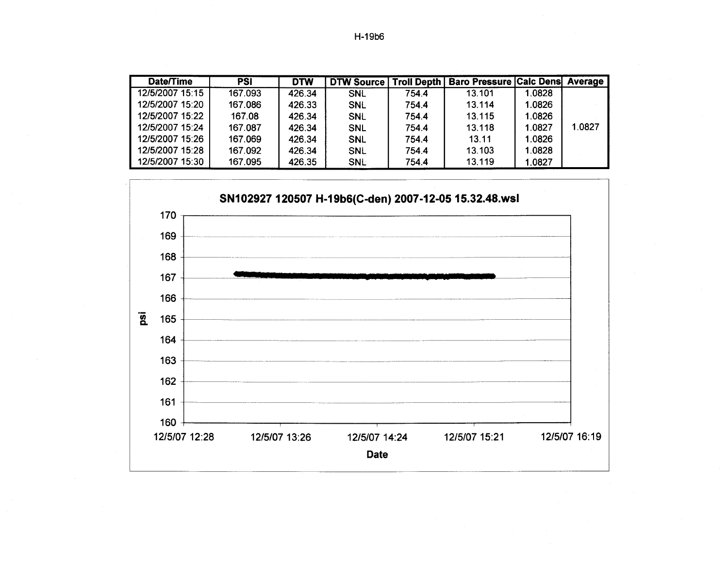H-19b6

| Date/Time | PSI | DTW | DTW Source | Troll Depth | Baro Pressure | Calc Dens | Average |
|---|---|---|---|---|---|---|---|
| 12/5/2007 15:15 | 167.093 | 426.34 | SNL | 754.4 | 13.101 | 1.0828 | |
| 12/5/2007 15:20 | 167.086 | 426.33 | SNL | 754.4 | 13.114 | 1.0826 | |
| 12/5/2007 15:22 | 167.08 | 426.34 | SNL | 754.4 | 13.115 | 1.0826 | |
| 12/5/2007 15:24 | 167.087 | 426.34 | SNL | 754.4 | 13.118 | 1.0827 | 1.0827 |
| 12/5/2007 15:26 | 167.069 | 426.34 | SNL | 754.4 | 13.11 | 1.0826 | |
| 12/5/2007 15:28 | 167.092 | 426.34 | SNL | 754.4 | 13.103 | 1.0828 | |
| 12/5/2007 15:30 | 167.095 | 426.35 | SNL | 754.4 | 13.119 | 1.0827 | |

**SN102927 120507 H-19b6(C-den) 2007-12-05 15.32.48.wsl**

psi: 170, 169, 168, 167, 166, 165, 164, 163, 162, 161, 160

Date: 12/5/07 12:28, 12/5/07 13:26, 12/5/07 14:24, 12/5/07 15:21, 12/5/07 16:19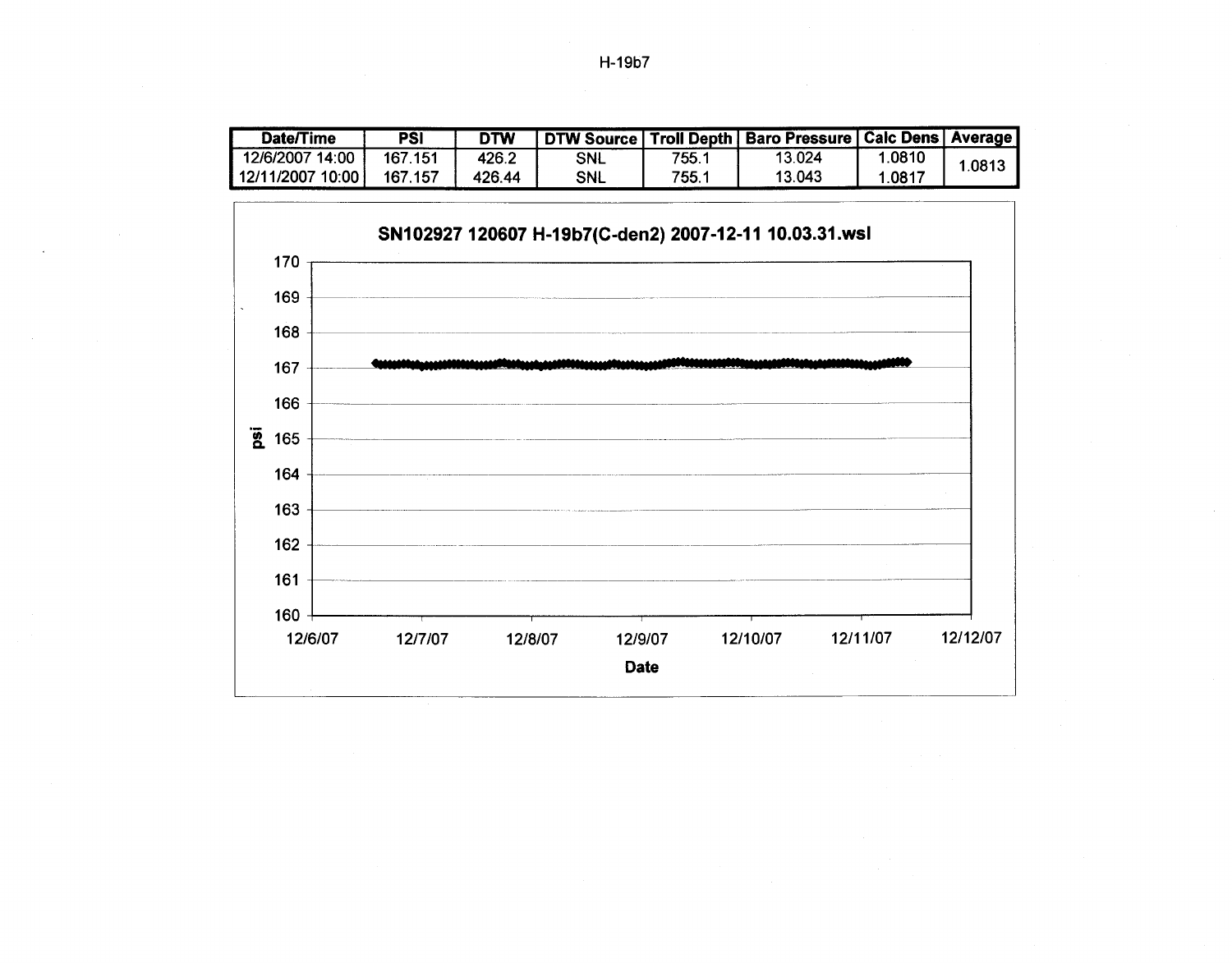H-19b7

| Date/Time | PSI | DTW | DTW Source | Troll Depth | Baro Pressure | Calc Dens | Average |
|---|---|---|---|---|---|---|---|
| 12/6/2007 14:00 | 167.151 | 426.2 | SNL | 755.1 | 13.024 | 1.0810 | 1.0813 |
| 12/11/2007 10:00 | 167.157 | 426.44 | SNL | 755.1 | 13.043 | 1.0817 | |

**SN102927 120607 H-19b7(C-den2) 2007-12-11 10.03.31.wsl**

psi: 160, 161, 162, 163, 164, 165, 166, 167, 168, 169, 170

Date: 12/6/07, 12/7/07, 12/8/07, 12/9/07, 12/10/07, 12/11/07, 12/12/07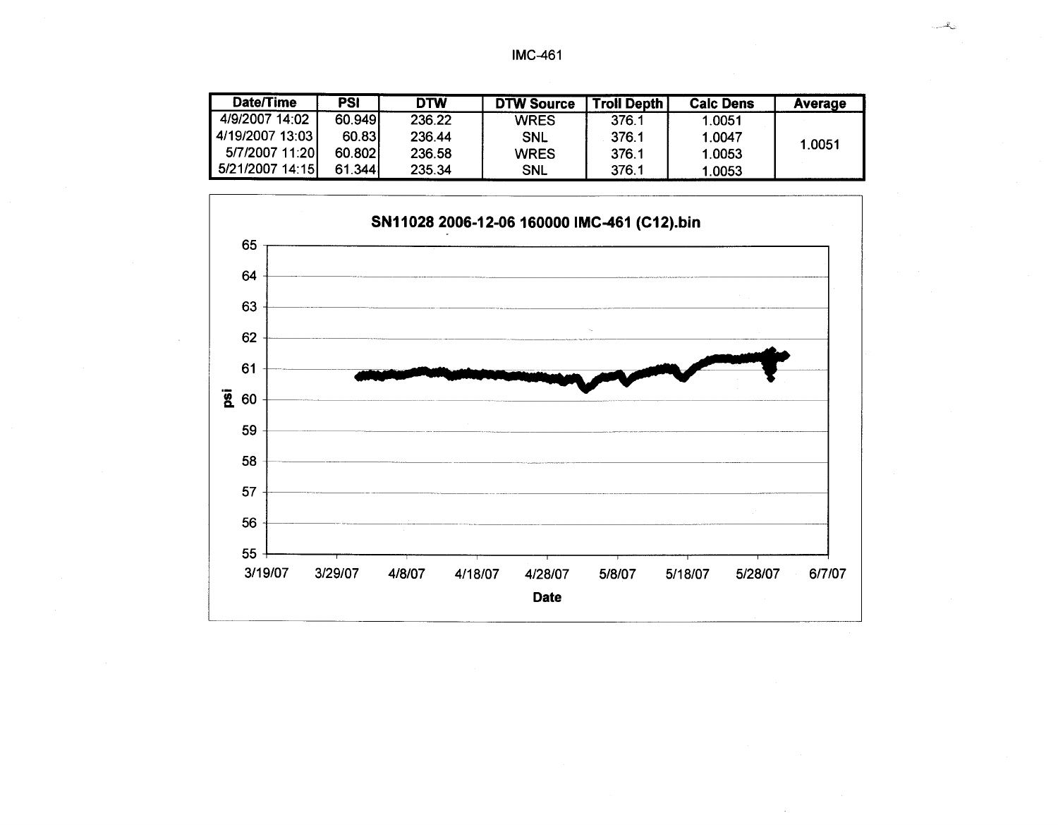IMC-461

| Date/Time | PSI | DTW | DTW Source | Troll Depth | Calc Dens | Average |
|---|---|---|---|---|---|---|
| 4/9/2007 14:02 | 60.949 | 236.22 | WRES | 376.1 | 1.0051 | 1.0051 |
| 4/19/2007 13:03 | 60.83 | 236.44 | SNL | 376.1 | 1.0047 | |
| 5/7/2007 11:20 | 60.802 | 236.58 | WRES | 376.1 | 1.0053 | |
| 5/21/2007 14:15 | 61.344 | 235.34 | SNL | 376.1 | 1.0053 | |

**SN11028 2006-12-06 160000 IMC-461 (C12).bin**

psi: 55, 56, 57, 58, 59, 60, 61, 62, 63, 64, 65

Date: 3/19/07, 3/29/07, 4/8/07, 4/18/07, 4/28/07, 5/8/07, 5/18/07, 5/28/07, 6/7/07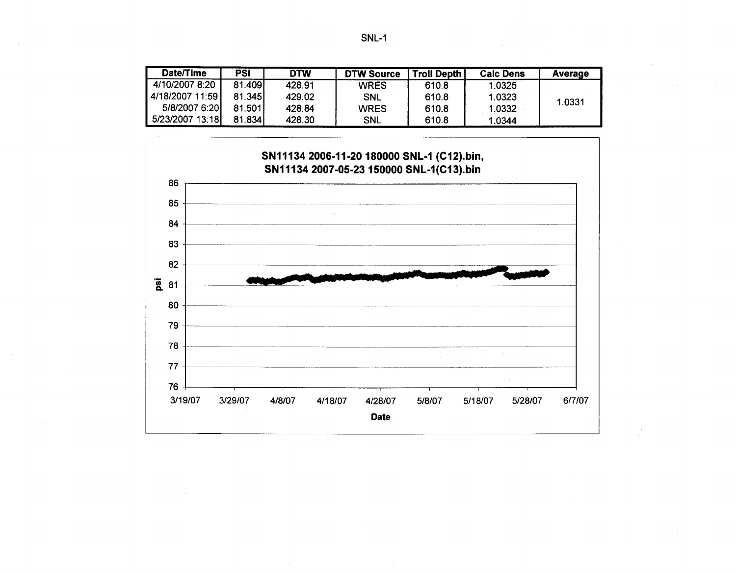SNL-1

| Date/Time | PSI | DTW | DTW Source | Troll Depth | Calc Dens | Average |
|---|---|---|---|---|---|---|
| 4/10/2007 8:20 | 81.409 | 428.91 | WRES | 610.8 | 1.0325 | 1.0331 |
| 4/18/2007 11:59 | 81.345 | 429.02 | SNL | 610.8 | 1.0323 | |
| 5/8/2007 6:20 | 81.501 | 428.84 | WRES | 610.8 | 1.0332 | |
| 5/23/2007 13:18 | 81.834 | 428.30 | SNL | 610.8 | 1.0344 | |

**SN11134 2006-11-20 180000 SNL-1 (C12).bin,**
**SN11134 2007-05-23 150000 SNL-1(C13).bin**

psi: 76, 77, 78, 79, 80, 81, 82, 83, 84, 85, 86

Date: 3/19/07, 3/29/07, 4/8/07, 4/18/07, 4/28/07, 5/8/07, 5/18/07, 5/28/07, 6/7/07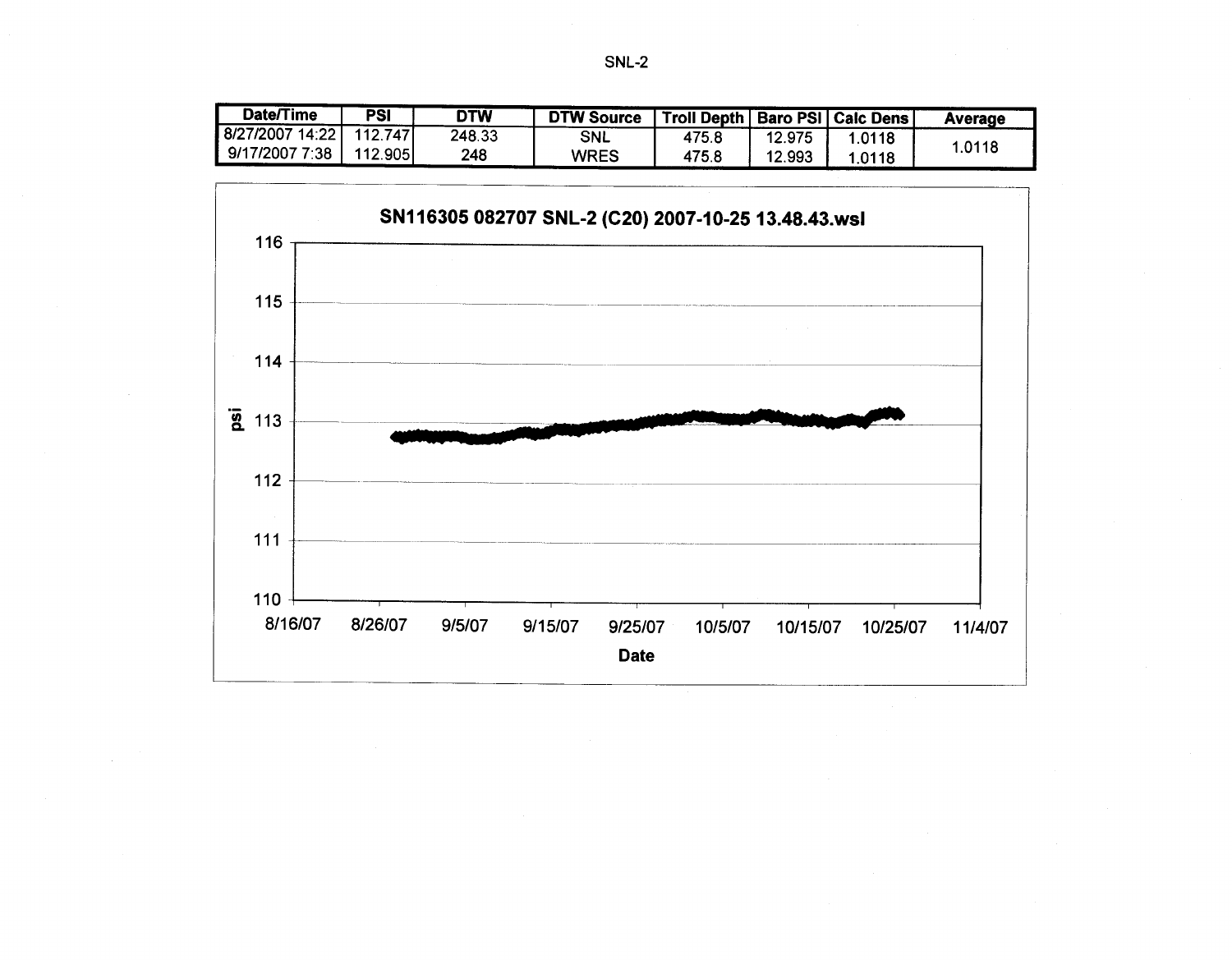SNL-2

| Date/Time | PSI | DTW | DTW Source | Troll Depth | Baro PSI | Calc Dens | Average |
| --- | --- | --- | --- | --- | --- | --- | --- |
| 8/27/2007 14:22 | 112.747 | 248.33 | SNL | 475.8 | 12.975 | 1.0118 | 1.0118 |
| 9/17/2007 7:38 | 112.905 | 248 | WRES | 475.8 | 12.993 | 1.0118 | |

**SN116305 082707 SNL-2 (C20) 2007-10-25 13.48.43.wsl**

psi: 110, 111, 112, 113, 114, 115, 116

Date: 8/16/07, 8/26/07, 9/5/07, 9/15/07, 9/25/07, 10/5/07, 10/15/07, 10/25/07, 11/4/07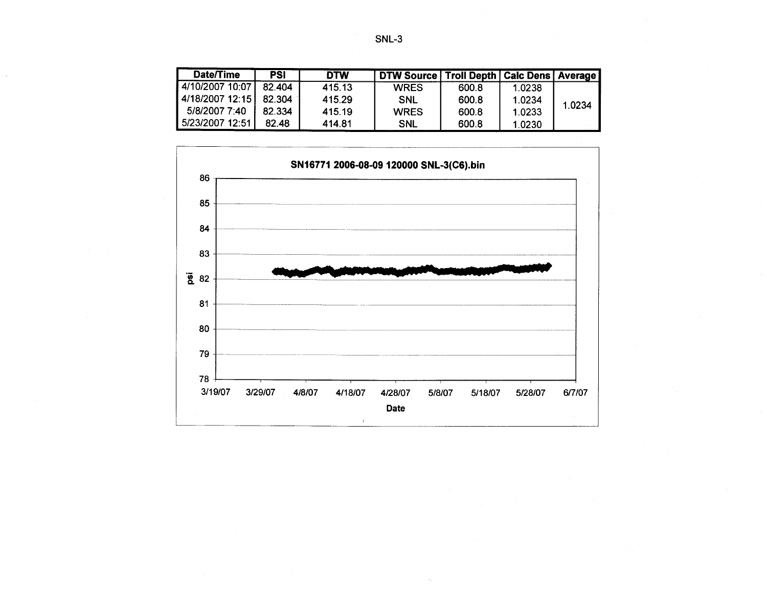SNL-3

| Date/Time | PSI | DTW | DTW Source | Troll Depth | Calc Dens | Average |
|---|---|---|---|---|---|---|
| 4/10/2007 10:07 | 82.404 | 415.13 | WRES | 600.8 | 1.0238 | 1.0234 |
| 4/18/2007 12:15 | 82.304 | 415.29 | SNL | 600.8 | 1.0234 | |
| 5/8/2007 7:40 | 82.334 | 415.19 | WRES | 600.8 | 1.0233 | |
| 5/23/2007 12:51 | 82.48 | 414.81 | SNL | 600.8 | 1.0230 | |

**SN16771 2006-08-09 120000 SNL-3(C6).bin**

psi: 78, 79, 80, 81, 82, 83, 84, 85, 86

Date: 3/19/07, 3/29/07, 4/8/07, 4/18/07, 4/28/07, 5/8/07, 5/18/07, 5/28/07, 6/7/07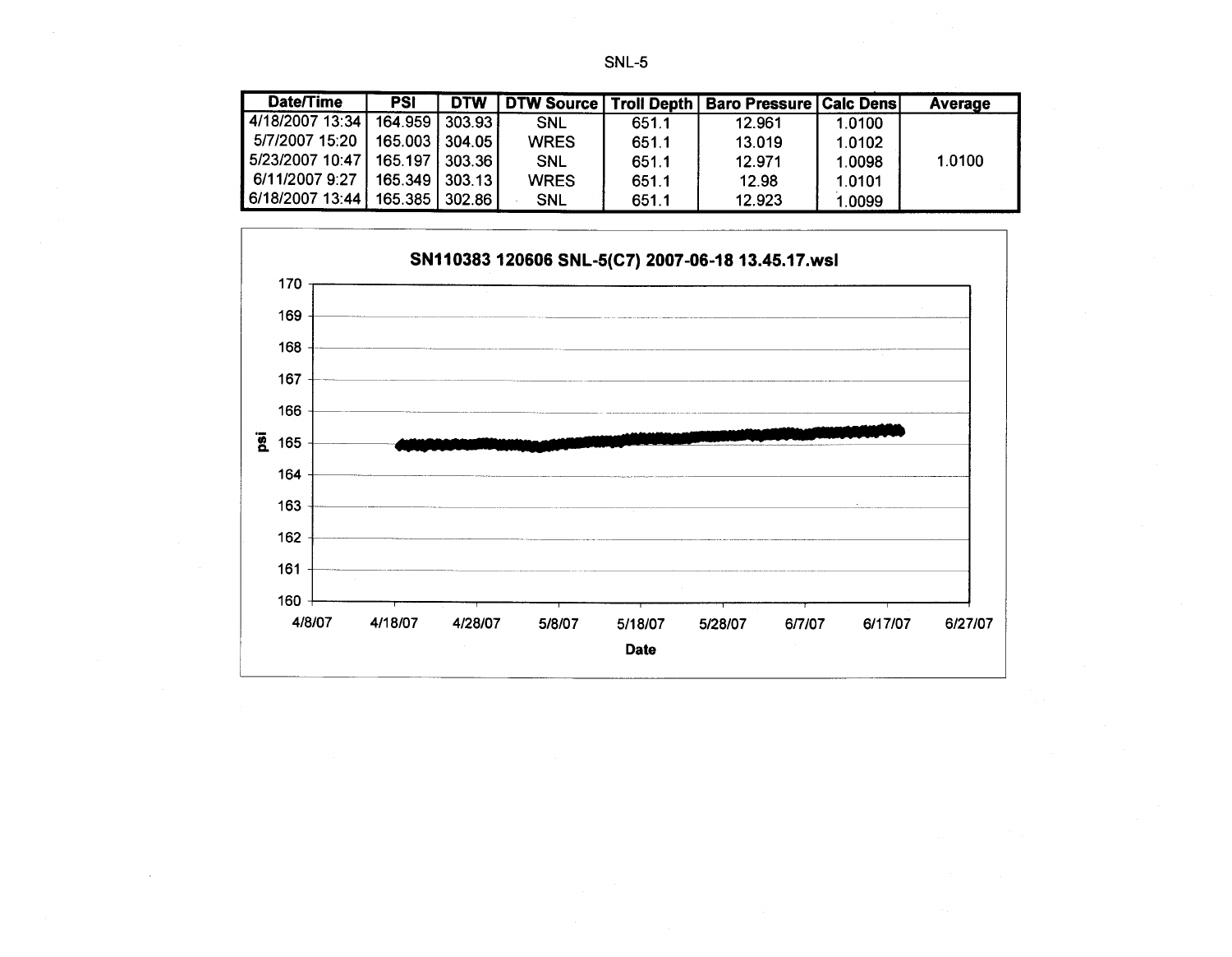SNL-5

| Date/Time | PSI | DTW | DTW Source | Troll Depth | Baro Pressure | Calc Dens | Average |
|---|---|---|---|---|---|---|---|
| 4/18/2007 13:34 | 164.959 | 303.93 | SNL | 651.1 | 12.961 | 1.0100 | |
| 5/7/2007 15:20 | 165.003 | 304.05 | WRES | 651.1 | 13.019 | 1.0102 | |
| 5/23/2007 10:47 | 165.197 | 303.36 | SNL | 651.1 | 12.971 | 1.0098 | 1.0100 |
| 6/11/2007 9:27 | 165.349 | 303.13 | WRES | 651.1 | 12.98 | 1.0101 | |
| 6/18/2007 13:44 | 165.385 | 302.86 | SNL | 651.1 | 12.923 | 1.0099 | |

**SN110383 120606 SNL-5(C7) 2007-06-18 13.45.17.wsl**

psi: 160, 161, 162, 163, 164, 165, 166, 167, 168, 169, 170

Date: 4/8/07, 4/18/07, 4/28/07, 5/8/07, 5/18/07, 5/28/07, 6/7/07, 6/17/07, 6/27/07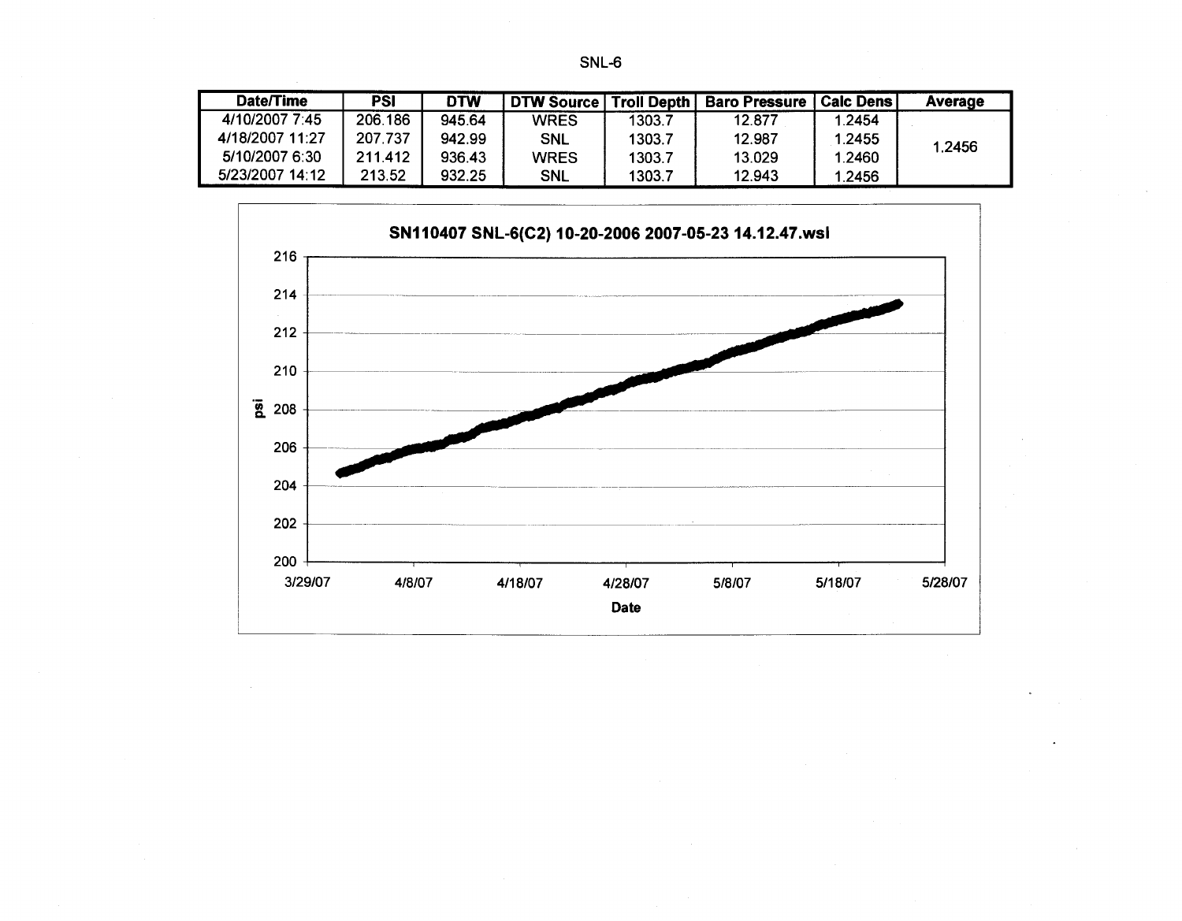SNL-6

| Date/Time | PSI | DTW | DTW Source | Troll Depth | Baro Pressure | Calc Dens | Average |
|---|---|---|---|---|---|---|---|
| 4/10/2007 7:45 | 206.186 | 945.64 | WRES | 1303.7 | 12.877 | 1.2454 | 1.2456 |
| 4/18/2007 11:27 | 207.737 | 942.99 | SNL | 1303.7 | 12.987 | 1.2455 | |
| 5/10/2007 6:30 | 211.412 | 936.43 | WRES | 1303.7 | 13.029 | 1.2460 | |
| 5/23/2007 14:12 | 213.52 | 932.25 | SNL | 1303.7 | 12.943 | 1.2456 | |

**SN110407 SNL-6(C2) 10-20-2006 2007-05-23 14.12.47.wsl**

psi: 200, 202, 204, 206, 208, 210, 212, 214, 216

Date: 3/29/07, 4/8/07, 4/18/07, 4/28/07, 5/8/07, 5/18/07, 5/28/07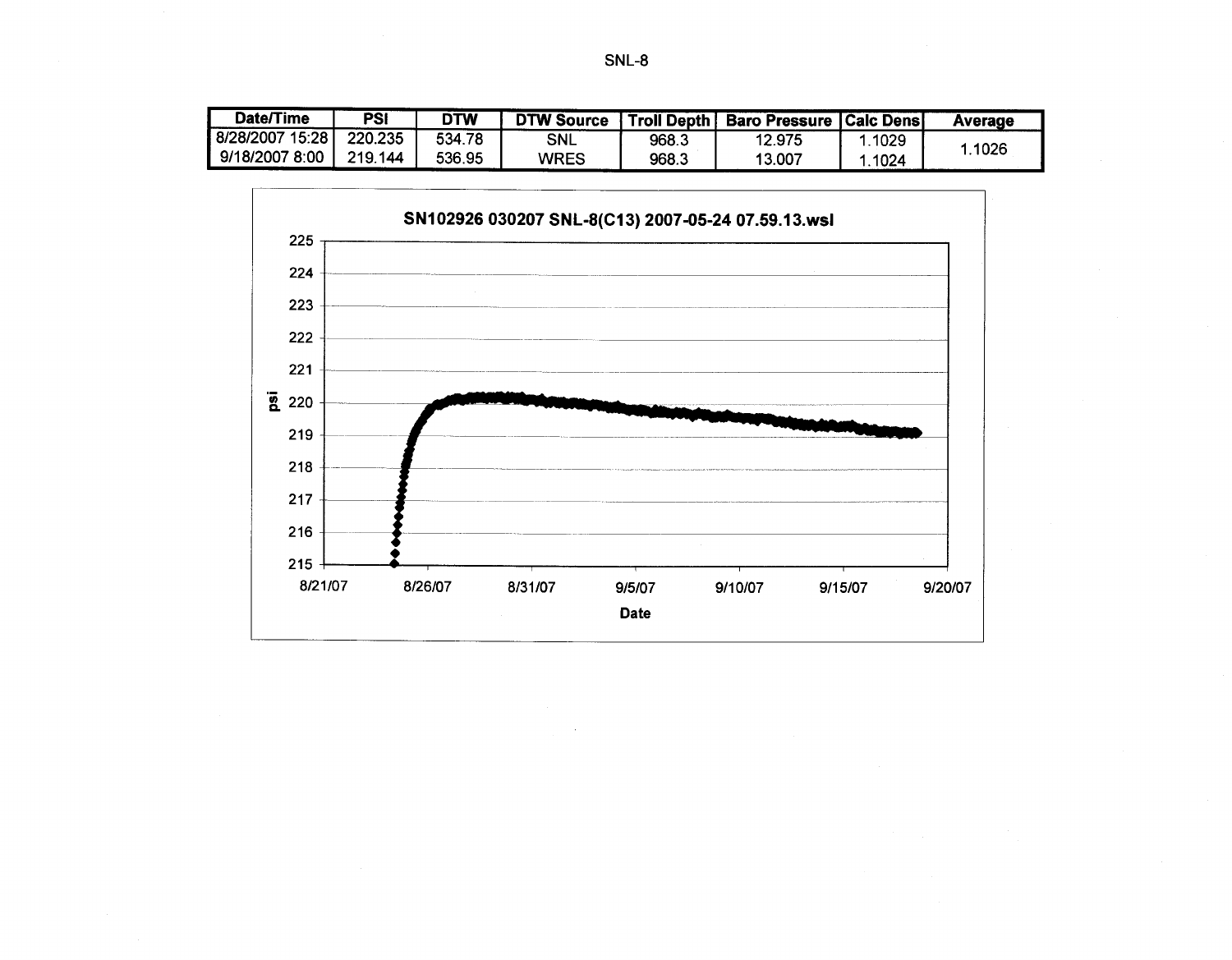SNL-8

| Date/Time | PSI | DTW | DTW Source | Troll Depth | Baro Pressure | Calc Dens | Average |
|---|---|---|---|---|---|---|---|
| 8/28/2007 15:28 | 220.235 | 534.78 | SNL | 968.3 | 12.975 | 1.1029 | 1.1026 |
| 9/18/2007 8:00 | 219.144 | 536.95 | WRES | 968.3 | 13.007 | 1.1024 | |

SN102926 030207 SNL-8(C13) 2007-05-24 07.59.13.wsl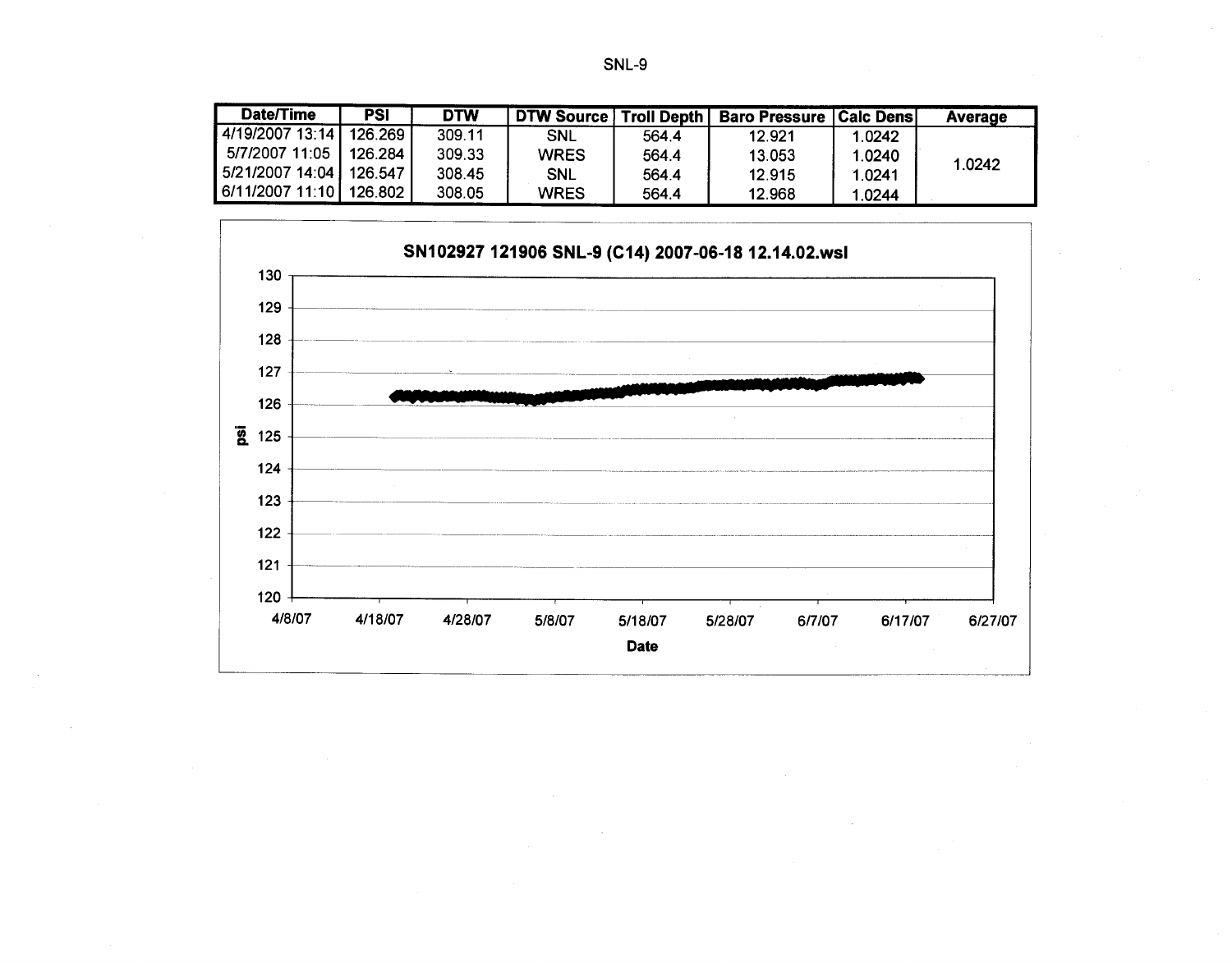# SNL-9

| Date/Time | PSI | DTW | DTW Source | Troll Depth | Baro Pressure | Calc Dens | Average |
|---|---|---|---|---|---|---|---|
| 4/19/2007 13:14 | 126.269 | 309.11 | SNL | 564.4 | 12.921 | 1.0242 | 1.0242 |
| 5/7/2007 11:05 | 126.284 | 309.33 | WRES | 564.4 | 13.053 | 1.0240 | |
| 5/21/2007 14:04 | 126.547 | 308.45 | SNL | 564.4 | 12.915 | 1.0241 | |
| 6/11/2007 11:10 | 126.802 | 308.05 | WRES | 564.4 | 12.968 | 1.0244 | |

**SN102927 121906 SNL-9 (C14) 2007-06-18 12.14.02.wsl**

psi

Date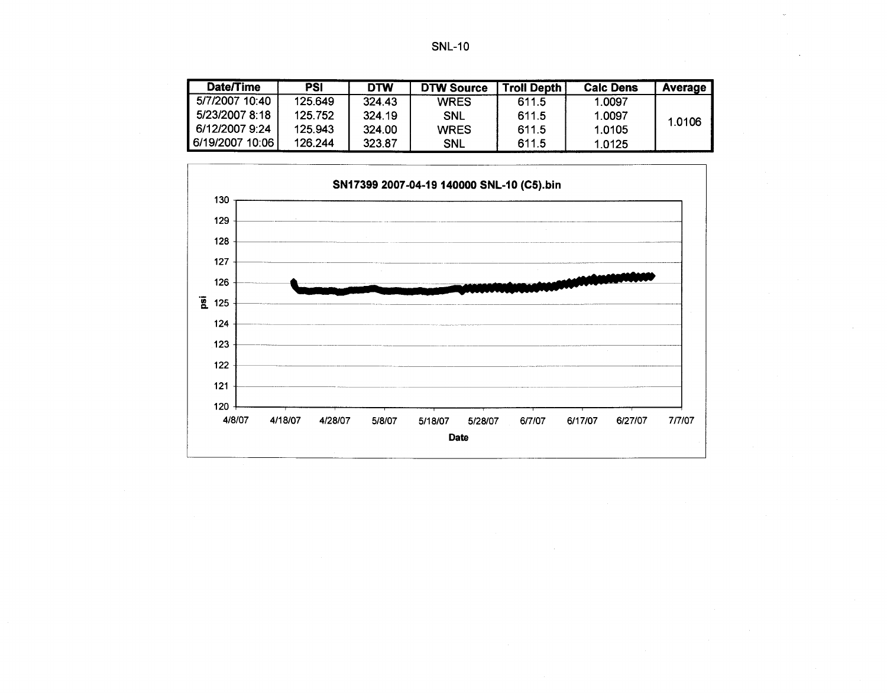# SNL-10

| Date/Time | PSI | DTW | DTW Source | Troll Depth | Calc Dens | Average |
|---|---|---|---|---|---|---|
| 5/7/2007 10:40 | 125.649 | 324.43 | WRES | 611.5 | 1.0097 | 1.0106 |
| 5/23/2007 8:18 | 125.752 | 324.19 | SNL | 611.5 | 1.0097 | |
| 6/12/2007 9:24 | 125.943 | 324.00 | WRES | 611.5 | 1.0105 | |
| 6/19/2007 10:06 | 126.244 | 323.87 | SNL | 611.5 | 1.0125 | |

**SN17399 2007-04-19 140000 SNL-10 (C5).bin**

psi

Date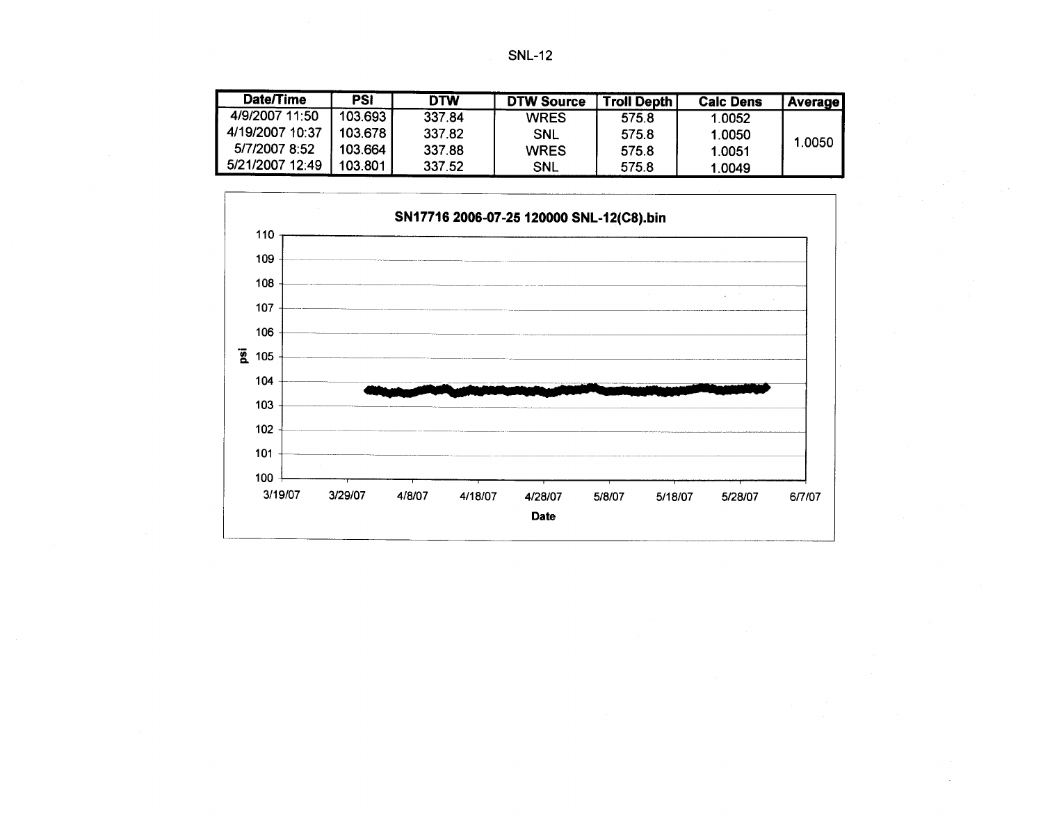SNL-12

| Date/Time | PSI | DTW | DTW Source | Troll Depth | Calc Dens | Average |
|---|---|---|---|---|---|---|
| 4/9/2007 11:50 | 103.693 | 337.84 | WRES | 575.8 | 1.0052 | 1.0050 |
| 4/19/2007 10:37 | 103.678 | 337.82 | SNL | 575.8 | 1.0050 | |
| 5/7/2007 8:52 | 103.664 | 337.88 | WRES | 575.8 | 1.0051 | |
| 5/21/2007 12:49 | 103.801 | 337.52 | SNL | 575.8 | 1.0049 | |

SN17716 2006-07-25 120000 SNL-12(C8).bin

psi: 110, 109, 108, 107, 106, 105, 104, 103, 102, 101, 100

Date: 3/19/07, 3/29/07, 4/8/07, 4/18/07, 4/28/07, 5/8/07, 5/18/07, 5/28/07, 6/7/07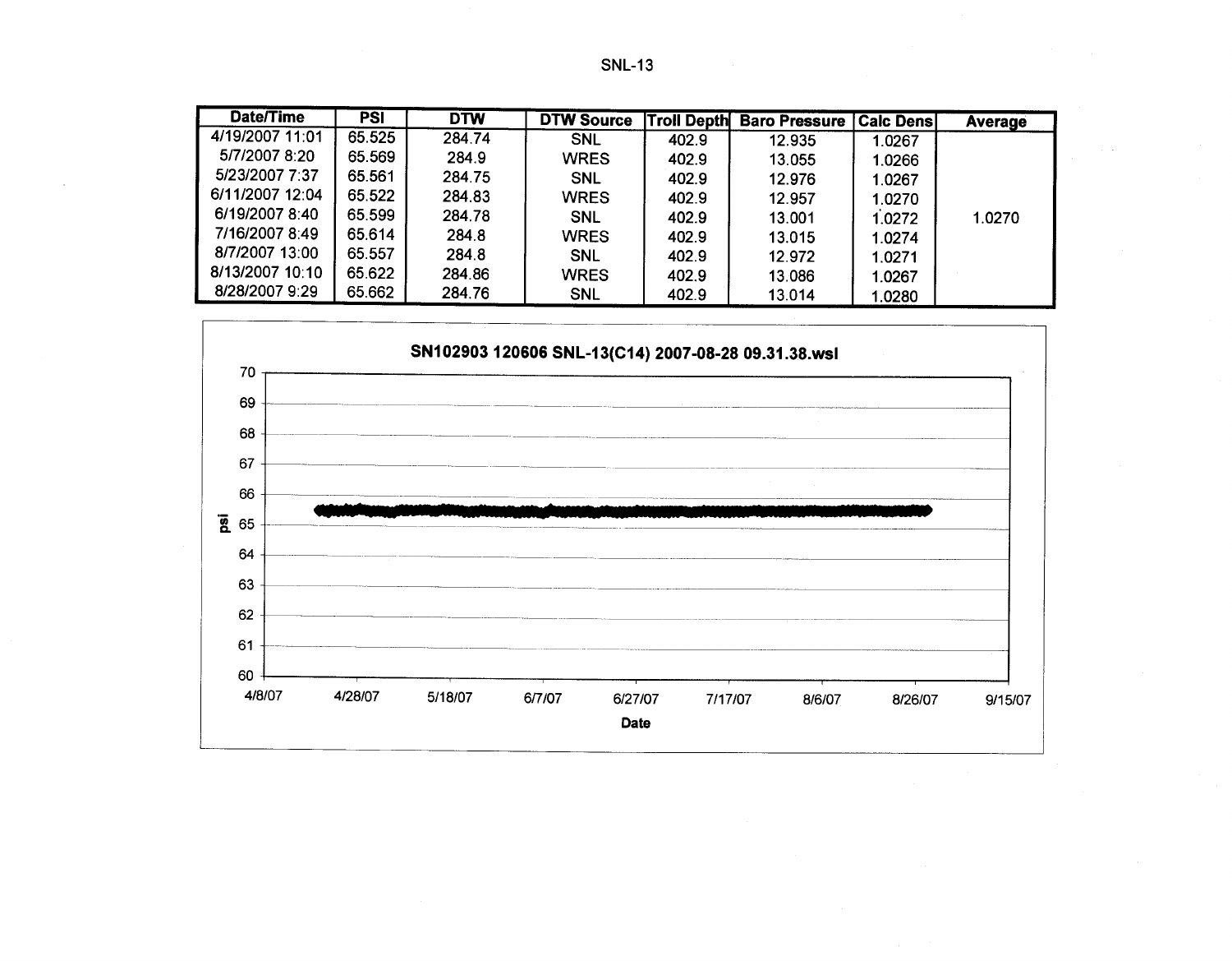# SNL-13

| Date/Time | PSI | DTW | DTW Source | Troll Depth | Baro Pressure | Calc Dens | Average |
|---|---|---|---|---|---|---|---|
| 4/19/2007 11:01 | 65.525 | 284.74 | SNL | 402.9 | 12.935 | 1.0267 | |
| 5/7/2007 8:20 | 65.569 | 284.9 | WRES | 402.9 | 13.055 | 1.0266 | |
| 5/23/2007 7:37 | 65.561 | 284.75 | SNL | 402.9 | 12.976 | 1.0267 | |
| 6/11/2007 12:04 | 65.522 | 284.83 | WRES | 402.9 | 12.957 | 1.0270 | |
| 6/19/2007 8:40 | 65.599 | 284.78 | SNL | 402.9 | 13.001 | 1.0272 | 1.0270 |
| 7/16/2007 8:49 | 65.614 | 284.8 | WRES | 402.9 | 13.015 | 1.0274 | |
| 8/7/2007 13:00 | 65.557 | 284.8 | SNL | 402.9 | 12.972 | 1.0271 | |
| 8/13/2007 10:10 | 65.622 | 284.86 | WRES | 402.9 | 13.086 | 1.0267 | |
| 8/28/2007 9:29 | 65.662 | 284.76 | SNL | 402.9 | 13.014 | 1.0280 | |

**SN102903 120606 SNL-13(C14) 2007-08-28 09.31.38.wsl**

psi (60–70) vs. Date (4/8/07 – 9/15/07)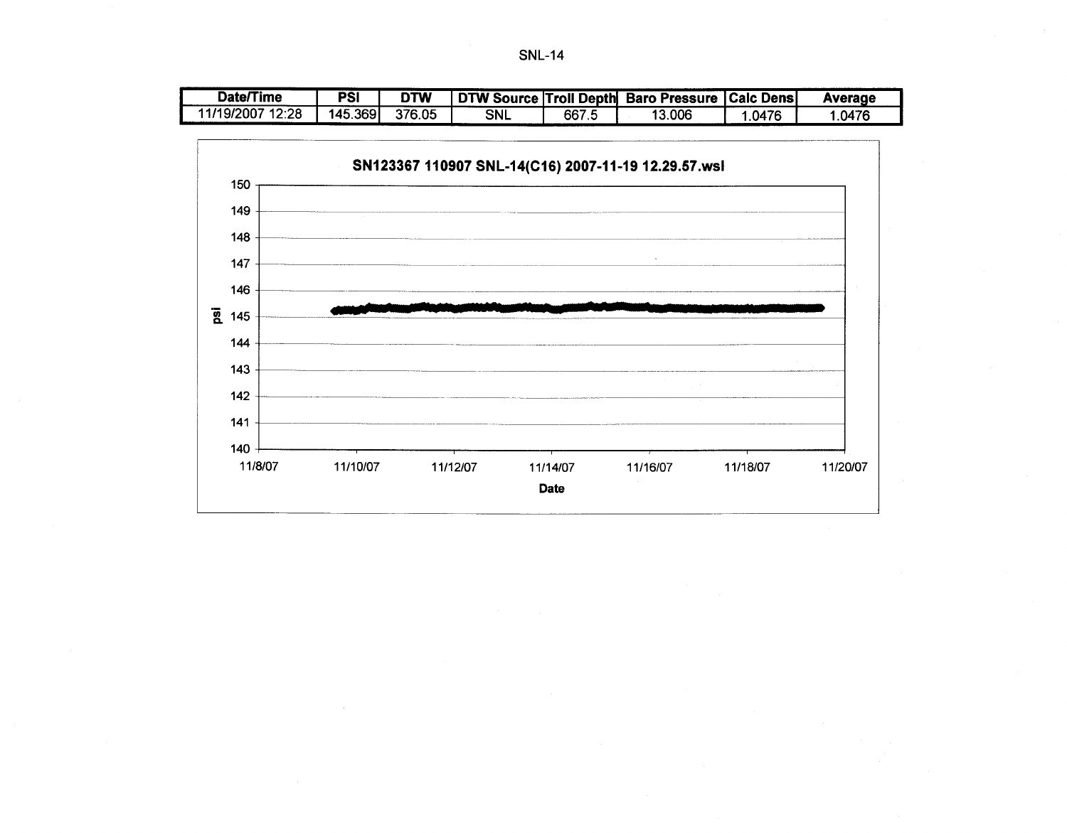SNL-14

| Date/Time | PSI | DTW | DTW Source | Troll Depth | Baro Pressure | Calc Dens | Average |
|---|---|---|---|---|---|---|---|
| 11/19/2007 12:28 | 145.369 | 376.05 | SNL | 667.5 | 13.006 | 1.0476 | 1.0476 |

**SN123367 110907 SNL-14(C16) 2007-11-19 12.29.57.wsl**

psi: 150, 149, 148, 147, 146, 145, 144, 143, 142, 141, 140

Date: 11/8/07, 11/10/07, 11/12/07, 11/14/07, 11/16/07, 11/18/07, 11/20/07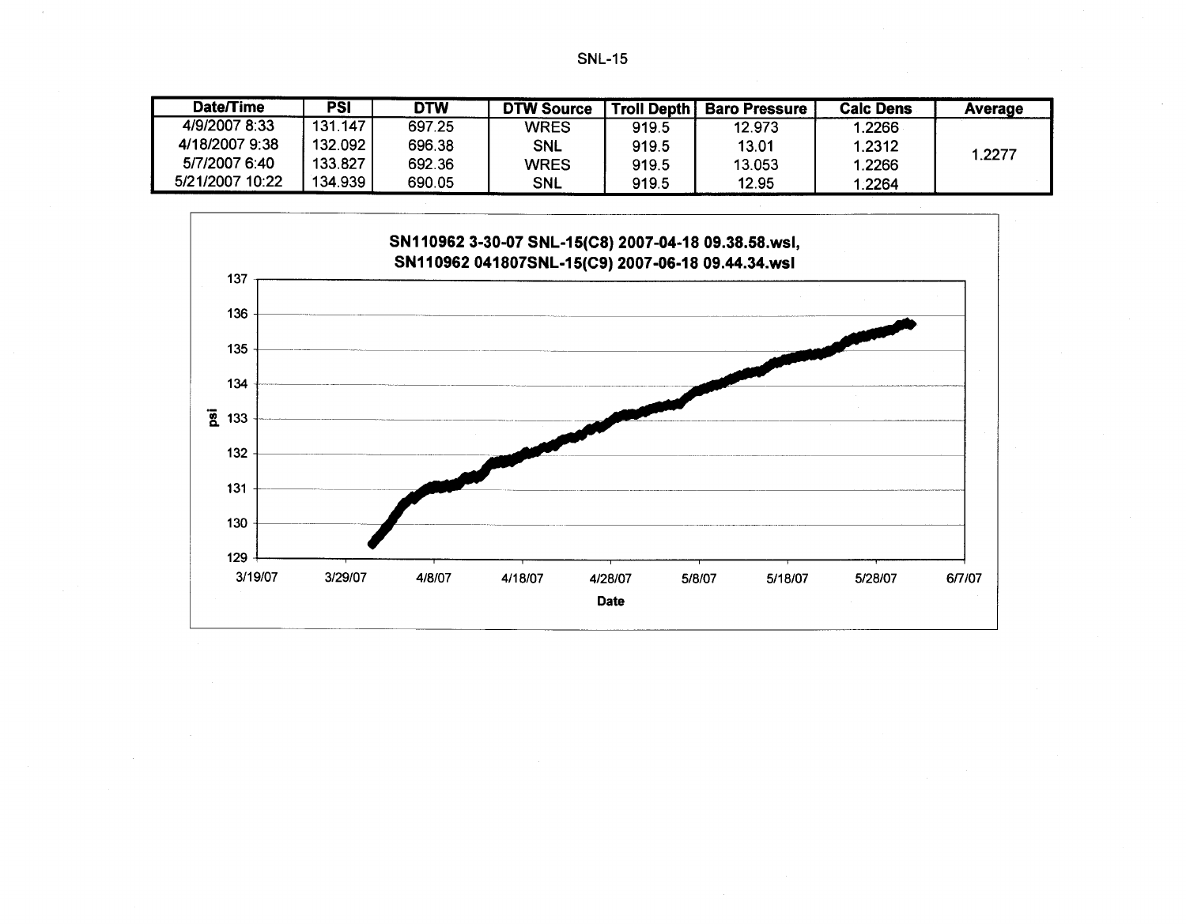# SNL-15

| Date/Time | PSI | DTW | DTW Source | Troll Depth | Baro Pressure | Calc Dens | Average |
|---|---|---|---|---|---|---|---|
| 4/9/2007 8:33 | 131.147 | 697.25 | WRES | 919.5 | 12.973 | 1.2266 | 1.2277 |
| 4/18/2007 9:38 | 132.092 | 696.38 | SNL | 919.5 | 13.01 | 1.2312 | |
| 5/7/2007 6:40 | 133.827 | 692.36 | WRES | 919.5 | 13.053 | 1.2266 | |
| 5/21/2007 10:22 | 134.939 | 690.05 | SNL | 919.5 | 12.95 | 1.2264 | |

**SN110962 3-30-07 SNL-15(C8) 2007-04-18 09.38.58.wsl, SN110962 041807SNL-15(C9) 2007-06-18 09.44.34.wsl**

psi: 129, 130, 131, 132, 133, 134, 135, 136, 137

Date: 3/19/07, 3/29/07, 4/8/07, 4/18/07, 4/28/07, 5/8/07, 5/18/07, 5/28/07, 6/7/07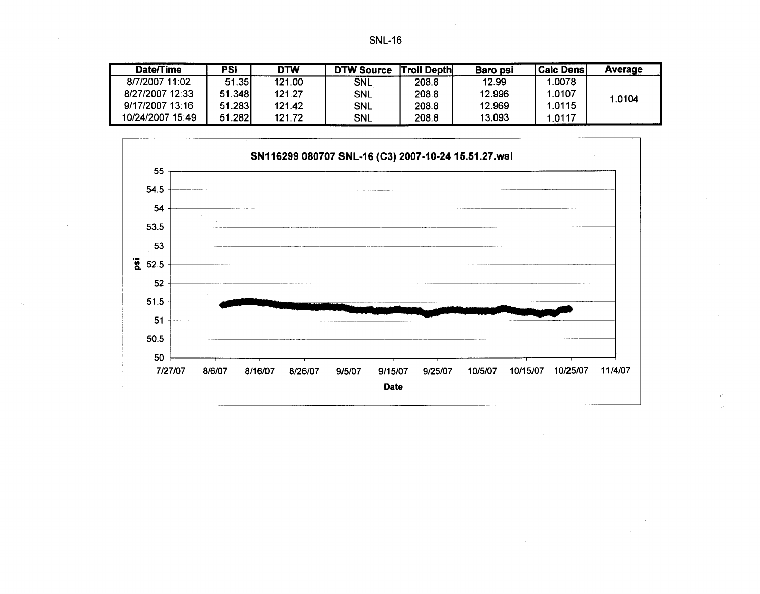# SNL-16

| Date/Time | PSI | DTW | DTW Source | Troll Depth | Baro psi | Calc Dens | Average |
|---|---|---|---|---|---|---|---|
| 8/7/2007 11:02 | 51.35 | 121.00 | SNL | 208.8 | 12.99 | 1.0078 | 1.0104 |
| 8/27/2007 12:33 | 51.348 | 121.27 | SNL | 208.8 | 12.996 | 1.0107 | |
| 9/17/2007 13:16 | 51.283 | 121.42 | SNL | 208.8 | 12.969 | 1.0115 | |
| 10/24/2007 15:49 | 51.282 | 121.72 | SNL | 208.8 | 13.093 | 1.0117 | |

SN116299 080707 SNL-16 (C3) 2007-10-24 15.51.27.wsl

psi

Date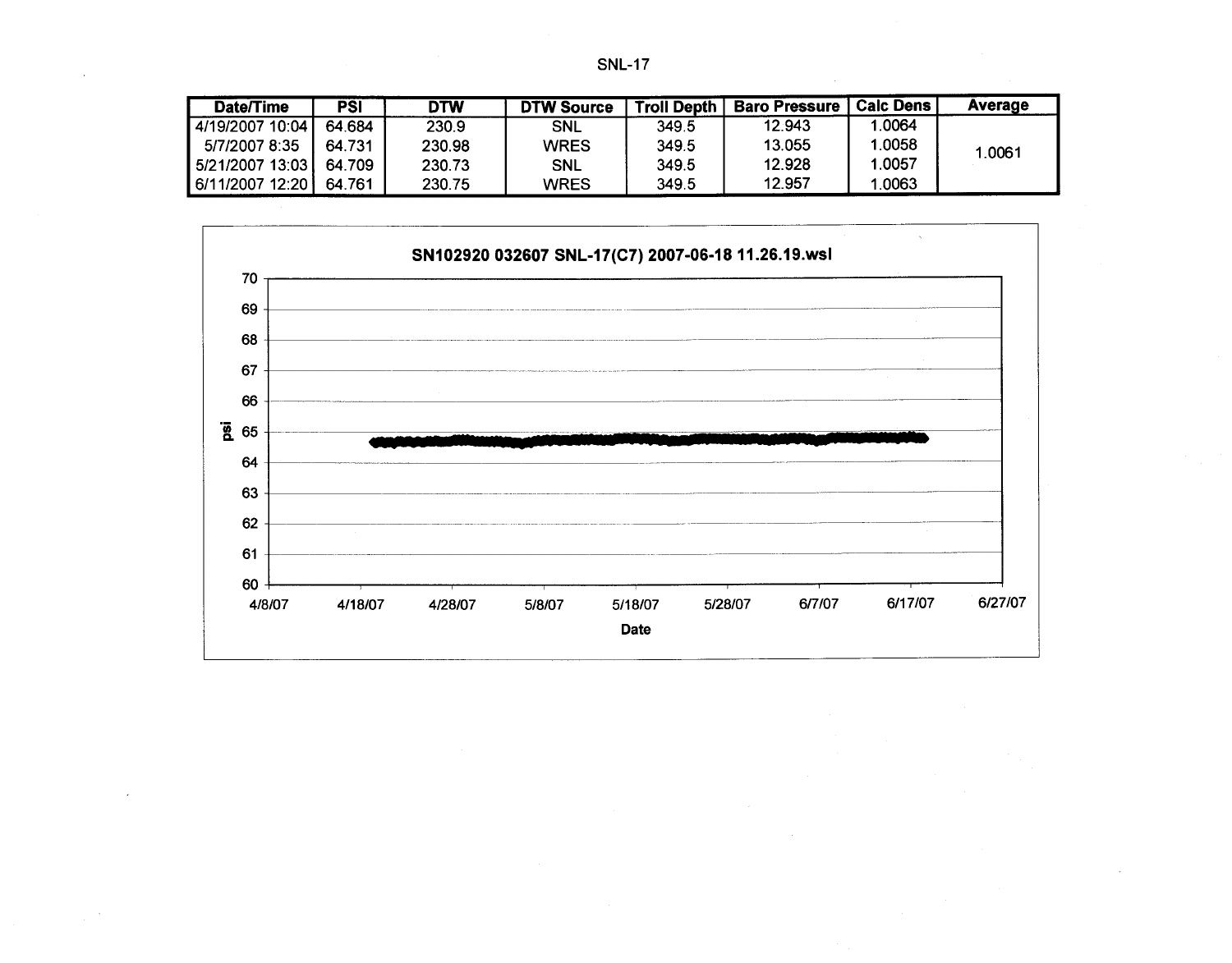# SNL-17

| Date/Time | PSI | DTW | DTW Source | Troll Depth | Baro Pressure | Calc Dens | Average |
|---|---|---|---|---|---|---|---|
| 4/19/2007 10:04 | 64.684 | 230.9 | SNL | 349.5 | 12.943 | 1.0064 | 1.0061 |
| 5/7/2007 8:35 | 64.731 | 230.98 | WRES | 349.5 | 13.055 | 1.0058 | |
| 5/21/2007 13:03 | 64.709 | 230.73 | SNL | 349.5 | 12.928 | 1.0057 | |
| 6/11/2007 12:20 | 64.761 | 230.75 | WRES | 349.5 | 12.957 | 1.0063 | |

**SN102920 032607 SNL-17(C7) 2007-06-18 11.26.19.wsl**

psi

Date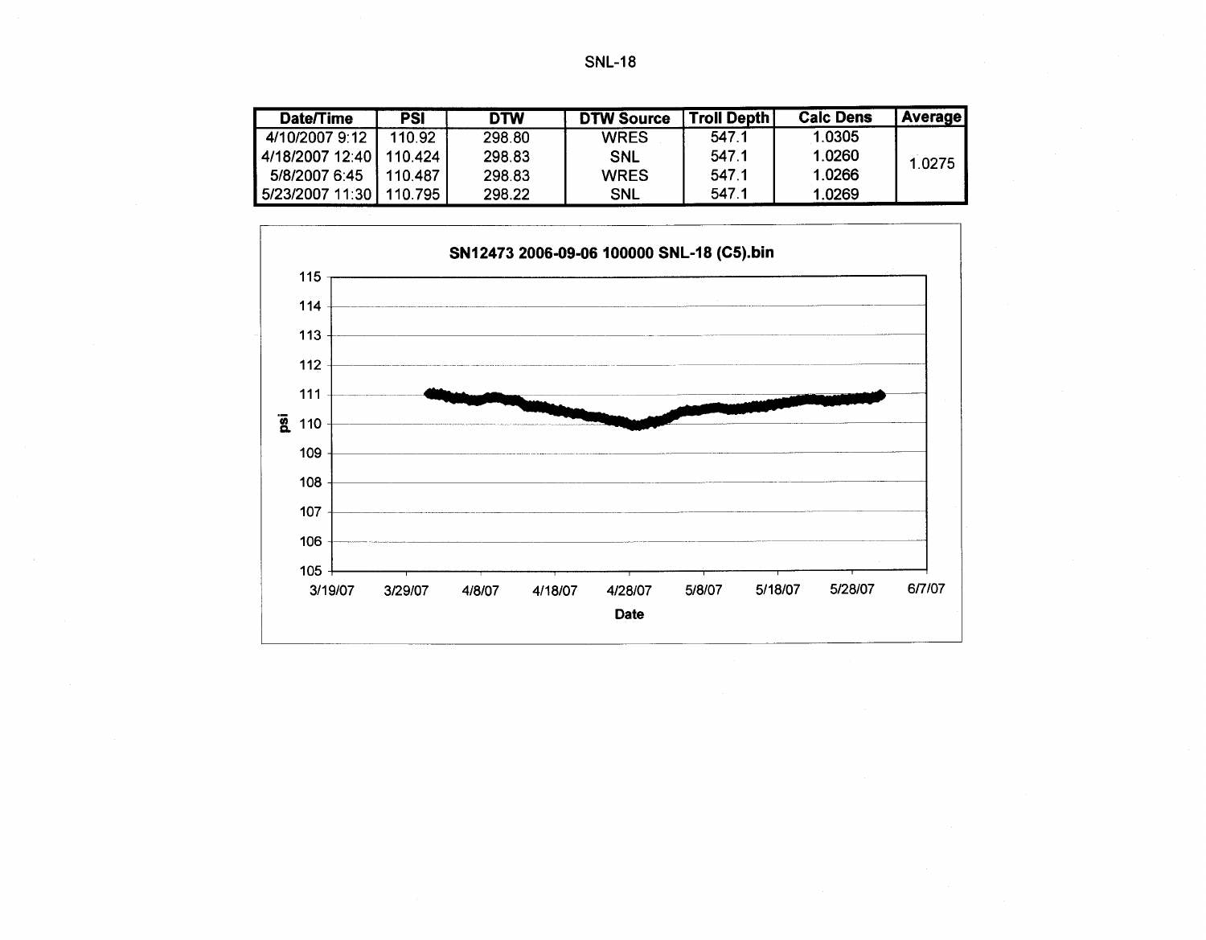# SNL-18

| Date/Time | PSI | DTW | DTW Source | Troll Depth | Calc Dens | Average |
|---|---|---|---|---|---|---|
| 4/10/2007 9:12 | 110.92 | 298.80 | WRES | 547.1 | 1.0305 | 1.0275 |
| 4/18/2007 12:40 | 110.424 | 298.83 | SNL | 547.1 | 1.0260 | |
| 5/8/2007 6:45 | 110.487 | 298.83 | WRES | 547.1 | 1.0266 | |
| 5/23/2007 11:30 | 110.795 | 298.22 | SNL | 547.1 | 1.0269 | |

**SN12473 2006-09-06 100000 SNL-18 (C5).bin**

(Chart: y-axis "psi" from 105 to 115; x-axis "Date" from 3/19/07 to 6/7/07, with ticks at 3/19/07, 3/29/07, 4/8/07, 4/18/07, 4/28/07, 5/8/07, 5/18/07, 5/28/07, 6/7/07.)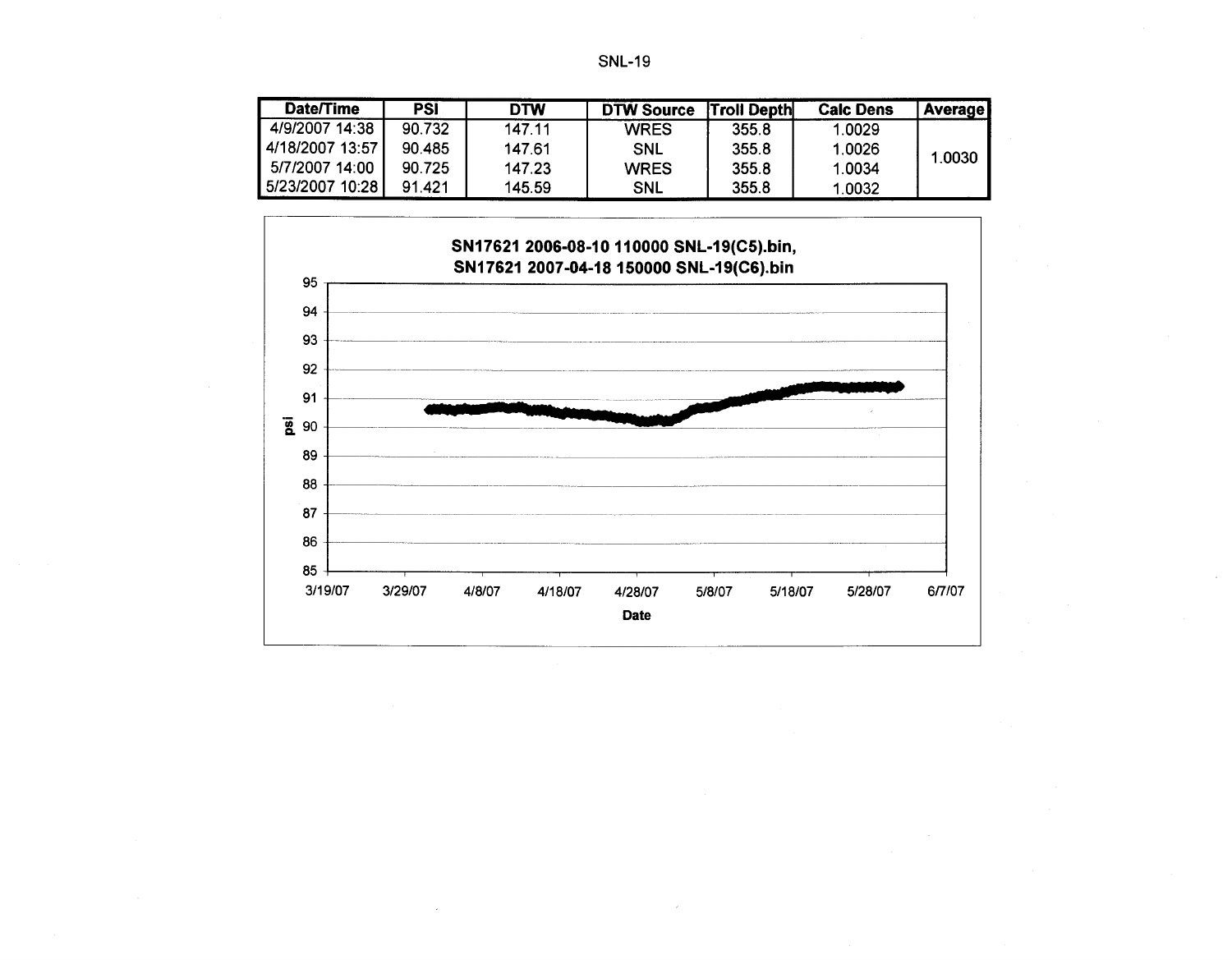SNL-19

| Date/Time | PSI | DTW | DTW Source | Troll Depth | Calc Dens | Average |
|---|---|---|---|---|---|---|
| 4/9/2007 14:38 | 90.732 | 147.11 | WRES | 355.8 | 1.0029 | 1.0030 |
| 4/18/2007 13:57 | 90.485 | 147.61 | SNL | 355.8 | 1.0026 | |
| 5/7/2007 14:00 | 90.725 | 147.23 | WRES | 355.8 | 1.0034 | |
| 5/23/2007 10:28 | 91.421 | 145.59 | SNL | 355.8 | 1.0032 | |

**SN17621 2006-08-10 110000 SNL-19(C5).bin, SN17621 2007-04-18 150000 SNL-19(C6).bin**

psi: 85, 86, 87, 88, 89, 90, 91, 92, 93, 94, 95

Date: 3/19/07, 3/29/07, 4/8/07, 4/18/07, 4/28/07, 5/8/07, 5/18/07, 5/28/07, 6/7/07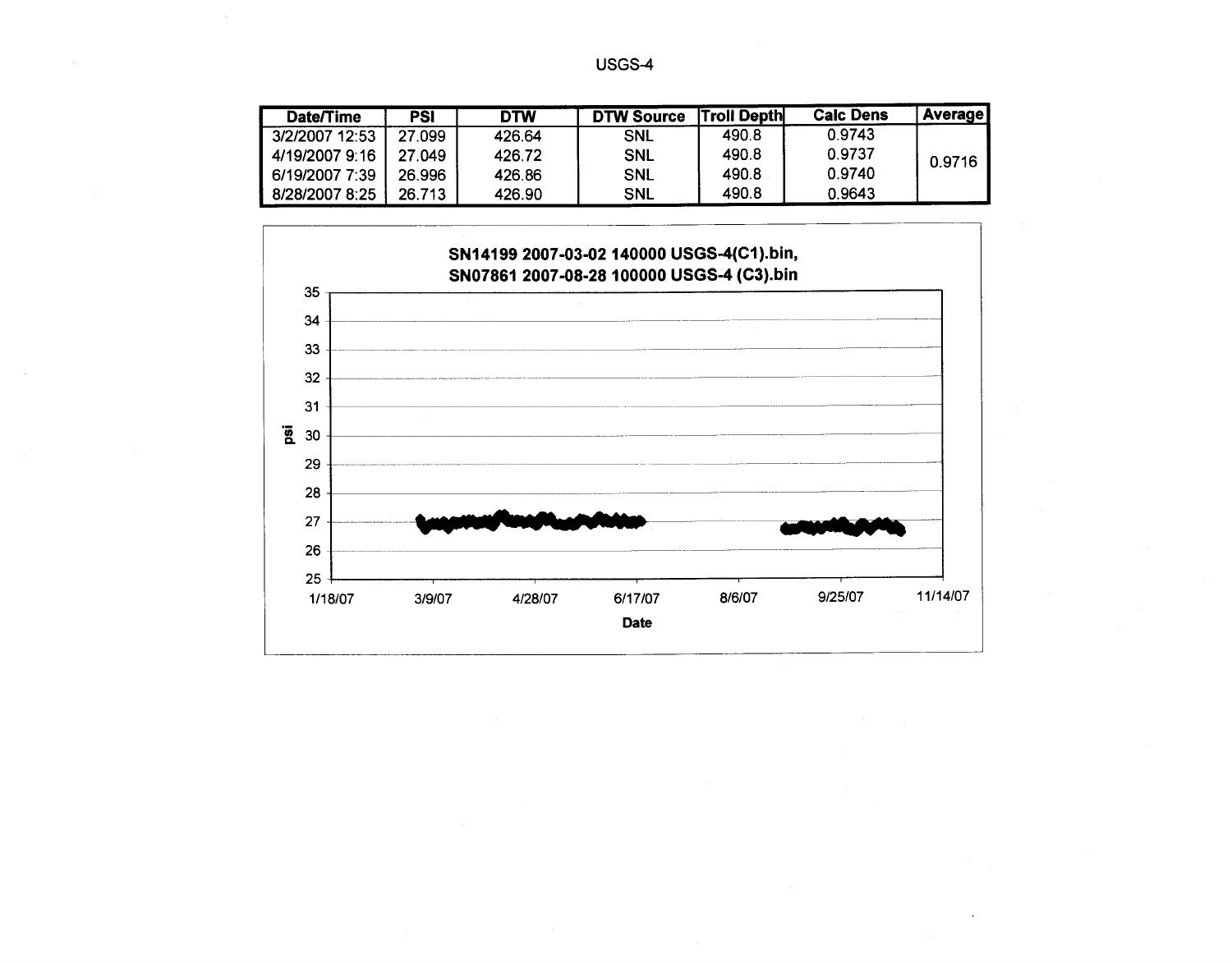# USGS-4

| Date/Time | PSI | DTW | DTW Source | Troll Depth | Calc Dens | Average |
|---|---|---|---|---|---|---|
| 3/2/2007 12:53 | 27.099 | 426.64 | SNL | 490.8 | 0.9743 | 0.9716 |
| 4/19/2007 9:16 | 27.049 | 426.72 | SNL | 490.8 | 0.9737 | |
| 6/19/2007 7:39 | 26.996 | 426.86 | SNL | 490.8 | 0.9740 | |
| 8/28/2007 8:25 | 26.713 | 426.90 | SNL | 490.8 | 0.9643 | |

**SN14199 2007-03-02 140000 USGS-4(C1).bin, SN07861 2007-08-28 100000 USGS-4 (C3).bin**

psi: 25, 26, 27, 28, 29, 30, 31, 32, 33, 34, 35

Date: 1/18/07, 3/9/07, 4/28/07, 6/17/07, 8/6/07, 9/25/07, 11/14/07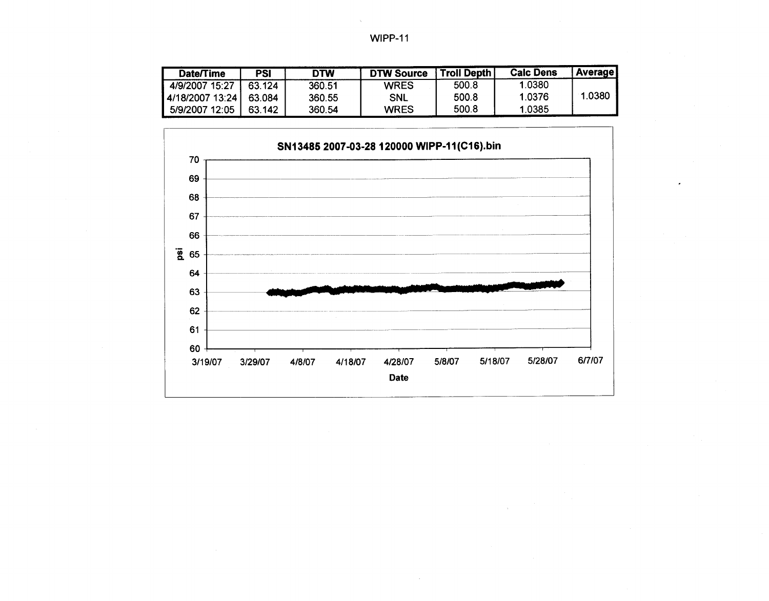WIPP-11

| Date/Time | PSI | DTW | DTW Source | Troll Depth | Calc Dens | Average |
|---|---|---|---|---|---|---|
| 4/9/2007 15:27 | 63.124 | 360.51 | WRES | 500.8 | 1.0380 | |
| 4/18/2007 13:24 | 63.084 | 360.55 | SNL | 500.8 | 1.0376 | 1.0380 |
| 5/9/2007 12:05 | 63.142 | 360.54 | WRES | 500.8 | 1.0385 | |

SN13485 2007-03-28 120000 WIPP-11(C16).bin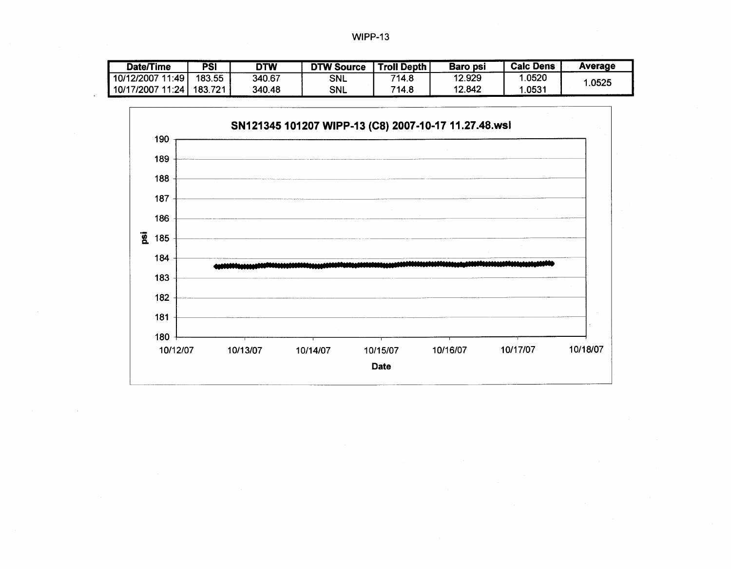WIPP-13

| Date/Time | PSI | DTW | DTW Source | Troll Depth | Baro psi | Calc Dens | Average |
|---|---|---|---|---|---|---|---|
| 10/12/2007 11:49 | 183.55 | 340.67 | SNL | 714.8 | 12.929 | 1.0520 | 1.0525 |
| 10/17/2007 11:24 | 183.721 | 340.48 | SNL | 714.8 | 12.842 | 1.0531 | |

SN121345 101207 WIPP-13 (C8) 2007-10-17 11.27.48.wsl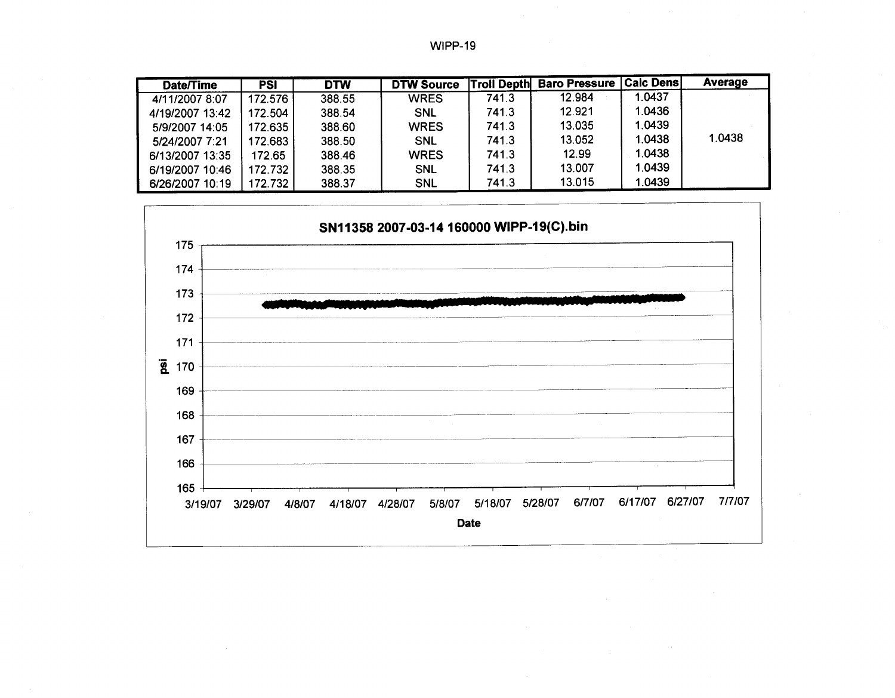WIPP-19

| Date/Time | PSI | DTW | DTW Source | Troll Depth | Baro Pressure | Calc Dens | Average |
|---|---|---|---|---|---|---|---|
| 4/11/2007 8:07 | 172.576 | 388.55 | WRES | 741.3 | 12.984 | 1.0437 | |
| 4/19/2007 13:42 | 172.504 | 388.54 | SNL | 741.3 | 12.921 | 1.0436 | |
| 5/9/2007 14:05 | 172.635 | 388.60 | WRES | 741.3 | 13.035 | 1.0439 | |
| 5/24/2007 7:21 | 172.683 | 388.50 | SNL | 741.3 | 13.052 | 1.0438 | 1.0438 |
| 6/13/2007 13:35 | 172.65 | 388.46 | WRES | 741.3 | 12.99 | 1.0438 | |
| 6/19/2007 10:46 | 172.732 | 388.35 | SNL | 741.3 | 13.007 | 1.0439 | |
| 6/26/2007 10:19 | 172.732 | 388.37 | SNL | 741.3 | 13.015 | 1.0439 | |

**SN11358 2007-03-14 160000 WIPP-19(C).bin**

psi: 165, 166, 167, 168, 169, 170, 171, 172, 173, 174, 175

Date: 3/19/07, 3/29/07, 4/8/07, 4/18/07, 4/28/07, 5/8/07, 5/18/07, 5/28/07, 6/7/07, 6/17/07, 6/27/07, 7/7/07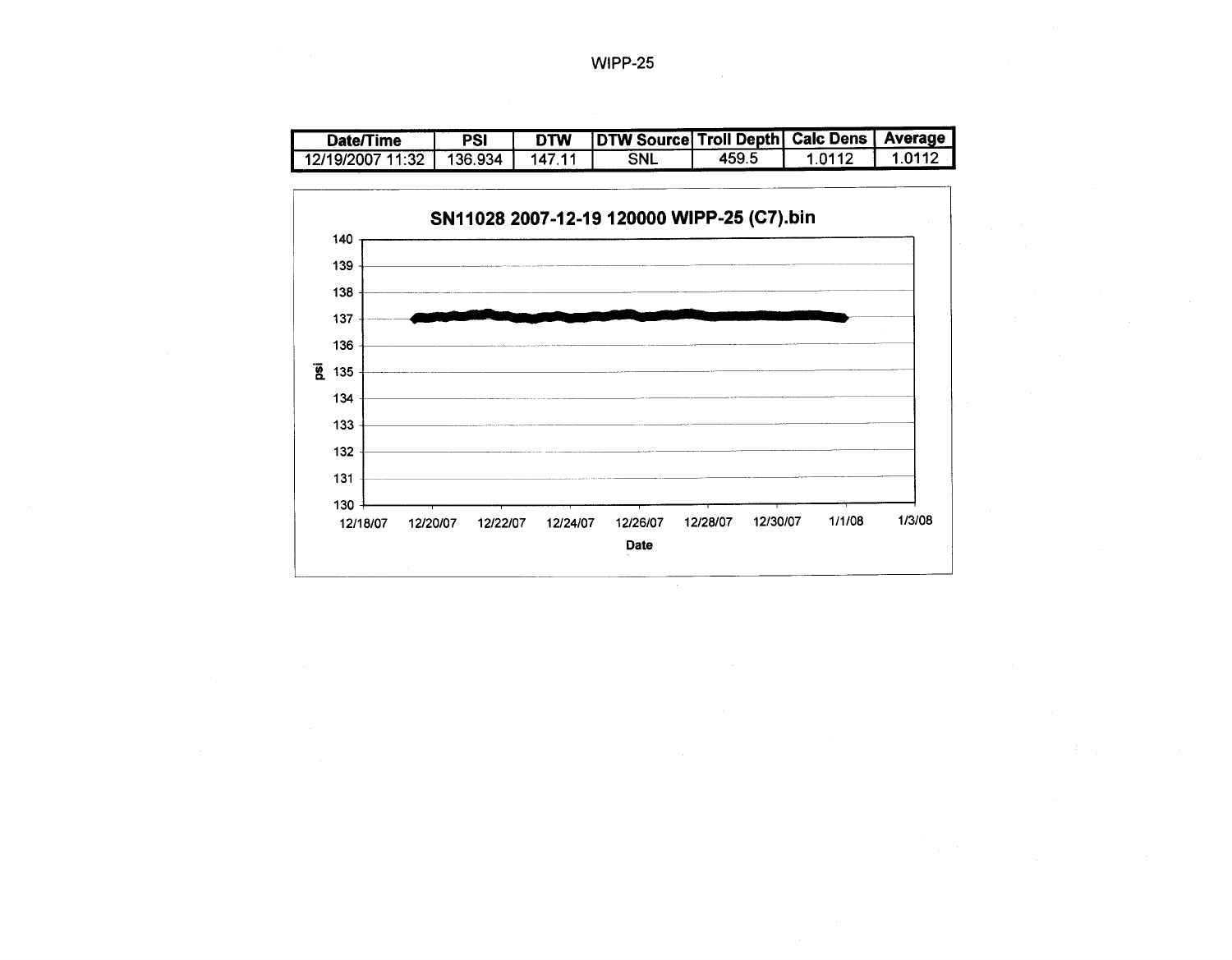WIPP-25

| Date/Time | PSI | DTW | DTW Source | Troll Depth | Calc Dens | Average |
|---|---|---|---|---|---|---|
| 12/19/2007 11:32 | 136.934 | 147.11 | SNL | 459.5 | 1.0112 | 1.0112 |

**SN11028 2007-12-19 120000 WIPP-25 (C7).bin**

psi: 130, 131, 132, 133, 134, 135, 136, 137, 138, 139, 140

Date: 12/18/07, 12/20/07, 12/22/07, 12/24/07, 12/26/07, 12/28/07, 12/30/07, 1/1/08, 1/3/08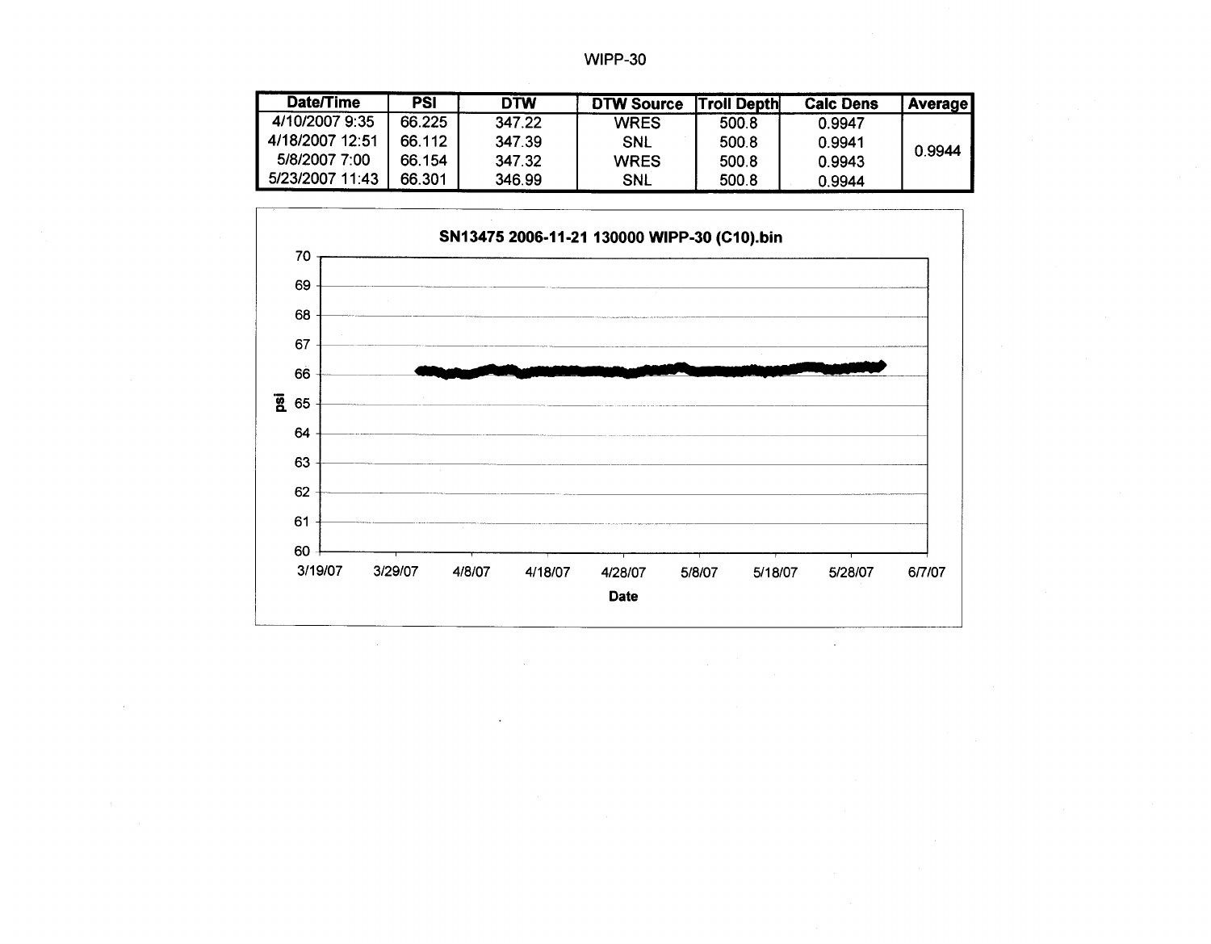WIPP-30

| Date/Time | PSI | DTW | DTW Source | Troll Depth | Calc Dens | Average |
|---|---|---|---|---|---|---|
| 4/10/2007 9:35 | 66.225 | 347.22 | WRES | 500.8 | 0.9947 | 0.9944 |
| 4/18/2007 12:51 | 66.112 | 347.39 | SNL | 500.8 | 0.9941 | |
| 5/8/2007 7:00 | 66.154 | 347.32 | WRES | 500.8 | 0.9943 | |
| 5/23/2007 11:43 | 66.301 | 346.99 | SNL | 500.8 | 0.9944 | |

SN13475 2006-11-21 130000 WIPP-30 (C10).bin

psi

70
69
68
67
66
65
64
63
62
61
60

3/19/07
3/29/07
4/8/07
4/18/07
4/28/07
5/8/07
5/18/07
5/28/07
6/7/07

Date